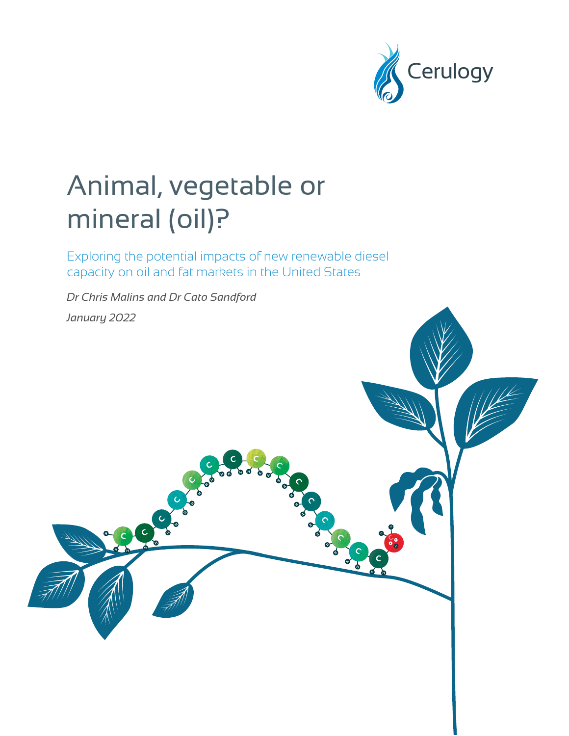Cerulogy

# Animal, vegetable or mineral (oil)?

## Exploring the potential impacts of new renewable diesel capacity on oil and fat markets in the United States

*Dr Chris Malins and Dr Cato Sandford*

*January 2022*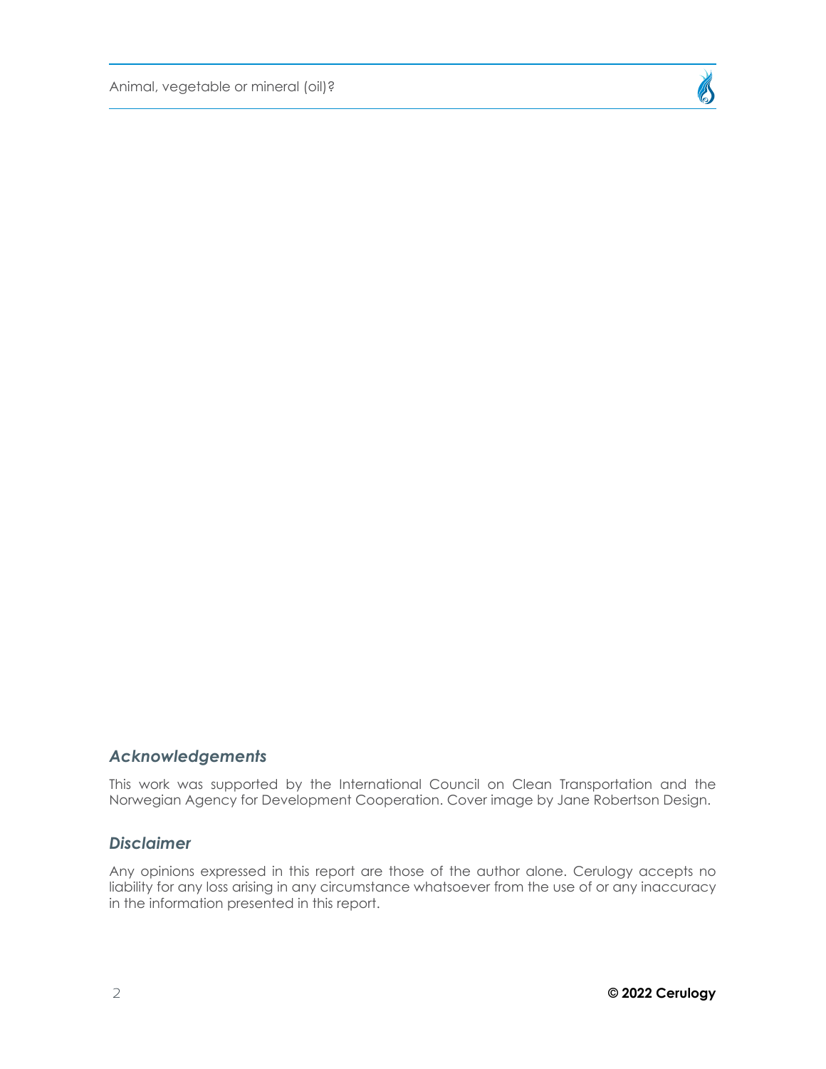## *Acknowledgements*

This work was supported by the International Council on Clean Transportation and the Norwegian Agency for Development Cooperation. Cover image by Jane Robertson Design.

## *Disclaimer*

Any opinions expressed in this report are those of the author alone. Cerulogy accepts no liability for any loss arising in any circumstance whatsoever from the use of or any inaccuracy in the information presented in this report.

**© 2022 Cerulogy**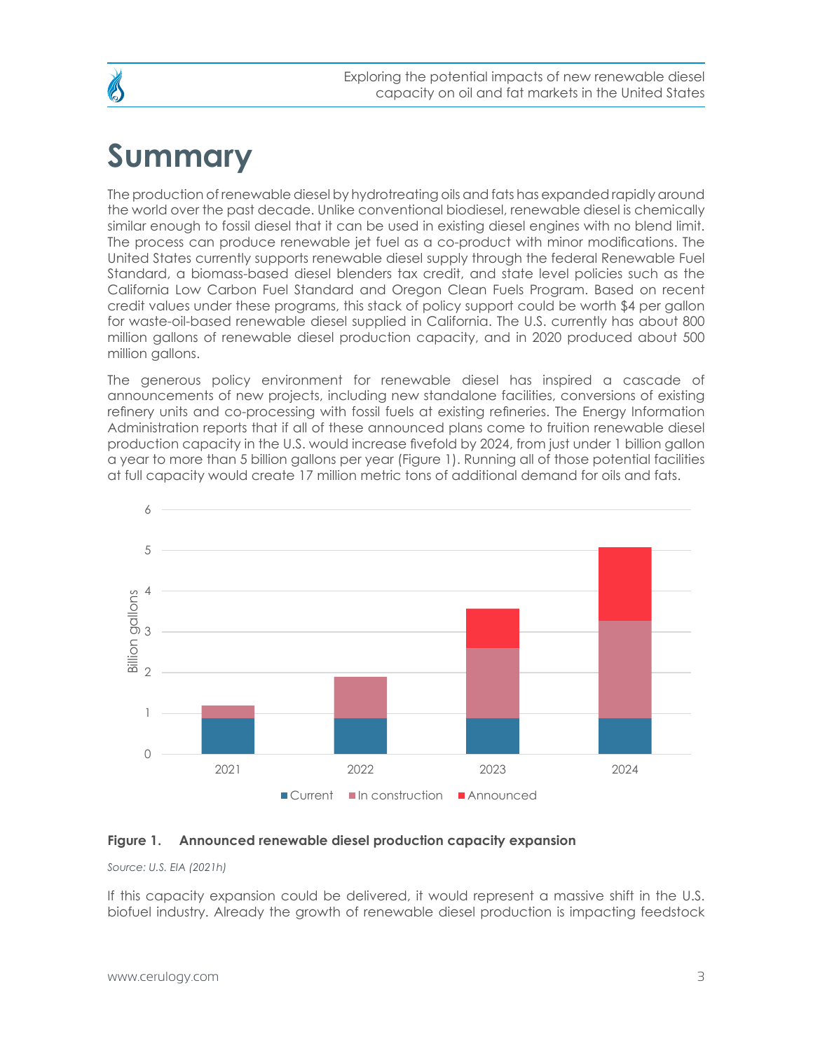# Summary

The production of renewable diesel by hydrotreating oils and fats has expanded rapidly around the world over the past decade. Unlike conventional biodiesel, renewable diesel is chemically similar enough to fossil diesel that it can be used in existing diesel engines with no blend limit. The process can produce renewable jet fuel as a co-product with minor modifications. The United States currently supports renewable diesel supply through the federal Renewable Fuel Standard, a biomass-based diesel blenders tax credit, and state level policies such as the California Low Carbon Fuel Standard and Oregon Clean Fuels Program. Based on recent credit values under these programs, this stack of policy support could be worth $4 per gallon for waste-oil-based renewable diesel supplied in California. The U.S. currently has about 800 million gallons of renewable diesel production capacity, and in 2020 produced about 500 million gallons.

The generous policy environment for renewable diesel has inspired a cascade of announcements of new projects, including new standalone facilities, conversions of existing refinery units and co-processing with fossil fuels at existing refineries. The Energy Information Administration reports that if all of these announced plans come to fruition renewable diesel production capacity in the U.S. would increase fivefold by 2024, from just under 1 billion gallon a year to more than 5 billion gallons per year (Figure 1). Running all of those potential facilities at full capacity would create 17 million metric tons of additional demand for oils and fats.

**Figure 1. Announced renewable diesel production capacity expansion**

*Source: U.S. EIA (2021h)*

If this capacity expansion could be delivered, it would represent a massive shift in the U.S. biofuel industry. Already the growth of renewable diesel production is impacting feedstock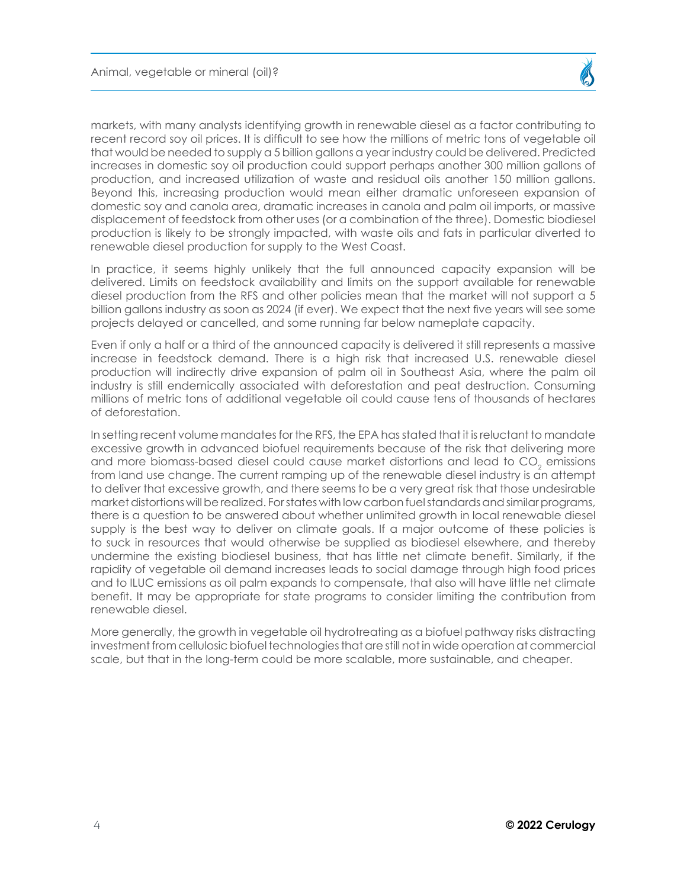markets, with many analysts identifying growth in renewable diesel as a factor contributing to recent record soy oil prices. It is difficult to see how the millions of metric tons of vegetable oil that would be needed to supply a 5 billion gallons a year industry could be delivered. Predicted increases in domestic soy oil production could support perhaps another 300 million gallons of production, and increased utilization of waste and residual oils another 150 million gallons. Beyond this, increasing production would mean either dramatic unforeseen expansion of domestic soy and canola area, dramatic increases in canola and palm oil imports, or massive displacement of feedstock from other uses (or a combination of the three). Domestic biodiesel production is likely to be strongly impacted, with waste oils and fats in particular diverted to renewable diesel production for supply to the West Coast.

In practice, it seems highly unlikely that the full announced capacity expansion will be delivered. Limits on feedstock availability and limits on the support available for renewable diesel production from the RFS and other policies mean that the market will not support a 5 billion gallons industry as soon as 2024 (if ever). We expect that the next five years will see some projects delayed or cancelled, and some running far below nameplate capacity.

Even if only a half or a third of the announced capacity is delivered it still represents a massive increase in feedstock demand. There is a high risk that increased U.S. renewable diesel production will indirectly drive expansion of palm oil in Southeast Asia, where the palm oil industry is still endemically associated with deforestation and peat destruction. Consuming millions of metric tons of additional vegetable oil could cause tens of thousands of hectares of deforestation.

In setting recent volume mandates for the RFS, the EPA has stated that it is reluctant to mandate excessive growth in advanced biofuel requirements because of the risk that delivering more and more biomass-based diesel could cause market distortions and lead to $CO_2$ emissions from land use change. The current ramping up of the renewable diesel industry is an attempt to deliver that excessive growth, and there seems to be a very great risk that those undesirable market distortions will be realized. For states with low carbon fuel standards and similar programs, there is a question to be answered about whether unlimited growth in local renewable diesel supply is the best way to deliver on climate goals. If a major outcome of these policies is to suck in resources that would otherwise be supplied as biodiesel elsewhere, and thereby undermine the existing biodiesel business, that has little net climate benefit. Similarly, if the rapidity of vegetable oil demand increases leads to social damage through high food prices and to ILUC emissions as oil palm expands to compensate, that also will have little net climate benefit. It may be appropriate for state programs to consider limiting the contribution from renewable diesel.

More generally, the growth in vegetable oil hydrotreating as a biofuel pathway risks distracting investment from cellulosic biofuel technologies that are still not in wide operation at commercial scale, but that in the long-term could be more scalable, more sustainable, and cheaper.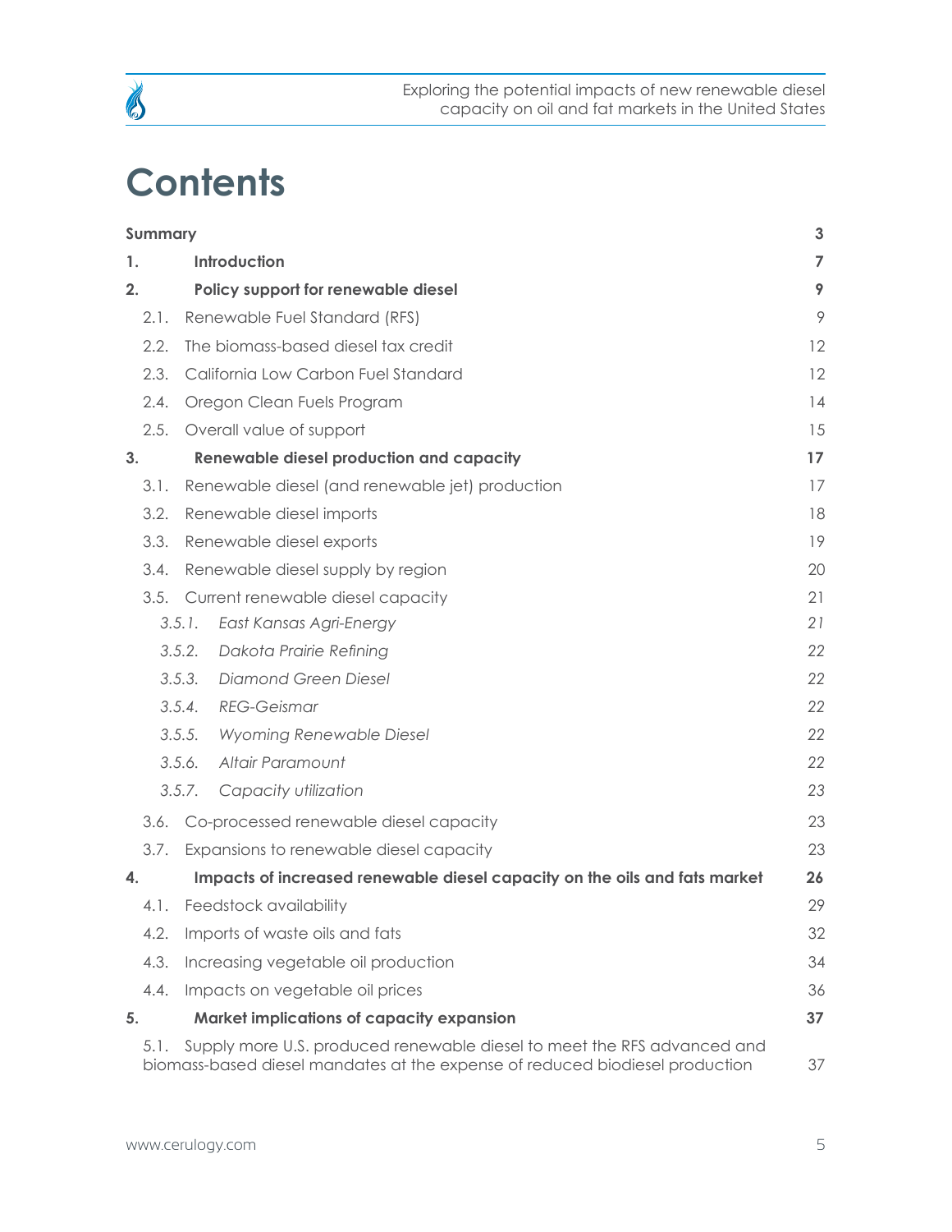# Contents

| | |
|---|---|
| **Summary** | **3** |
| **1. Introduction** | **7** |
| **2. Policy support for renewable diesel** | **9** |
| 2.1. Renewable Fuel Standard (RFS) | 9 |
| 2.2. The biomass-based diesel tax credit | 12 |
| 2.3. California Low Carbon Fuel Standard | 12 |
| 2.4. Oregon Clean Fuels Program | 14 |
| 2.5. Overall value of support | 15 |
| **3. Renewable diesel production and capacity** | **17** |
| 3.1. Renewable diesel (and renewable jet) production | 17 |
| 3.2. Renewable diesel imports | 18 |
| 3.3. Renewable diesel exports | 19 |
| 3.4. Renewable diesel supply by region | 20 |
| 3.5. Current renewable diesel capacity | 21 |
| *3.5.1. East Kansas Agri-Energy* | *21* |
| *3.5.2. Dakota Prairie Refining* | *22* |
| *3.5.3. Diamond Green Diesel* | *22* |
| *3.5.4. REG-Geismar* | *22* |
| *3.5.5. Wyoming Renewable Diesel* | *22* |
| *3.5.6. Altair Paramount* | *22* |
| *3.5.7. Capacity utilization* | *23* |
| 3.6. Co-processed renewable diesel capacity | 23 |
| 3.7. Expansions to renewable diesel capacity | 23 |
| **4. Impacts of increased renewable diesel capacity on the oils and fats market** | **26** |
| 4.1. Feedstock availability | 29 |
| 4.2. Imports of waste oils and fats | 32 |
| 4.3. Increasing vegetable oil production | 34 |
| 4.4. Impacts on vegetable oil prices | 36 |
| **5. Market implications of capacity expansion** | **37** |
| 5.1. Supply more U.S. produced renewable diesel to meet the RFS advanced and biomass-based diesel mandates at the expense of reduced biodiesel production | 37 |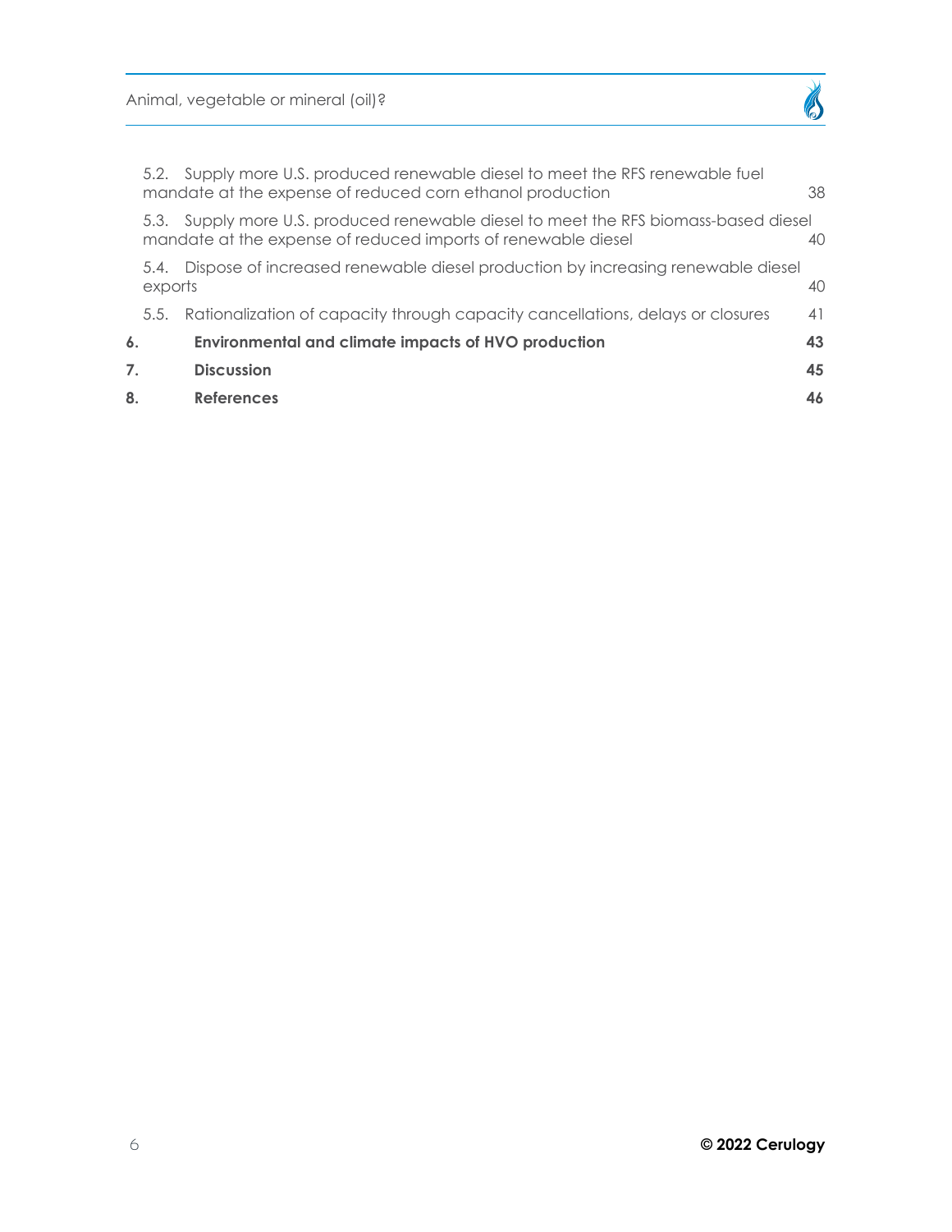5.2. Supply more U.S. produced renewable diesel to meet the RFS renewable fuel mandate at the expense of reduced corn ethanol production 38

5.3. Supply more U.S. produced renewable diesel to meet the RFS biomass-based diesel mandate at the expense of reduced imports of renewable diesel 40

5.4. Dispose of increased renewable diesel production by increasing renewable diesel exports 40

5.5. Rationalization of capacity through capacity cancellations, delays or closures 41

**6. Environmental and climate impacts of HVO production 43**

**7. Discussion 45**

**8. References 46**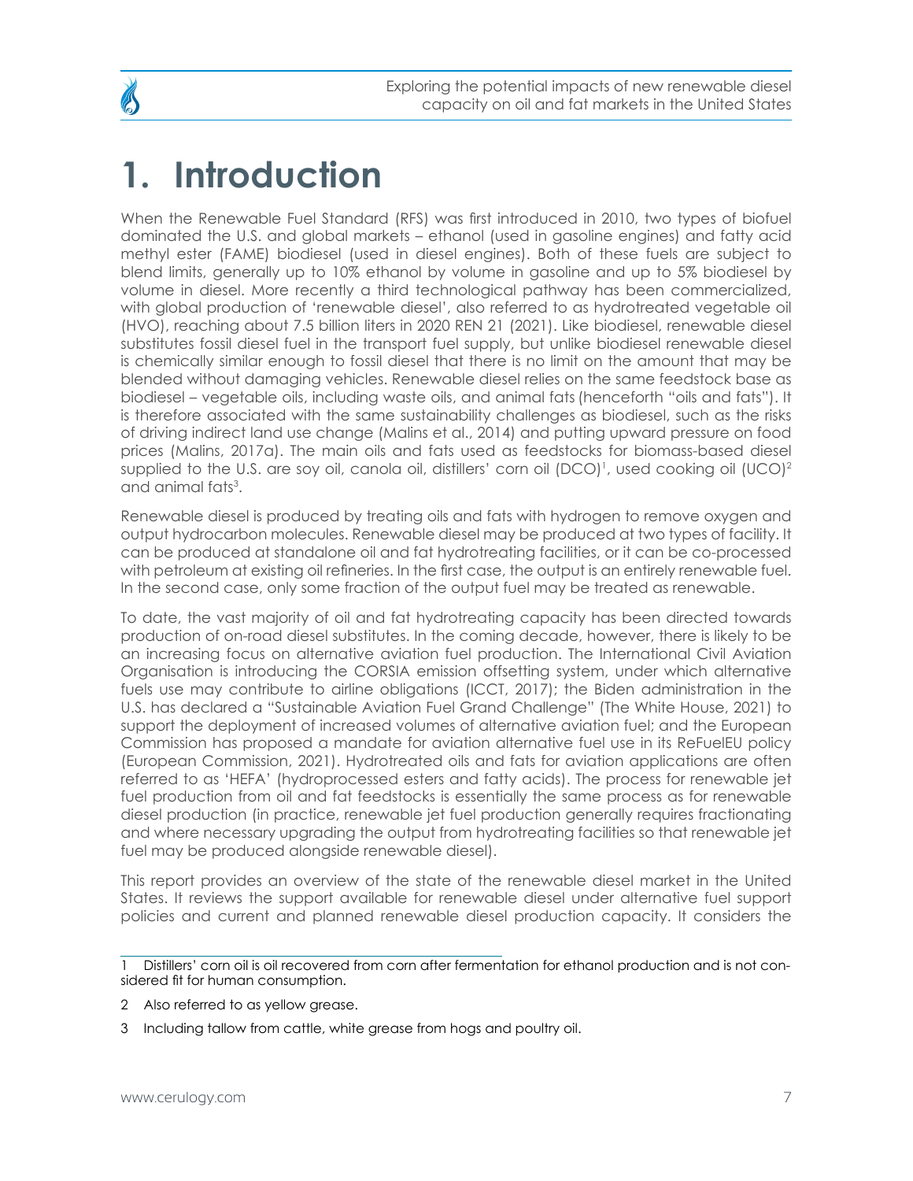# 1. Introduction

When the Renewable Fuel Standard (RFS) was first introduced in 2010, two types of biofuel dominated the U.S. and global markets – ethanol (used in gasoline engines) and fatty acid methyl ester (FAME) biodiesel (used in diesel engines). Both of these fuels are subject to blend limits, generally up to 10% ethanol by volume in gasoline and up to 5% biodiesel by volume in diesel. More recently a third technological pathway has been commercialized, with global production of 'renewable diesel', also referred to as hydrotreated vegetable oil (HVO), reaching about 7.5 billion liters in 2020 REN 21 (2021). Like biodiesel, renewable diesel substitutes fossil diesel fuel in the transport fuel supply, but unlike biodiesel renewable diesel is chemically similar enough to fossil diesel that there is no limit on the amount that may be blended without damaging vehicles. Renewable diesel relies on the same feedstock base as biodiesel – vegetable oils, including waste oils, and animal fats (henceforth "oils and fats"). It is therefore associated with the same sustainability challenges as biodiesel, such as the risks of driving indirect land use change (Malins et al., 2014) and putting upward pressure on food prices (Malins, 2017a). The main oils and fats used as feedstocks for biomass-based diesel supplied to the U.S. are soy oil, canola oil, distillers' corn oil (DCO)[1], used cooking oil (UCO)[2] and animal fats[3].

Renewable diesel is produced by treating oils and fats with hydrogen to remove oxygen and output hydrocarbon molecules. Renewable diesel may be produced at two types of facility. It can be produced at standalone oil and fat hydrotreating facilities, or it can be co-processed with petroleum at existing oil refineries. In the first case, the output is an entirely renewable fuel. In the second case, only some fraction of the output fuel may be treated as renewable.

To date, the vast majority of oil and fat hydrotreating capacity has been directed towards production of on-road diesel substitutes. In the coming decade, however, there is likely to be an increasing focus on alternative aviation fuel production. The International Civil Aviation Organisation is introducing the CORSIA emission offsetting system, under which alternative fuels use may contribute to airline obligations (ICCT, 2017); the Biden administration in the U.S. has declared a "Sustainable Aviation Fuel Grand Challenge" (The White House, 2021) to support the deployment of increased volumes of alternative aviation fuel; and the European Commission has proposed a mandate for aviation alternative fuel use in its ReFuelEU policy (European Commission, 2021). Hydrotreated oils and fats for aviation applications are often referred to as 'HEFA' (hydroprocessed esters and fatty acids). The process for renewable jet fuel production from oil and fat feedstocks is essentially the same process as for renewable diesel production (in practice, renewable jet fuel production generally requires fractionating and where necessary upgrading the output from hydrotreating facilities so that renewable jet fuel may be produced alongside renewable diesel).

This report provides an overview of the state of the renewable diesel market in the United States. It reviews the support available for renewable diesel under alternative fuel support policies and current and planned renewable diesel production capacity. It considers the

---

1 Distillers' corn oil is oil recovered from corn after fermentation for ethanol production and is not considered fit for human consumption.

2 Also referred to as yellow grease.

3 Including tallow from cattle, white grease from hogs and poultry oil.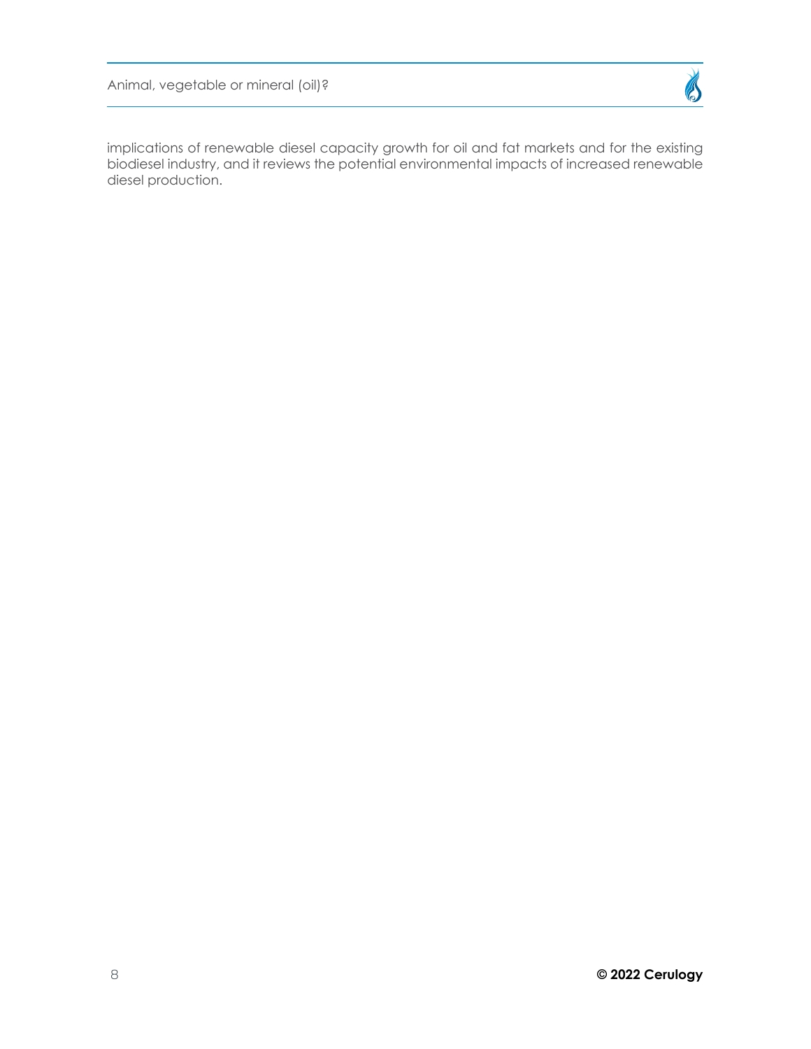implications of renewable diesel capacity growth for oil and fat markets and for the existing biodiesel industry, and it reviews the potential environmental impacts of increased renewable diesel production.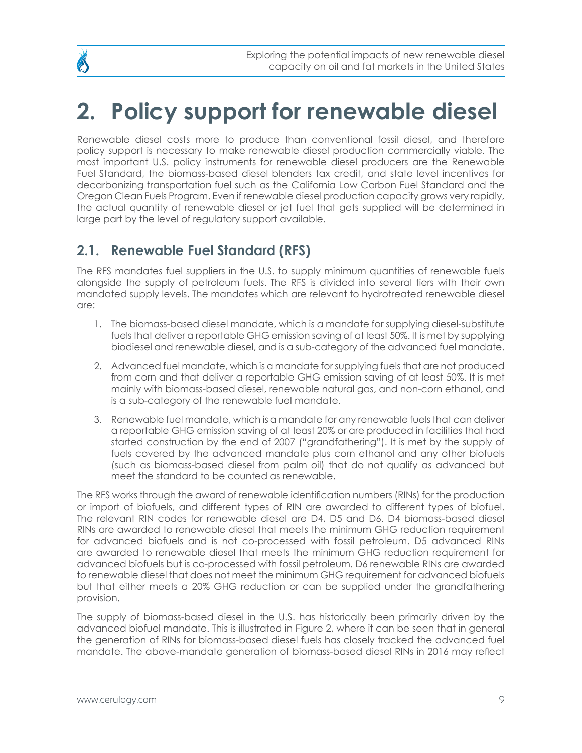# 2. Policy support for renewable diesel

Renewable diesel costs more to produce than conventional fossil diesel, and therefore policy support is necessary to make renewable diesel production commercially viable. The most important U.S. policy instruments for renewable diesel producers are the Renewable Fuel Standard, the biomass-based diesel blenders tax credit, and state level incentives for decarbonizing transportation fuel such as the California Low Carbon Fuel Standard and the Oregon Clean Fuels Program. Even if renewable diesel production capacity grows very rapidly, the actual quantity of renewable diesel or jet fuel that gets supplied will be determined in large part by the level of regulatory support available.

## 2.1. Renewable Fuel Standard (RFS)

The RFS mandates fuel suppliers in the U.S. to supply minimum quantities of renewable fuels alongside the supply of petroleum fuels. The RFS is divided into several tiers with their own mandated supply levels. The mandates which are relevant to hydrotreated renewable diesel are:

1. The biomass-based diesel mandate, which is a mandate for supplying diesel-substitute fuels that deliver a reportable GHG emission saving of at least 50%. It is met by supplying biodiesel and renewable diesel, and is a sub-category of the advanced fuel mandate.
2. Advanced fuel mandate, which is a mandate for supplying fuels that are not produced from corn and that deliver a reportable GHG emission saving of at least 50%. It is met mainly with biomass-based diesel, renewable natural gas, and non-corn ethanol, and is a sub-category of the renewable fuel mandate.
3. Renewable fuel mandate, which is a mandate for any renewable fuels that can deliver a reportable GHG emission saving of at least 20% or are produced in facilities that had started construction by the end of 2007 ("grandfathering"). It is met by the supply of fuels covered by the advanced mandate plus corn ethanol and any other biofuels (such as biomass-based diesel from palm oil) that do not qualify as advanced but meet the standard to be counted as renewable.

The RFS works through the award of renewable identification numbers (RINs) for the production or import of biofuels, and different types of RIN are awarded to different types of biofuel. The relevant RIN codes for renewable diesel are D4, D5 and D6. D4 biomass-based diesel RINs are awarded to renewable diesel that meets the minimum GHG reduction requirement for advanced biofuels and is not co-processed with fossil petroleum. D5 advanced RINs are awarded to renewable diesel that meets the minimum GHG reduction requirement for advanced biofuels but is co-processed with fossil petroleum. D6 renewable RINs are awarded to renewable diesel that does not meet the minimum GHG requirement for advanced biofuels but that either meets a 20% GHG reduction or can be supplied under the grandfathering provision.

The supply of biomass-based diesel in the U.S. has historically been primarily driven by the advanced biofuel mandate. This is illustrated in Figure 2, where it can be seen that in general the generation of RINs for biomass-based diesel fuels has closely tracked the advanced fuel mandate. The above-mandate generation of biomass-based diesel RINs in 2016 may reflect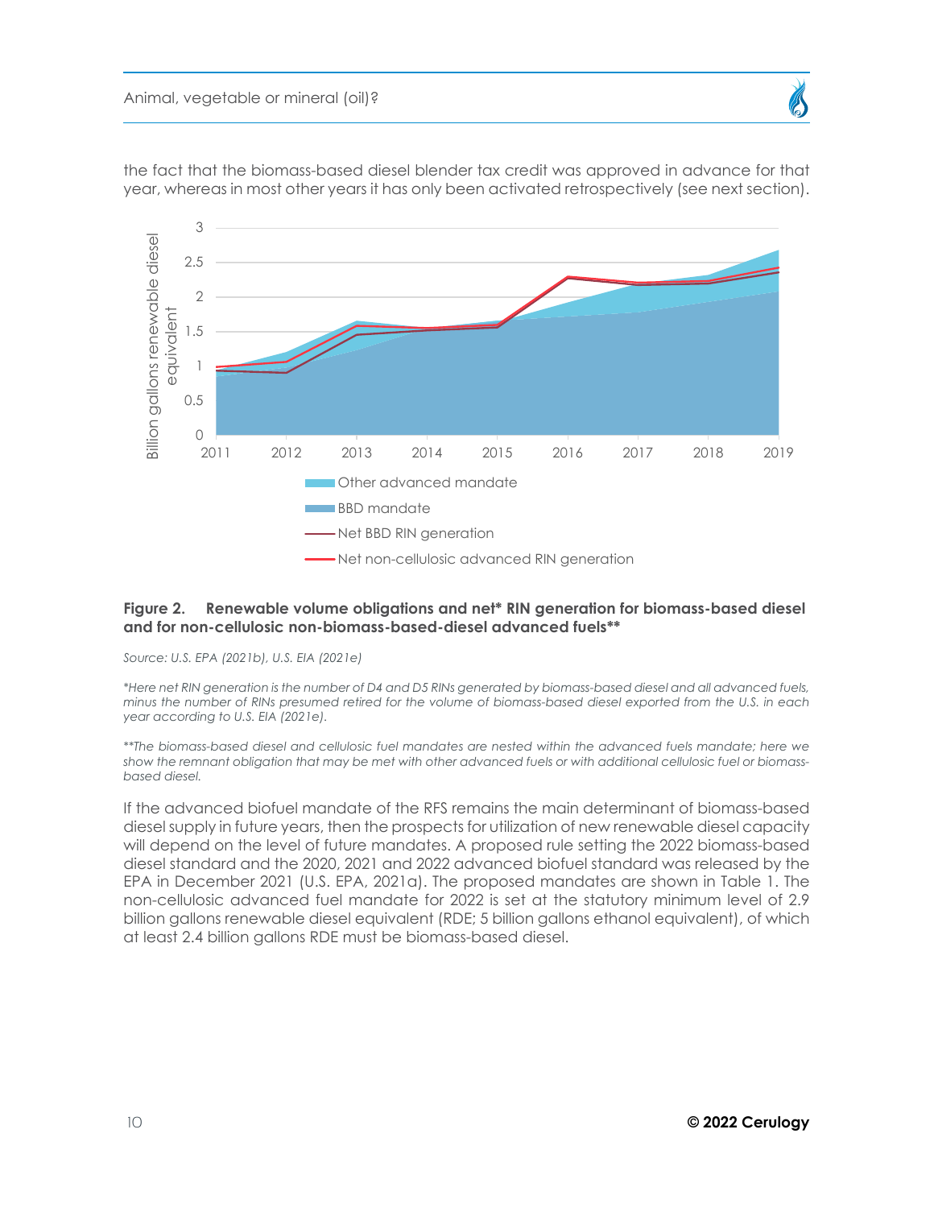the fact that the biomass-based diesel blender tax credit was approved in advance for that year, whereas in most other years it has only been activated retrospectively (see next section).

**Figure 2. Renewable volume obligations and net* RIN generation for biomass-based diesel and for non-cellulosic non-biomass-based-diesel advanced fuels****

*Source: U.S. EPA (2021b), U.S. EIA (2021e)*

**Here net RIN generation is the number of D4 and D5 RINs generated by biomass-based diesel and all advanced fuels, minus the number of RINs presumed retired for the volume of biomass-based diesel exported from the U.S. in each year according to U.S. EIA (2021e).*

***The biomass-based diesel and cellulosic fuel mandates are nested within the advanced fuels mandate; here we show the remnant obligation that may be met with other advanced fuels or with additional cellulosic fuel or biomass-based diesel.*

If the advanced biofuel mandate of the RFS remains the main determinant of biomass-based diesel supply in future years, then the prospects for utilization of new renewable diesel capacity will depend on the level of future mandates. A proposed rule setting the 2022 biomass-based diesel standard and the 2020, 2021 and 2022 advanced biofuel standard was released by the EPA in December 2021 (U.S. EPA, 2021a). The proposed mandates are shown in Table 1. The non-cellulosic advanced fuel mandate for 2022 is set at the statutory minimum level of 2.9 billion gallons renewable diesel equivalent (RDE; 5 billion gallons ethanol equivalent), of which at least 2.4 billion gallons RDE must be biomass-based diesel.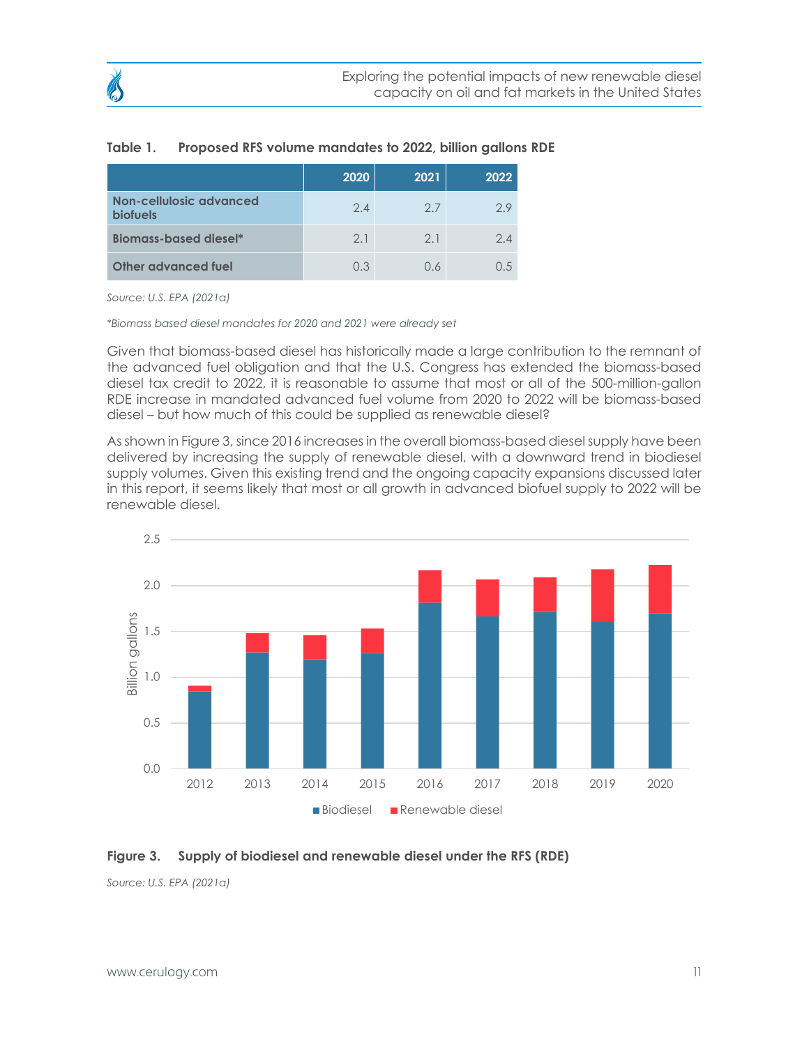**Table 1. Proposed RFS volume mandates to 2022, billion gallons RDE**

| | 2020 | 2021 | 2022 |
|---|---|---|---|
| **Non-cellulosic advanced biofuels** | 2.4 | 2.7 | 2.9 |
| **Biomass-based diesel*** | 2.1 | 2.1 | 2.4 |
| **Other advanced fuel** | 0.3 | 0.6 | 0.5 |

*Source: U.S. EPA (2021a)*

*\*Biomass based diesel mandates for 2020 and 2021 were already set*

Given that biomass-based diesel has historically made a large contribution to the remnant of the advanced fuel obligation and that the U.S. Congress has extended the biomass-based diesel tax credit to 2022, it is reasonable to assume that most or all of the 500-million-gallon RDE increase in mandated advanced fuel volume from 2020 to 2022 will be biomass-based diesel – but how much of this could be supplied as renewable diesel?

As shown in Figure 3, since 2016 increases in the overall biomass-based diesel supply have been delivered by increasing the supply of renewable diesel, with a downward trend in biodiesel supply volumes. Given this existing trend and the ongoing capacity expansions discussed later in this report, it seems likely that most or all growth in advanced biofuel supply to 2022 will be renewable diesel.

**Figure 3. Supply of biodiesel and renewable diesel under the RFS (RDE)**

*Source: U.S. EPA (2021a)*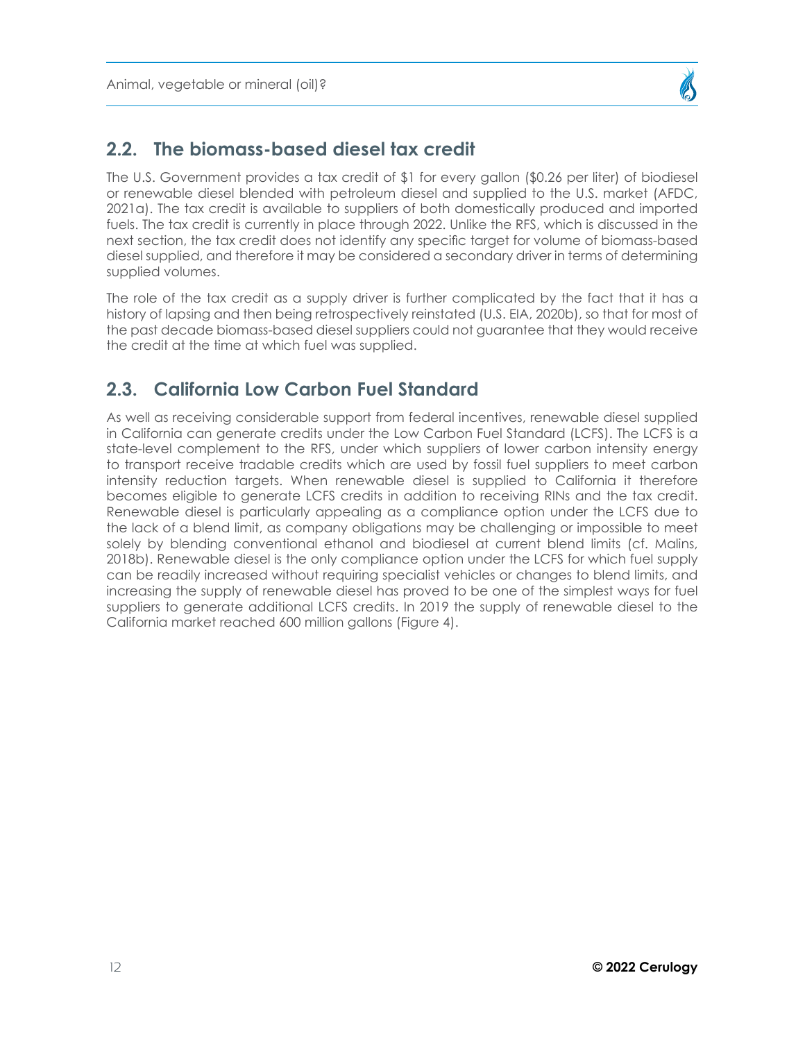## 2.2. The biomass-based diesel tax credit

The U.S. Government provides a tax credit of $1 for every gallon ($0.26 per liter) of biodiesel or renewable diesel blended with petroleum diesel and supplied to the U.S. market (AFDC, 2021a). The tax credit is available to suppliers of both domestically produced and imported fuels. The tax credit is currently in place through 2022. Unlike the RFS, which is discussed in the next section, the tax credit does not identify any specific target for volume of biomass-based diesel supplied, and therefore it may be considered a secondary driver in terms of determining supplied volumes.

The role of the tax credit as a supply driver is further complicated by the fact that it has a history of lapsing and then being retrospectively reinstated (U.S. EIA, 2020b), so that for most of the past decade biomass-based diesel suppliers could not guarantee that they would receive the credit at the time at which fuel was supplied.

## 2.3. California Low Carbon Fuel Standard

As well as receiving considerable support from federal incentives, renewable diesel supplied in California can generate credits under the Low Carbon Fuel Standard (LCFS). The LCFS is a state-level complement to the RFS, under which suppliers of lower carbon intensity energy to transport receive tradable credits which are used by fossil fuel suppliers to meet carbon intensity reduction targets. When renewable diesel is supplied to California it therefore becomes eligible to generate LCFS credits in addition to receiving RINs and the tax credit. Renewable diesel is particularly appealing as a compliance option under the LCFS due to the lack of a blend limit, as company obligations may be challenging or impossible to meet solely by blending conventional ethanol and biodiesel at current blend limits (cf. Malins, 2018b). Renewable diesel is the only compliance option under the LCFS for which fuel supply can be readily increased without requiring specialist vehicles or changes to blend limits, and increasing the supply of renewable diesel has proved to be one of the simplest ways for fuel suppliers to generate additional LCFS credits. In 2019 the supply of renewable diesel to the California market reached 600 million gallons (Figure 4).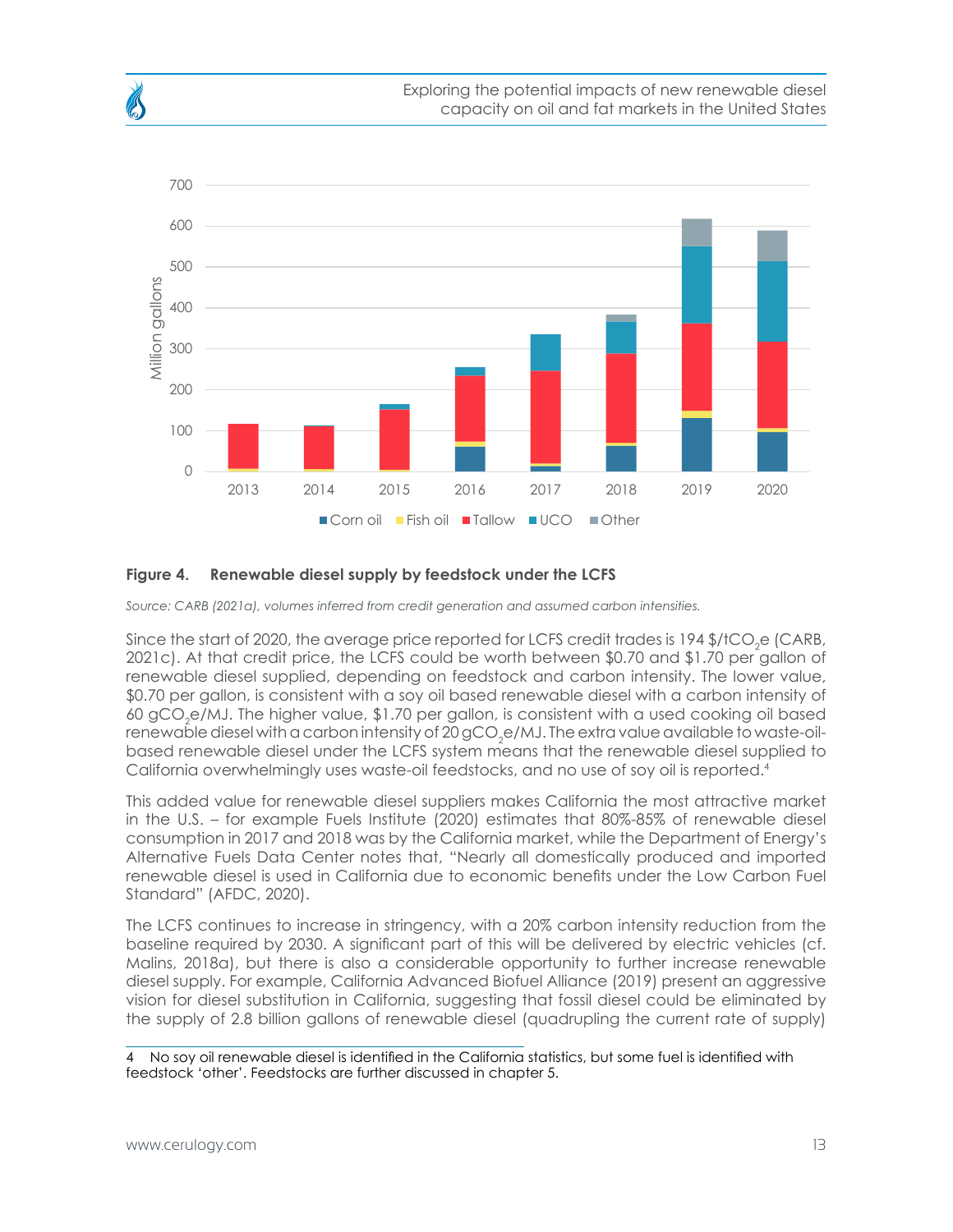**Figure 4. Renewable diesel supply by feedstock under the LCFS**

*Source: CARB (2021a), volumes inferred from credit generation and assumed carbon intensities.*

Since the start of 2020, the average price reported for LCFS credit trades is 194 $/t$CO_2$e (CARB, 2021c). At that credit price, the LCFS could be worth between \$0.70 and \$1.70 per gallon of renewable diesel supplied, depending on feedstock and carbon intensity. The lower value, \$0.70 per gallon, is consistent with a soy oil based renewable diesel with a carbon intensity of 60 g$CO_2$e/MJ. The higher value, \$1.70 per gallon, is consistent with a used cooking oil based renewable diesel with a carbon intensity of 20 g$CO_2$e/MJ. The extra value available to waste-oil-based renewable diesel under the LCFS system means that the renewable diesel supplied to California overwhelmingly uses waste-oil feedstocks, and no use of soy oil is reported.[4]

This added value for renewable diesel suppliers makes California the most attractive market in the U.S. – for example Fuels Institute (2020) estimates that 80%-85% of renewable diesel consumption in 2017 and 2018 was by the California market, while the Department of Energy's Alternative Fuels Data Center notes that, "Nearly all domestically produced and imported renewable diesel is used in California due to economic benefits under the Low Carbon Fuel Standard" (AFDC, 2020).

The LCFS continues to increase in stringency, with a 20% carbon intensity reduction from the baseline required by 2030. A significant part of this will be delivered by electric vehicles (cf. Malins, 2018a), but there is also a considerable opportunity to further increase renewable diesel supply. For example, California Advanced Biofuel Alliance (2019) present an aggressive vision for diesel substitution in California, suggesting that fossil diesel could be eliminated by the supply of 2.8 billion gallons of renewable diesel (quadrupling the current rate of supply)

4 No soy oil renewable diesel is identified in the California statistics, but some fuel is identified with feedstock 'other'. Feedstocks are further discussed in chapter 5.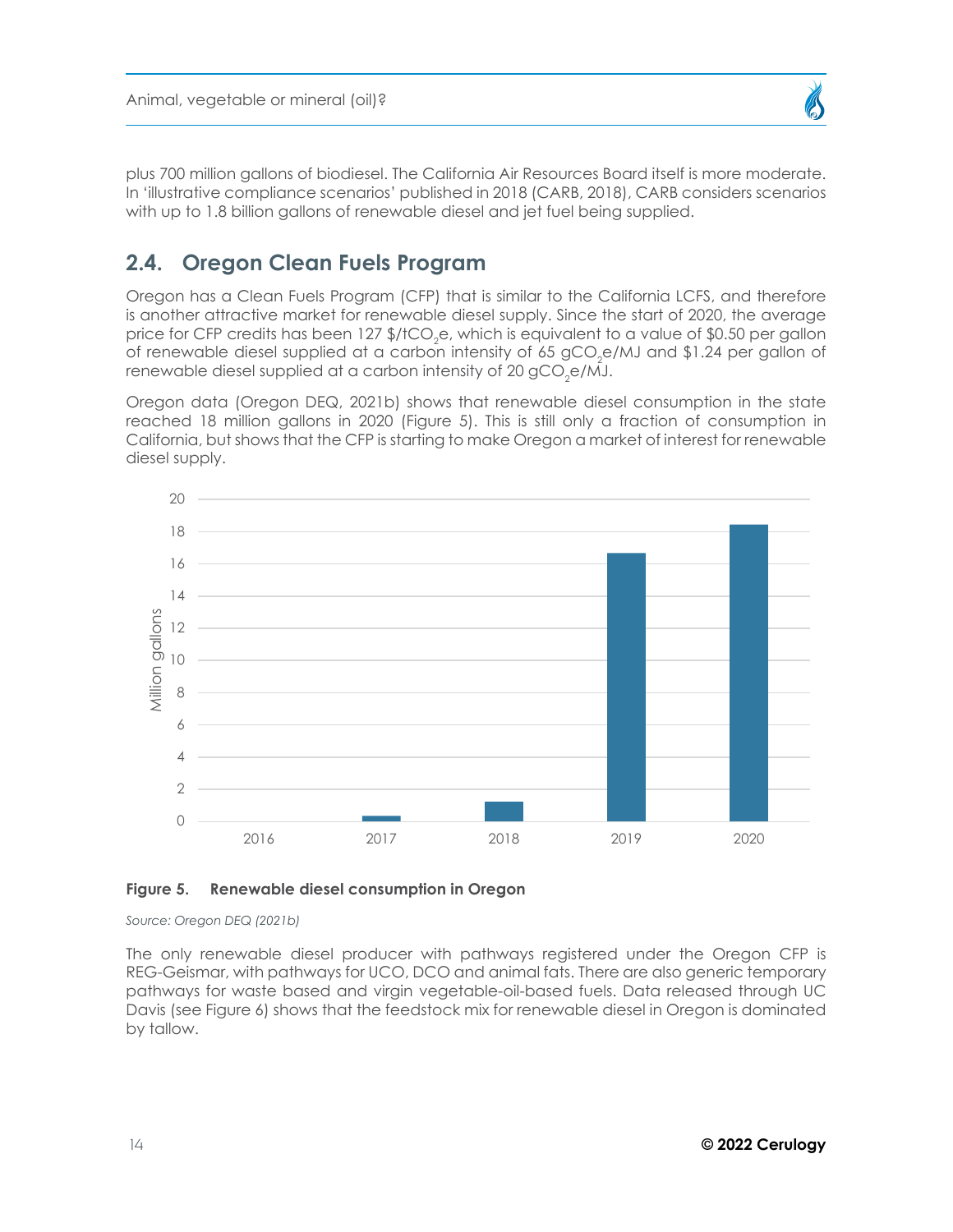plus 700 million gallons of biodiesel. The California Air Resources Board itself is more moderate. In 'illustrative compliance scenarios' published in 2018 (CARB, 2018), CARB considers scenarios with up to 1.8 billion gallons of renewable diesel and jet fuel being supplied.

## 2.4. Oregon Clean Fuels Program

Oregon has a Clean Fuels Program (CFP) that is similar to the California LCFS, and therefore is another attractive market for renewable diesel supply. Since the start of 2020, the average price for CFP credits has been 127 $/tCO$_2$e, which is equivalent to a value of $0.50 per gallon of renewable diesel supplied at a carbon intensity of 65 gCO$_2$e/MJ and $1.24 per gallon of renewable diesel supplied at a carbon intensity of 20 gCO$_2$e/MJ.

Oregon data (Oregon DEQ, 2021b) shows that renewable diesel consumption in the state reached 18 million gallons in 2020 (Figure 5). This is still only a fraction of consumption in California, but shows that the CFP is starting to make Oregon a market of interest for renewable diesel supply.

**Figure 5. Renewable diesel consumption in Oregon**

*Source: Oregon DEQ (2021b)*

The only renewable diesel producer with pathways registered under the Oregon CFP is REG-Geismar, with pathways for UCO, DCO and animal fats. There are also generic temporary pathways for waste based and virgin vegetable-oil-based fuels. Data released through UC Davis (see Figure 6) shows that the feedstock mix for renewable diesel in Oregon is dominated by tallow.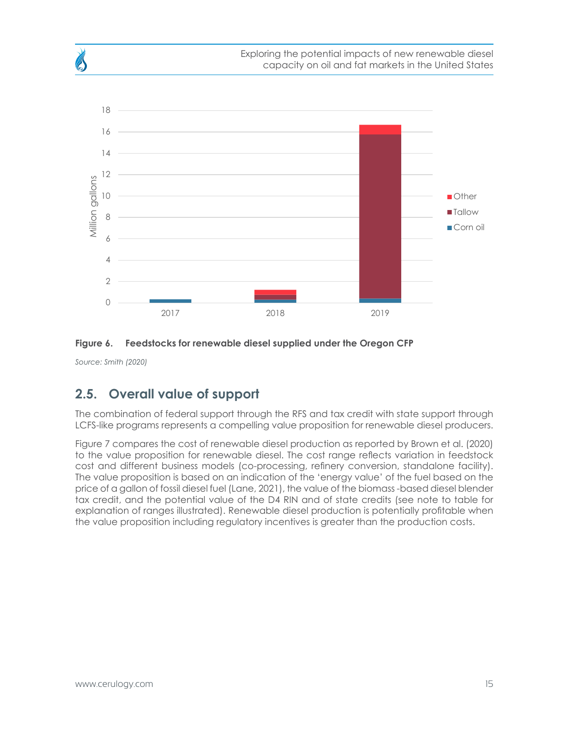Figure 6. Feedstocks for renewable diesel supplied under the Oregon CFP

*Source: Smith (2020)*

## 2.5. Overall value of support

The combination of federal support through the RFS and tax credit with state support through LCFS-like programs represents a compelling value proposition for renewable diesel producers.

Figure 7 compares the cost of renewable diesel production as reported by Brown et al. (2020) to the value proposition for renewable diesel. The cost range reflects variation in feedstock cost and different business models (co-processing, refinery conversion, standalone facility). The value proposition is based on an indication of the 'energy value' of the fuel based on the price of a gallon of fossil diesel fuel (Lane, 2021), the value of the biomass -based diesel blender tax credit, and the potential value of the D4 RIN and of state credits (see note to table for explanation of ranges illustrated). Renewable diesel production is potentially profitable when the value proposition including regulatory incentives is greater than the production costs.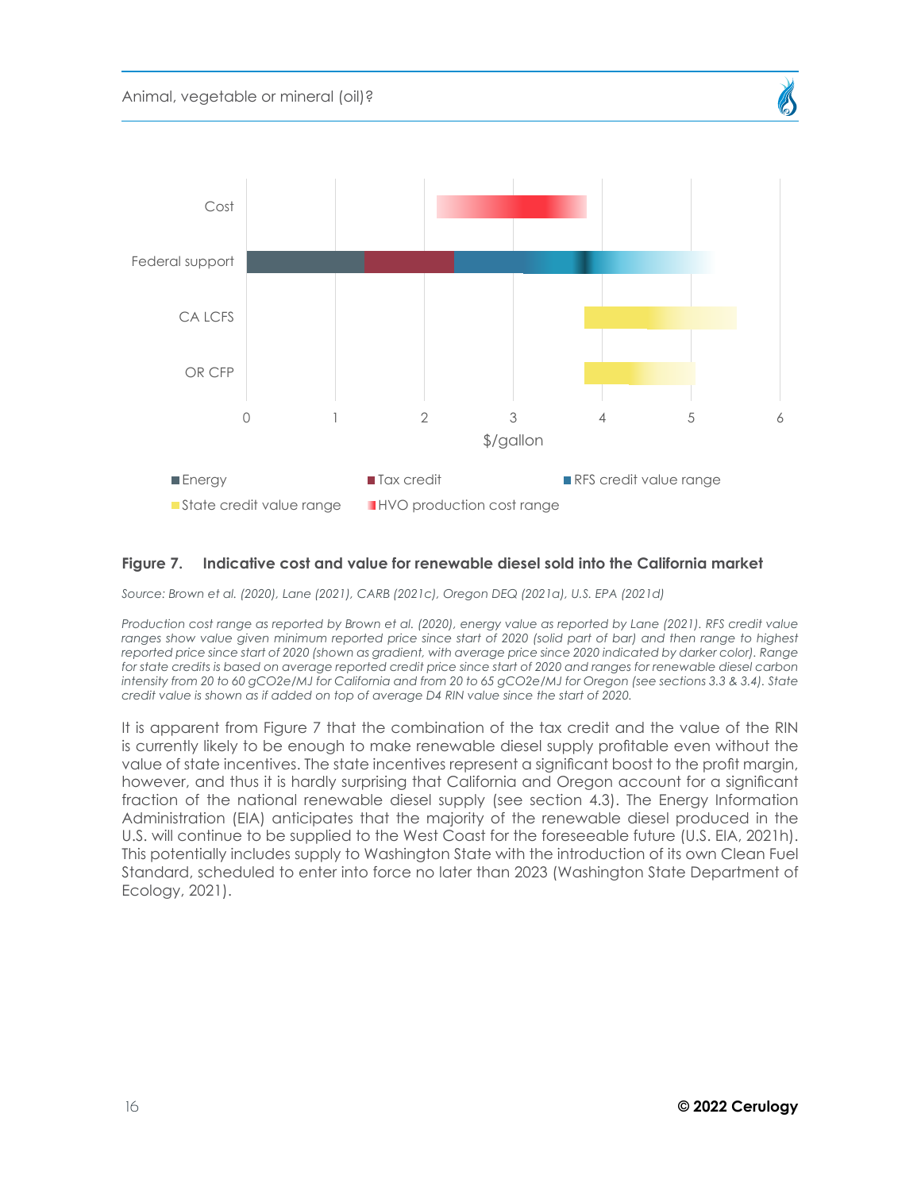**Figure 7. Indicative cost and value for renewable diesel sold into the California market**

*Source: Brown et al. (2020), Lane (2021), CARB (2021c), Oregon DEQ (2021a), U.S. EPA (2021d)*

*Production cost range as reported by Brown et al. (2020), energy value as reported by Lane (2021). RFS credit value ranges show value given minimum reported price since start of 2020 (solid part of bar) and then range to highest reported price since start of 2020 (shown as gradient, with average price since 2020 indicated by darker color). Range for state credits is based on average reported credit price since start of 2020 and ranges for renewable diesel carbon intensity from 20 to 60 gCO2e/MJ for California and from 20 to 65 gCO2e/MJ for Oregon (see sections 3.3 & 3.4). State credit value is shown as if added on top of average D4 RIN value since the start of 2020.*

It is apparent from Figure 7 that the combination of the tax credit and the value of the RIN is currently likely to be enough to make renewable diesel supply profitable even without the value of state incentives. The state incentives represent a significant boost to the profit margin, however, and thus it is hardly surprising that California and Oregon account for a significant fraction of the national renewable diesel supply (see section 4.3). The Energy Information Administration (EIA) anticipates that the majority of the renewable diesel produced in the U.S. will continue to be supplied to the West Coast for the foreseeable future (U.S. EIA, 2021h). This potentially includes supply to Washington State with the introduction of its own Clean Fuel Standard, scheduled to enter into force no later than 2023 (Washington State Department of Ecology, 2021).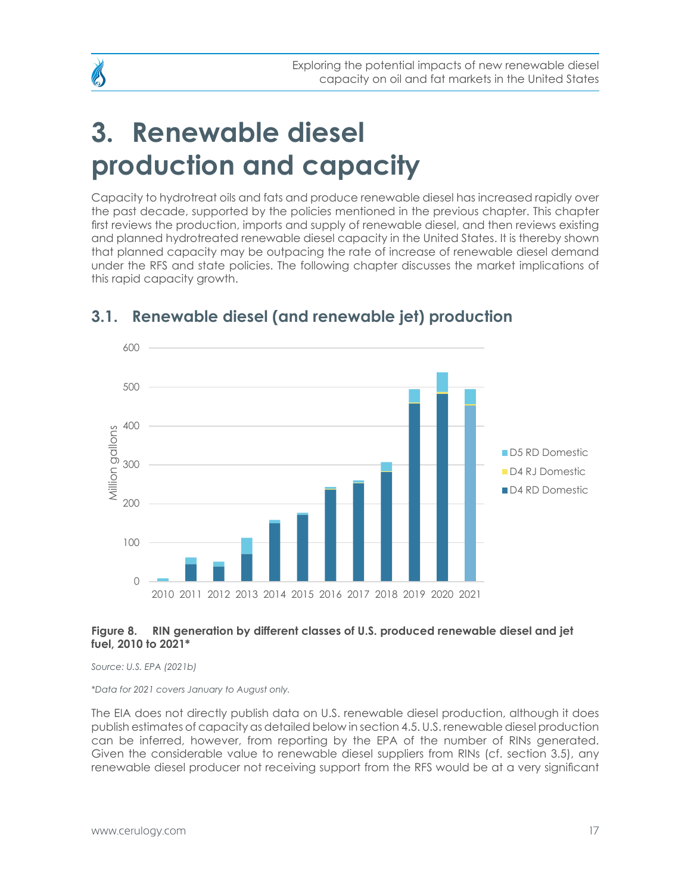# 3. Renewable diesel production and capacity

Capacity to hydrotreat oils and fats and produce renewable diesel has increased rapidly over the past decade, supported by the policies mentioned in the previous chapter. This chapter first reviews the production, imports and supply of renewable diesel, and then reviews existing and planned hydrotreated renewable diesel capacity in the United States. It is thereby shown that planned capacity may be outpacing the rate of increase of renewable diesel demand under the RFS and state policies. The following chapter discusses the market implications of this rapid capacity growth.

## 3.1. Renewable diesel (and renewable jet) production

**Figure 8. RIN generation by different classes of U.S. produced renewable diesel and jet fuel, 2010 to 2021***

*Source: U.S. EPA (2021b)*

*\*Data for 2021 covers January to August only.*

The EIA does not directly publish data on U.S. renewable diesel production, although it does publish estimates of capacity as detailed below in section 4.5. U.S. renewable diesel production can be inferred, however, from reporting by the EPA of the number of RINs generated. Given the considerable value to renewable diesel suppliers from RINs (cf. section 3.5), any renewable diesel producer not receiving support from the RFS would be at a very significant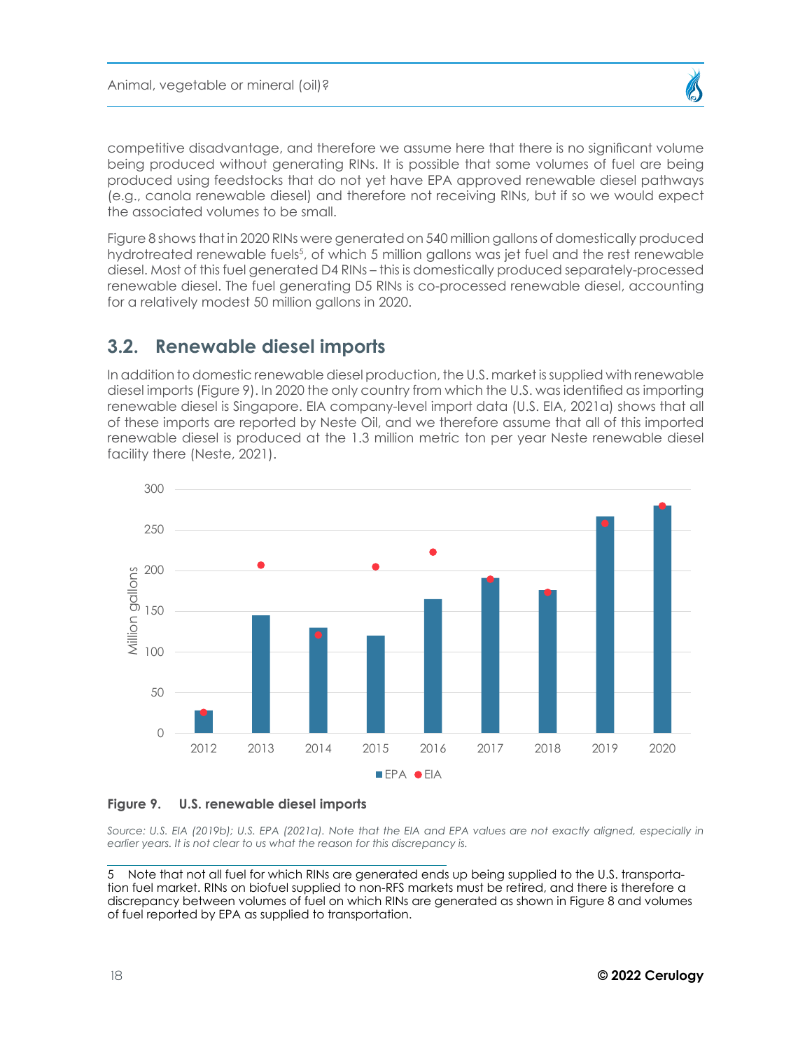competitive disadvantage, and therefore we assume here that there is no significant volume being produced without generating RINs. It is possible that some volumes of fuel are being produced using feedstocks that do not yet have EPA approved renewable diesel pathways (e.g., canola renewable diesel) and therefore not receiving RINs, but if so we would expect the associated volumes to be small.

Figure 8 shows that in 2020 RINs were generated on 540 million gallons of domestically produced hydrotreated renewable fuels[5], of which 5 million gallons was jet fuel and the rest renewable diesel. Most of this fuel generated D4 RINs – this is domestically produced separately-processed renewable diesel. The fuel generating D5 RINs is co-processed renewable diesel, accounting for a relatively modest 50 million gallons in 2020.

## 3.2. Renewable diesel imports

In addition to domestic renewable diesel production, the U.S. market is supplied with renewable diesel imports (Figure 9). In 2020 the only country from which the U.S. was identified as importing renewable diesel is Singapore. EIA company-level import data (U.S. EIA, 2021a) shows that all of these imports are reported by Neste Oil, and we therefore assume that all of this imported renewable diesel is produced at the 1.3 million metric ton per year Neste renewable diesel facility there (Neste, 2021).

**Figure 9. U.S. renewable diesel imports**

*Source: U.S. EIA (2019b); U.S. EPA (2021a). Note that the EIA and EPA values are not exactly aligned, especially in earlier years. It is not clear to us what the reason for this discrepancy is.*

5 Note that not all fuel for which RINs are generated ends up being supplied to the U.S. transportation fuel market. RINs on biofuel supplied to non-RFS markets must be retired, and there is therefore a discrepancy between volumes of fuel on which RINs are generated as shown in Figure 8 and volumes of fuel reported by EPA as supplied to transportation.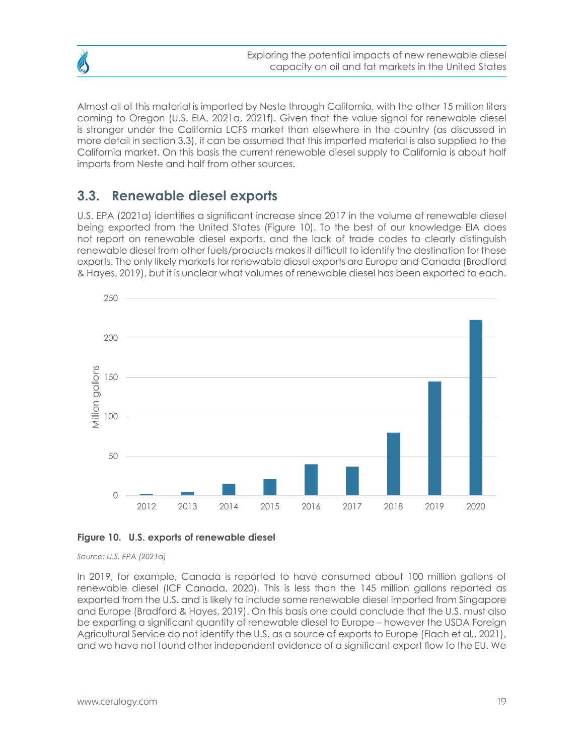Almost all of this material is imported by Neste through California, with the other 15 million liters coming to Oregon (U.S. EIA, 2021a, 2021f). Given that the value signal for renewable diesel is stronger under the California LCFS market than elsewhere in the country (as discussed in more detail in section 3.3), it can be assumed that this imported material is also supplied to the California market. On this basis the current renewable diesel supply to California is about half imports from Neste and half from other sources.

## 3.3. Renewable diesel exports

U.S. EPA (2021a) identifies a significant increase since 2017 in the volume of renewable diesel being exported from the United States (Figure 10). To the best of our knowledge EIA does not report on renewable diesel exports, and the lack of trade codes to clearly distinguish renewable diesel from other fuels/products makes it difficult to identify the destination for these exports. The only likely markets for renewable diesel exports are Europe and Canada (Bradford & Hayes, 2019), but it is unclear what volumes of renewable diesel has been exported to each.

**Figure 10. U.S. exports of renewable diesel**

*Source: U.S. EPA (2021a)*

In 2019, for example, Canada is reported to have consumed about 100 million gallons of renewable diesel (ICF Canada, 2020). This is less than the 145 million gallons reported as exported from the U.S. and is likely to include some renewable diesel imported from Singapore and Europe (Bradford & Hayes, 2019). On this basis one could conclude that the U.S. must also be exporting a significant quantity of renewable diesel to Europe – however the USDA Foreign Agricultural Service do not identify the U.S. as a source of exports to Europe (Flach et al., 2021), and we have not found other independent evidence of a significant export flow to the EU. We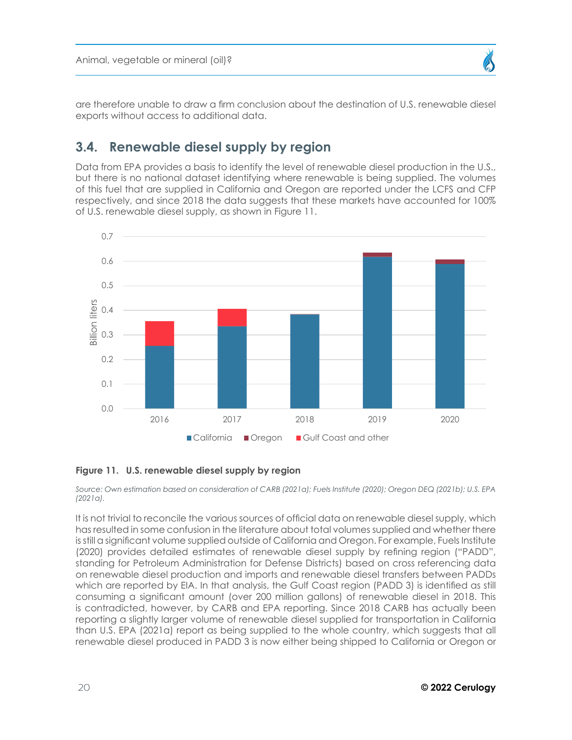are therefore unable to draw a firm conclusion about the destination of U.S. renewable diesel exports without access to additional data.

## 3.4. Renewable diesel supply by region

Data from EPA provides a basis to identify the level of renewable diesel production in the U.S., but there is no national dataset identifying where renewable is being supplied. The volumes of this fuel that are supplied in California and Oregon are reported under the LCFS and CFP respectively, and since 2018 the data suggests that these markets have accounted for 100% of U.S. renewable diesel supply, as shown in Figure 11.

**Figure 11. U.S. renewable diesel supply by region**

*Source: Own estimation based on consideration of CARB (2021a); Fuels Institute (2020); Oregon DEQ (2021b); U.S. EPA (2021a).*

It is not trivial to reconcile the various sources of official data on renewable diesel supply, which has resulted in some confusion in the literature about total volumes supplied and whether there is still a significant volume supplied outside of California and Oregon. For example, Fuels Institute (2020) provides detailed estimates of renewable diesel supply by refining region ("PADD", standing for Petroleum Administration for Defense Districts) based on cross referencing data on renewable diesel production and imports and renewable diesel transfers between PADDs which are reported by EIA. In that analysis, the Gulf Coast region (PADD 3) is identified as still consuming a significant amount (over 200 million gallons) of renewable diesel in 2018. This is contradicted, however, by CARB and EPA reporting. Since 2018 CARB has actually been reporting a slightly larger volume of renewable diesel supplied for transportation in California than U.S. EPA (2021a) report as being supplied to the whole country, which suggests that all renewable diesel produced in PADD 3 is now either being shipped to California or Oregon or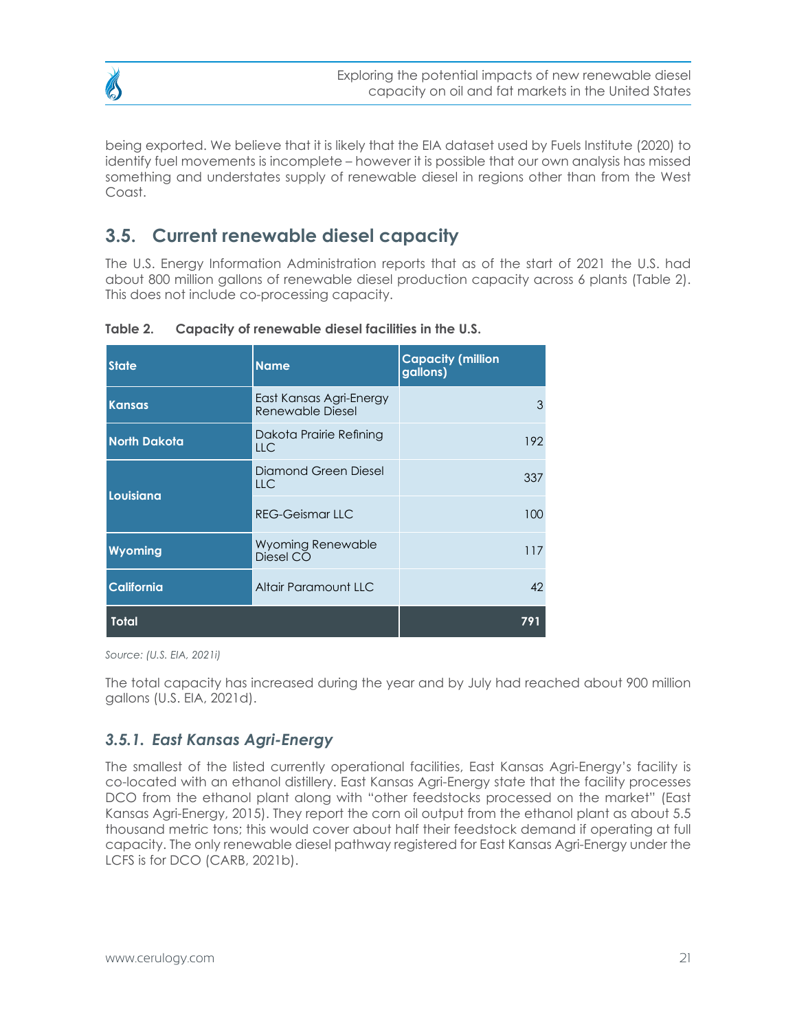being exported. We believe that it is likely that the EIA dataset used by Fuels Institute (2020) to identify fuel movements is incomplete – however it is possible that our own analysis has missed something and understates supply of renewable diesel in regions other than from the West Coast.

## 3.5. Current renewable diesel capacity

The U.S. Energy Information Administration reports that as of the start of 2021 the U.S. had about 800 million gallons of renewable diesel production capacity across 6 plants (Table 2). This does not include co-processing capacity.

**Table 2. Capacity of renewable diesel facilities in the U.S.**

| State | Name | Capacity (million gallons) |
|---|---|---|
| Kansas | East Kansas Agri-Energy Renewable Diesel | 3 |
| North Dakota | Dakota Prairie Refining LLC | 192 |
| Louisiana | Diamond Green Diesel LLC | 337 |
| | REG-Geismar LLC | 100 |
| Wyoming | Wyoming Renewable Diesel CO | 117 |
| California | Altair Paramount LLC | 42 |
| **Total** | | **791** |

*Source: (U.S. EIA, 2021i)*

The total capacity has increased during the year and by July had reached about 900 million gallons (U.S. EIA, 2021d).

### *3.5.1. East Kansas Agri-Energy*

The smallest of the listed currently operational facilities, East Kansas Agri-Energy's facility is co-located with an ethanol distillery. East Kansas Agri-Energy state that the facility processes DCO from the ethanol plant along with "other feedstocks processed on the market" (East Kansas Agri-Energy, 2015). They report the corn oil output from the ethanol plant as about 5.5 thousand metric tons; this would cover about half their feedstock demand if operating at full capacity. The only renewable diesel pathway registered for East Kansas Agri-Energy under the LCFS is for DCO (CARB, 2021b).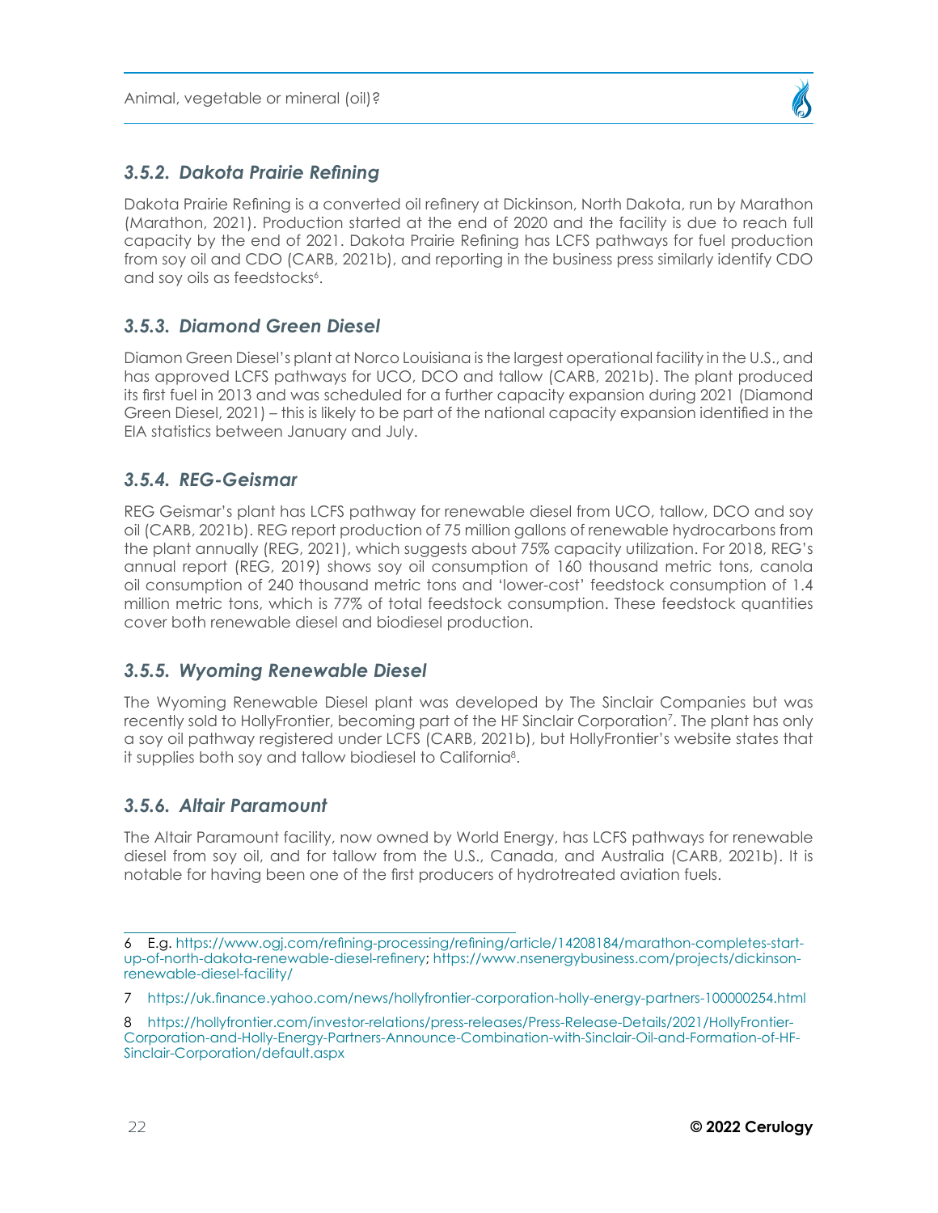### 3.5.2. Dakota Prairie Refining

Dakota Prairie Refining is a converted oil refinery at Dickinson, North Dakota, run by Marathon (Marathon, 2021). Production started at the end of 2020 and the facility is due to reach full capacity by the end of 2021. Dakota Prairie Refining has LCFS pathways for fuel production from soy oil and CDO (CARB, 2021b), and reporting in the business press similarly identify CDO and soy oils as feedstocks[6].

### 3.5.3. Diamond Green Diesel

Diamon Green Diesel's plant at Norco Louisiana is the largest operational facility in the U.S., and has approved LCFS pathways for UCO, DCO and tallow (CARB, 2021b). The plant produced its first fuel in 2013 and was scheduled for a further capacity expansion during 2021 (Diamond Green Diesel, 2021) – this is likely to be part of the national capacity expansion identified in the EIA statistics between January and July.

### 3.5.4. REG-Geismar

REG Geismar's plant has LCFS pathway for renewable diesel from UCO, tallow, DCO and soy oil (CARB, 2021b). REG report production of 75 million gallons of renewable hydrocarbons from the plant annually (REG, 2021), which suggests about 75% capacity utilization. For 2018, REG's annual report (REG, 2019) shows soy oil consumption of 160 thousand metric tons, canola oil consumption of 240 thousand metric tons and 'lower-cost' feedstock consumption of 1.4 million metric tons, which is 77% of total feedstock consumption. These feedstock quantities cover both renewable diesel and biodiesel production.

### 3.5.5. Wyoming Renewable Diesel

The Wyoming Renewable Diesel plant was developed by The Sinclair Companies but was recently sold to HollyFrontier, becoming part of the HF Sinclair Corporation[7]. The plant has only a soy oil pathway registered under LCFS (CARB, 2021b), but HollyFrontier's website states that it supplies both soy and tallow biodiesel to California[8].

### 3.5.6. Altair Paramount

The Altair Paramount facility, now owned by World Energy, has LCFS pathways for renewable diesel from soy oil, and for tallow from the U.S., Canada, and Australia (CARB, 2021b). It is notable for having been one of the first producers of hydrotreated aviation fuels.

---

6 E.g. https://www.ogj.com/refining-processing/refining/article/14208184/marathon-completes-start-up-of-north-dakota-renewable-diesel-refinery; https://www.nsenergybusiness.com/projects/dickinson-renewable-diesel-facility/

7 https://uk.finance.yahoo.com/news/hollyfrontier-corporation-holly-energy-partners-100000254.html

8 https://hollyfrontier.com/investor-relations/press-releases/Press-Release-Details/2021/HollyFrontier-Corporation-and-Holly-Energy-Partners-Announce-Combination-with-Sinclair-Oil-and-Formation-of-HF-Sinclair-Corporation/default.aspx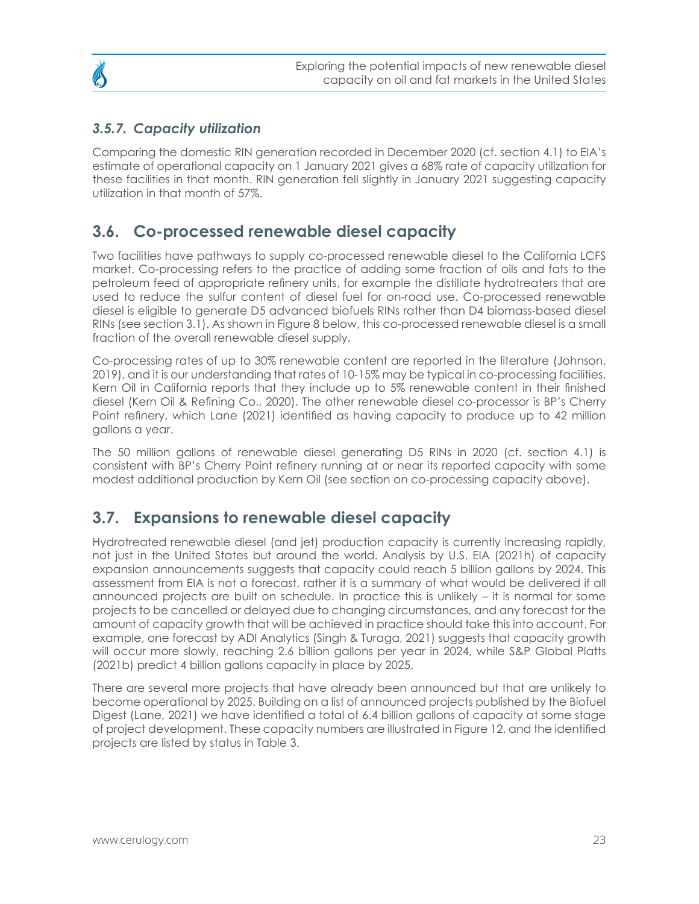### 3.5.7. *Capacity utilization*

Comparing the domestic RIN generation recorded in December 2020 (cf. section 4.1) to EIA's estimate of operational capacity on 1 January 2021 gives a 68% rate of capacity utilization for these facilities in that month. RIN generation fell slightly in January 2021 suggesting capacity utilization in that month of 57%.

## 3.6. Co-processed renewable diesel capacity

Two facilities have pathways to supply co-processed renewable diesel to the California LCFS market. Co-processing refers to the practice of adding some fraction of oils and fats to the petroleum feed of appropriate refinery units, for example the distillate hydrotreaters that are used to reduce the sulfur content of diesel fuel for on-road use. Co-processed renewable diesel is eligible to generate D5 advanced biofuels RINs rather than D4 biomass-based diesel RINs (see section 3.1). As shown in Figure 8 below, this co-processed renewable diesel is a small fraction of the overall renewable diesel supply.

Co-processing rates of up to 30% renewable content are reported in the literature (Johnson, 2019), and it is our understanding that rates of 10-15% may be typical in co-processing facilities. Kern Oil in California reports that they include up to 5% renewable content in their finished diesel (Kern Oil & Refining Co., 2020). The other renewable diesel co-processor is BP's Cherry Point refinery, which Lane (2021) identified as having capacity to produce up to 42 million gallons a year.

The 50 million gallons of renewable diesel generating D5 RINs in 2020 (cf. section 4.1) is consistent with BP's Cherry Point refinery running at or near its reported capacity with some modest additional production by Kern Oil (see section on co-processing capacity above).

## 3.7. Expansions to renewable diesel capacity

Hydrotreated renewable diesel (and jet) production capacity is currently increasing rapidly, not just in the United States but around the world. Analysis by U.S. EIA (2021h) of capacity expansion announcements suggests that capacity could reach 5 billion gallons by 2024. This assessment from EIA is not a forecast, rather it is a summary of what would be delivered if all announced projects are built on schedule. In practice this is unlikely – it is normal for some projects to be cancelled or delayed due to changing circumstances, and any forecast for the amount of capacity growth that will be achieved in practice should take this into account. For example, one forecast by ADI Analytics (Singh & Turaga, 2021) suggests that capacity growth will occur more slowly, reaching 2.6 billion gallons per year in 2024, while S&P Global Platts (2021b) predict 4 billion gallons capacity in place by 2025.

There are several more projects that have already been announced but that are unlikely to become operational by 2025. Building on a list of announced projects published by the Biofuel Digest (Lane, 2021) we have identified a total of 6.4 billion gallons of capacity at some stage of project development. These capacity numbers are illustrated in Figure 12, and the identified projects are listed by status in Table 3.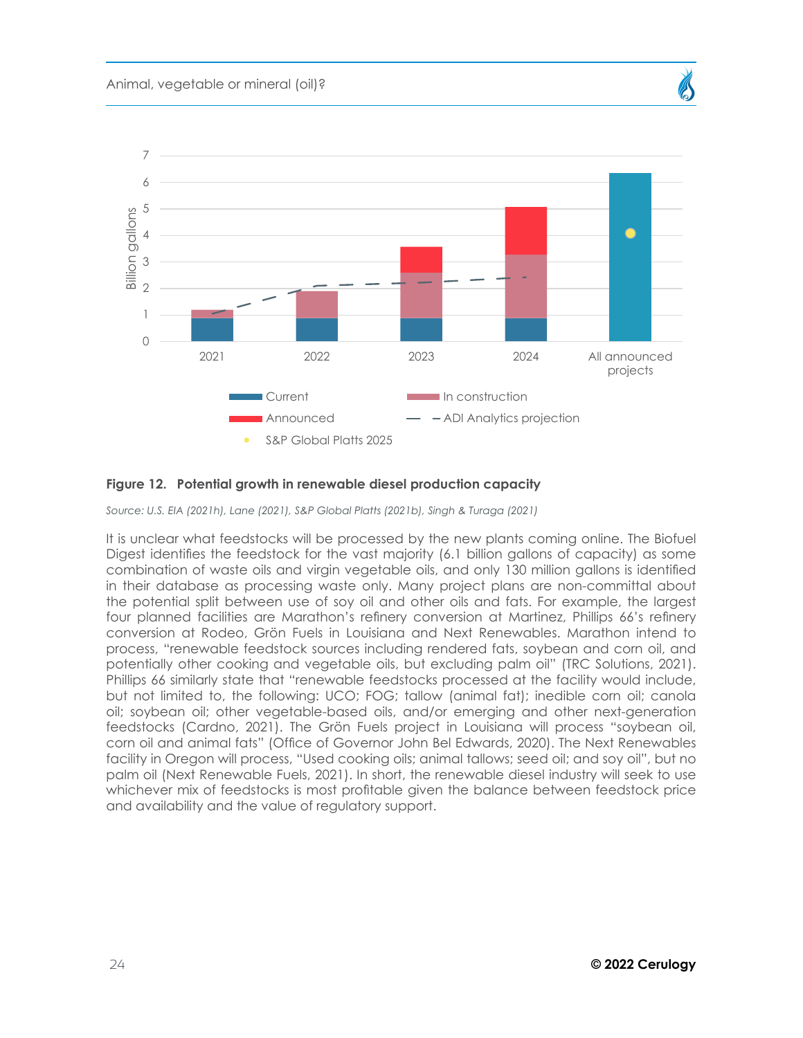**Figure 12. Potential growth in renewable diesel production capacity**

*Source: U.S. EIA (2021h), Lane (2021), S&P Global Platts (2021b), Singh & Turaga (2021)*

It is unclear what feedstocks will be processed by the new plants coming online. The Biofuel Digest identifies the feedstock for the vast majority (6.1 billion gallons of capacity) as some combination of waste oils and virgin vegetable oils, and only 130 million gallons is identified in their database as processing waste only. Many project plans are non-committal about the potential split between use of soy oil and other oils and fats. For example, the largest four planned facilities are Marathon's refinery conversion at Martinez, Phillips 66's refinery conversion at Rodeo, Grön Fuels in Louisiana and Next Renewables. Marathon intend to process, "renewable feedstock sources including rendered fats, soybean and corn oil, and potentially other cooking and vegetable oils, but excluding palm oil" (TRC Solutions, 2021). Phillips 66 similarly state that "renewable feedstocks processed at the facility would include, but not limited to, the following: UCO; FOG; tallow (animal fat); inedible corn oil; canola oil; soybean oil; other vegetable-based oils, and/or emerging and other next-generation feedstocks (Cardno, 2021). The Grön Fuels project in Louisiana will process "soybean oil, corn oil and animal fats" (Office of Governor John Bel Edwards, 2020). The Next Renewables facility in Oregon will process, "Used cooking oils; animal tallows; seed oil; and soy oil", but no palm oil (Next Renewable Fuels, 2021). In short, the renewable diesel industry will seek to use whichever mix of feedstocks is most profitable given the balance between feedstock price and availability and the value of regulatory support.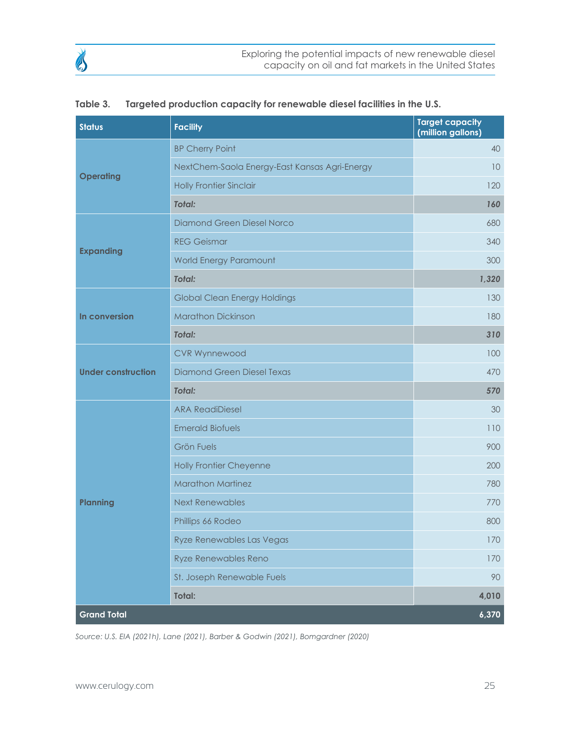**Table 3. Targeted production capacity for renewable diesel facilities in the U.S.**

| Status | Facility | Target capacity (million gallons) |
|---|---|---|
| Operating | BP Cherry Point | 40 |
| | NextChem-Saola Energy-East Kansas Agri-Energy | 10 |
| | Holly Frontier Sinclair | 120 |
| | ***Total:*** | ***160*** |
| Expanding | Diamond Green Diesel Norco | 680 |
| | REG Geismar | 340 |
| | World Energy Paramount | 300 |
| | ***Total:*** | ***1,320*** |
| In conversion | Global Clean Energy Holdings | 130 |
| | Marathon Dickinson | 180 |
| | ***Total:*** | ***310*** |
| Under construction | CVR Wynnewood | 100 |
| | Diamond Green Diesel Texas | 470 |
| | ***Total:*** | ***570*** |
| Planning | ARA ReadiDiesel | 30 |
| | Emerald Biofuels | 110 |
| | Grön Fuels | 900 |
| | Holly Frontier Cheyenne | 200 |
| | Marathon Martinez | 780 |
| | Next Renewables | 770 |
| | Phillips 66 Rodeo | 800 |
| | Ryze Renewables Las Vegas | 170 |
| | Ryze Renewables Reno | 170 |
| | St. Joseph Renewable Fuels | 90 |
| | **Total:** | **4,010** |
| **Grand Total** | | **6,370** |

*Source: U.S. EIA (2021h), Lane (2021), Barber & Godwin (2021), Bomgardner (2020)*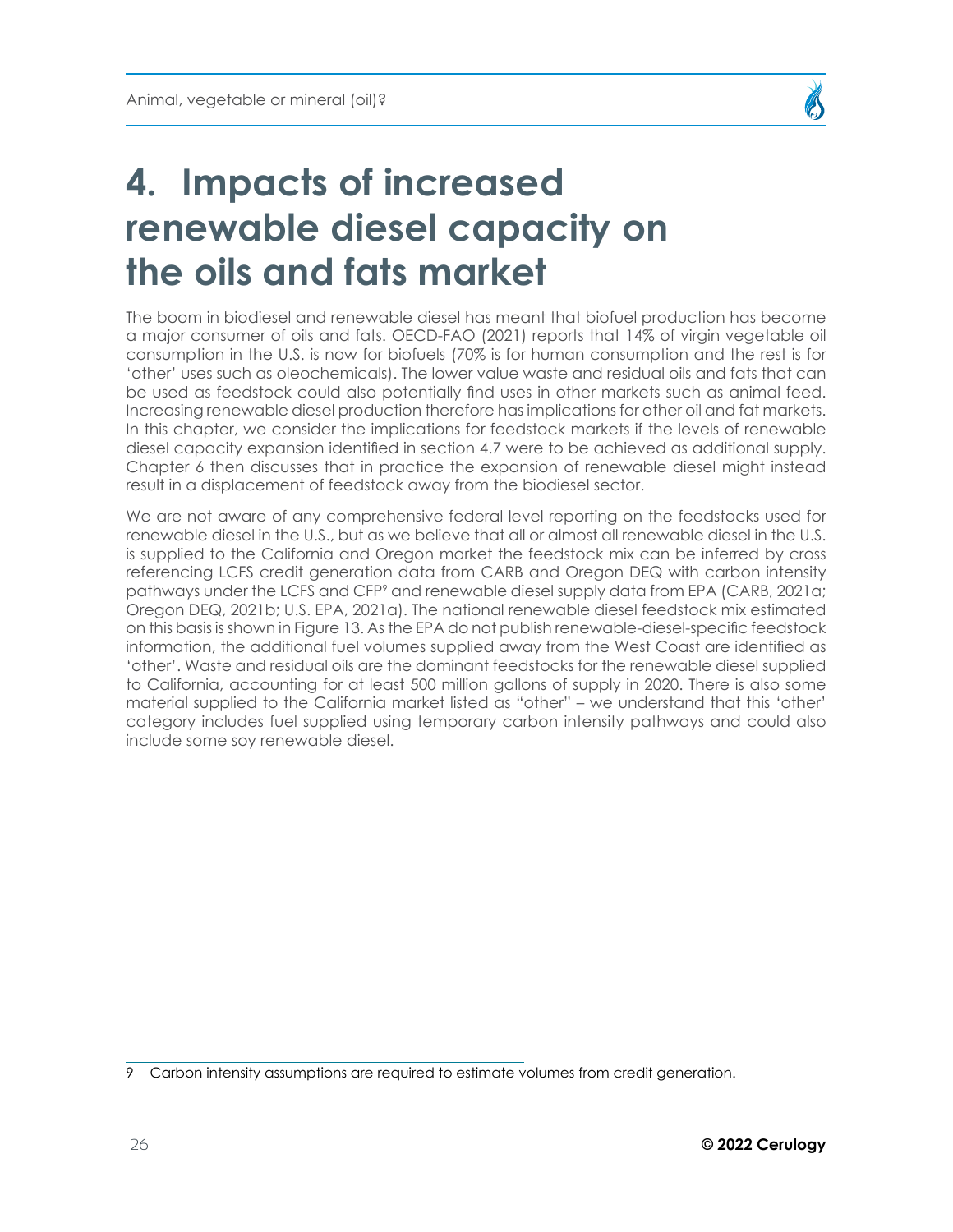# 4. Impacts of increased renewable diesel capacity on the oils and fats market

The boom in biodiesel and renewable diesel has meant that biofuel production has become a major consumer of oils and fats. OECD-FAO (2021) reports that 14% of virgin vegetable oil consumption in the U.S. is now for biofuels (70% is for human consumption and the rest is for 'other' uses such as oleochemicals). The lower value waste and residual oils and fats that can be used as feedstock could also potentially find uses in other markets such as animal feed. Increasing renewable diesel production therefore has implications for other oil and fat markets. In this chapter, we consider the implications for feedstock markets if the levels of renewable diesel capacity expansion identified in section 4.7 were to be achieved as additional supply. Chapter 6 then discusses that in practice the expansion of renewable diesel might instead result in a displacement of feedstock away from the biodiesel sector.

We are not aware of any comprehensive federal level reporting on the feedstocks used for renewable diesel in the U.S., but as we believe that all or almost all renewable diesel in the U.S. is supplied to the California and Oregon market the feedstock mix can be inferred by cross referencing LCFS credit generation data from CARB and Oregon DEQ with carbon intensity pathways under the LCFS and CFP[9] and renewable diesel supply data from EPA (CARB, 2021a; Oregon DEQ, 2021b; U.S. EPA, 2021a). The national renewable diesel feedstock mix estimated on this basis is shown in Figure 13. As the EPA do not publish renewable-diesel-specific feedstock information, the additional fuel volumes supplied away from the West Coast are identified as 'other'. Waste and residual oils are the dominant feedstocks for the renewable diesel supplied to California, accounting for at least 500 million gallons of supply in 2020. There is also some material supplied to the California market listed as "other" – we understand that this 'other' category includes fuel supplied using temporary carbon intensity pathways and could also include some soy renewable diesel.

[9] Carbon intensity assumptions are required to estimate volumes from credit generation.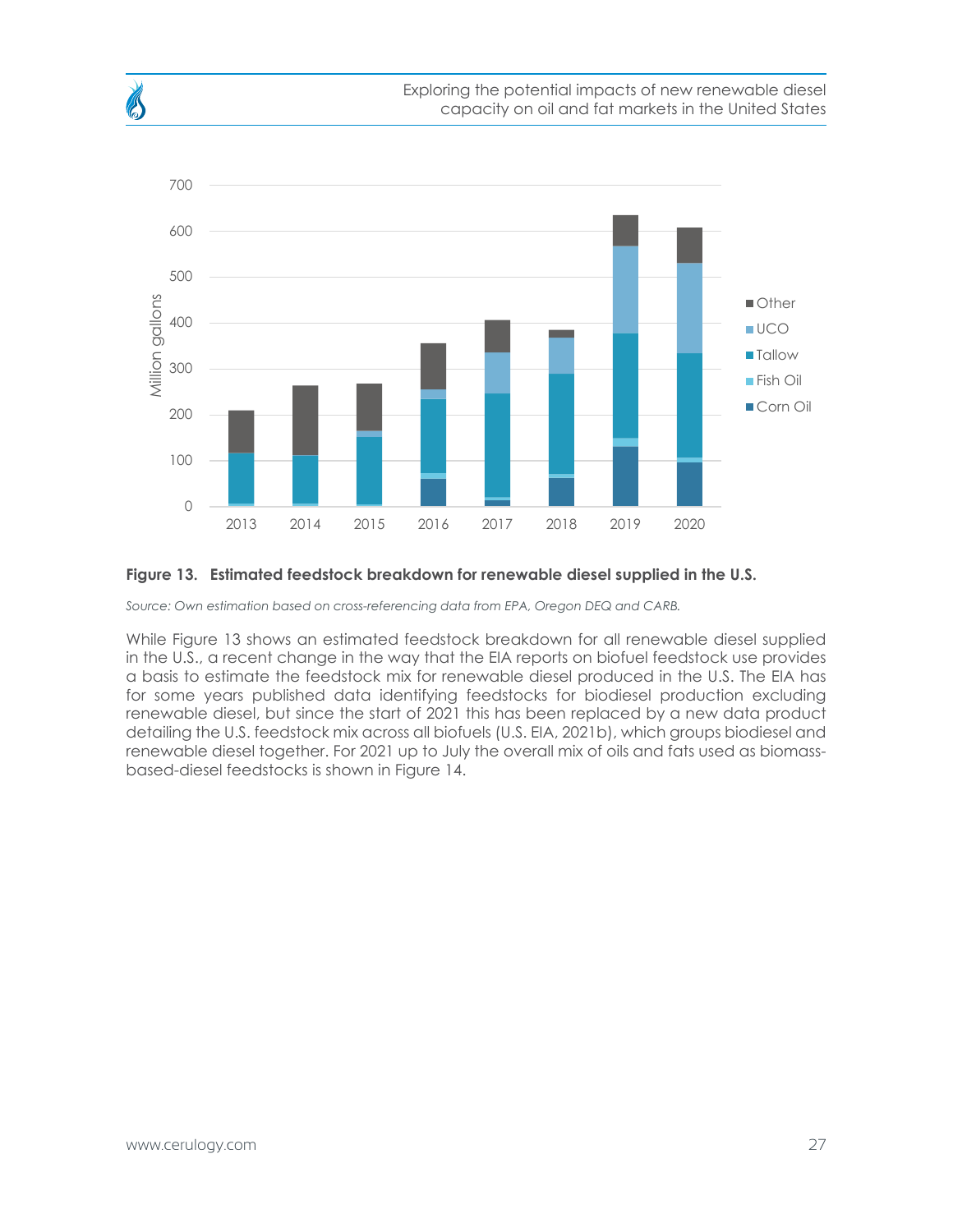**Figure 13. Estimated feedstock breakdown for renewable diesel supplied in the U.S.**

*Source: Own estimation based on cross-referencing data from EPA, Oregon DEQ and CARB.*

While Figure 13 shows an estimated feedstock breakdown for all renewable diesel supplied in the U.S., a recent change in the way that the EIA reports on biofuel feedstock use provides a basis to estimate the feedstock mix for renewable diesel produced in the U.S. The EIA has for some years published data identifying feedstocks for biodiesel production excluding renewable diesel, but since the start of 2021 this has been replaced by a new data product detailing the U.S. feedstock mix across all biofuels (U.S. EIA, 2021b), which groups biodiesel and renewable diesel together. For 2021 up to July the overall mix of oils and fats used as biomass-based-diesel feedstocks is shown in Figure 14.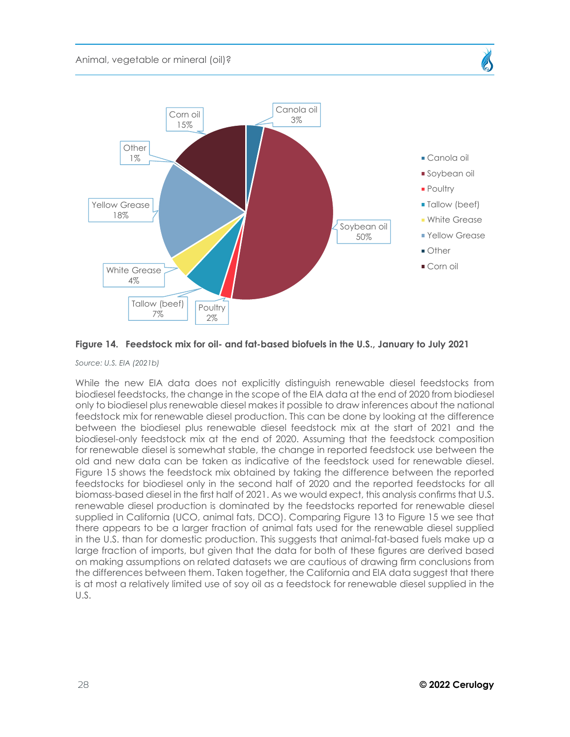**Figure 14. Feedstock mix for oil- and fat-based biofuels in the U.S., January to July 2021**

*Source: U.S. EIA (2021b)*

While the new EIA data does not explicitly distinguish renewable diesel feedstocks from biodiesel feedstocks, the change in the scope of the EIA data at the end of 2020 from biodiesel only to biodiesel plus renewable diesel makes it possible to draw inferences about the national feedstock mix for renewable diesel production. This can be done by looking at the difference between the biodiesel plus renewable diesel feedstock mix at the start of 2021 and the biodiesel-only feedstock mix at the end of 2020. Assuming that the feedstock composition for renewable diesel is somewhat stable, the change in reported feedstock use between the old and new data can be taken as indicative of the feedstock used for renewable diesel. Figure 15 shows the feedstock mix obtained by taking the difference between the reported feedstocks for biodiesel only in the second half of 2020 and the reported feedstocks for all biomass-based diesel in the first half of 2021. As we would expect, this analysis confirms that U.S. renewable diesel production is dominated by the feedstocks reported for renewable diesel supplied in California (UCO, animal fats, DCO). Comparing Figure 13 to Figure 15 we see that there appears to be a larger fraction of animal fats used for the renewable diesel supplied in the U.S. than for domestic production. This suggests that animal-fat-based fuels make up a large fraction of imports, but given that the data for both of these figures are derived based on making assumptions on related datasets we are cautious of drawing firm conclusions from the differences between them. Taken together, the California and EIA data suggest that there is at most a relatively limited use of soy oil as a feedstock for renewable diesel supplied in the U.S.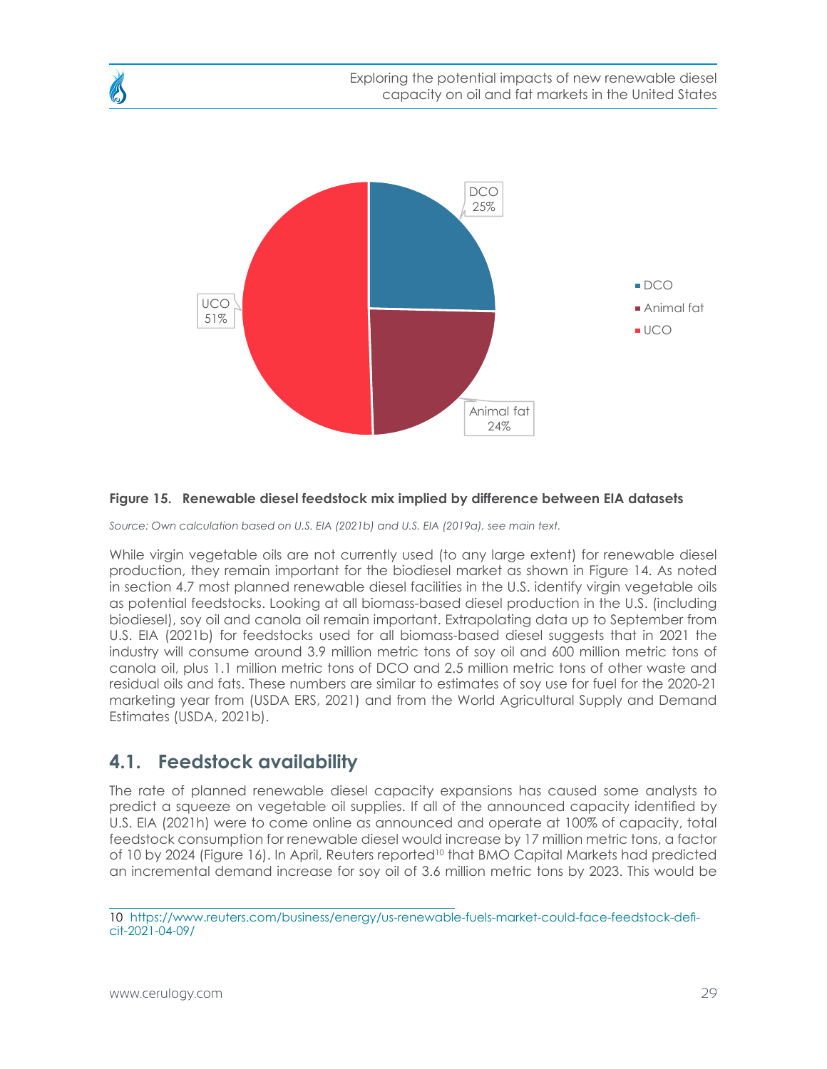**Figure 15. Renewable diesel feedstock mix implied by difference between EIA datasets**

*Source: Own calculation based on U.S. EIA (2021b) and U.S. EIA (2019a), see main text.*

While virgin vegetable oils are not currently used (to any large extent) for renewable diesel production, they remain important for the biodiesel market as shown in Figure 14. As noted in section 4.7 most planned renewable diesel facilities in the U.S. identify virgin vegetable oils as potential feedstocks. Looking at all biomass-based diesel production in the U.S. (including biodiesel), soy oil and canola oil remain important. Extrapolating data up to September from U.S. EIA (2021b) for feedstocks used for all biomass-based diesel suggests that in 2021 the industry will consume around 3.9 million metric tons of soy oil and 600 million metric tons of canola oil, plus 1.1 million metric tons of DCO and 2.5 million metric tons of other waste and residual oils and fats. These numbers are similar to estimates of soy use for fuel for the 2020-21 marketing year from (USDA ERS, 2021) and from the World Agricultural Supply and Demand Estimates (USDA, 2021b).

## 4.1. Feedstock availability

The rate of planned renewable diesel capacity expansions has caused some analysts to predict a squeeze on vegetable oil supplies. If all of the announced capacity identified by U.S. EIA (2021h) were to come online as announced and operate at 100% of capacity, total feedstock consumption for renewable diesel would increase by 17 million metric tons, a factor of 10 by 2024 (Figure 16). In April, Reuters reported[10] that BMO Capital Markets had predicted an incremental demand increase for soy oil of 3.6 million metric tons by 2023. This would be

10 https://www.reuters.com/business/energy/us-renewable-fuels-market-could-face-feedstock-deficit-2021-04-09/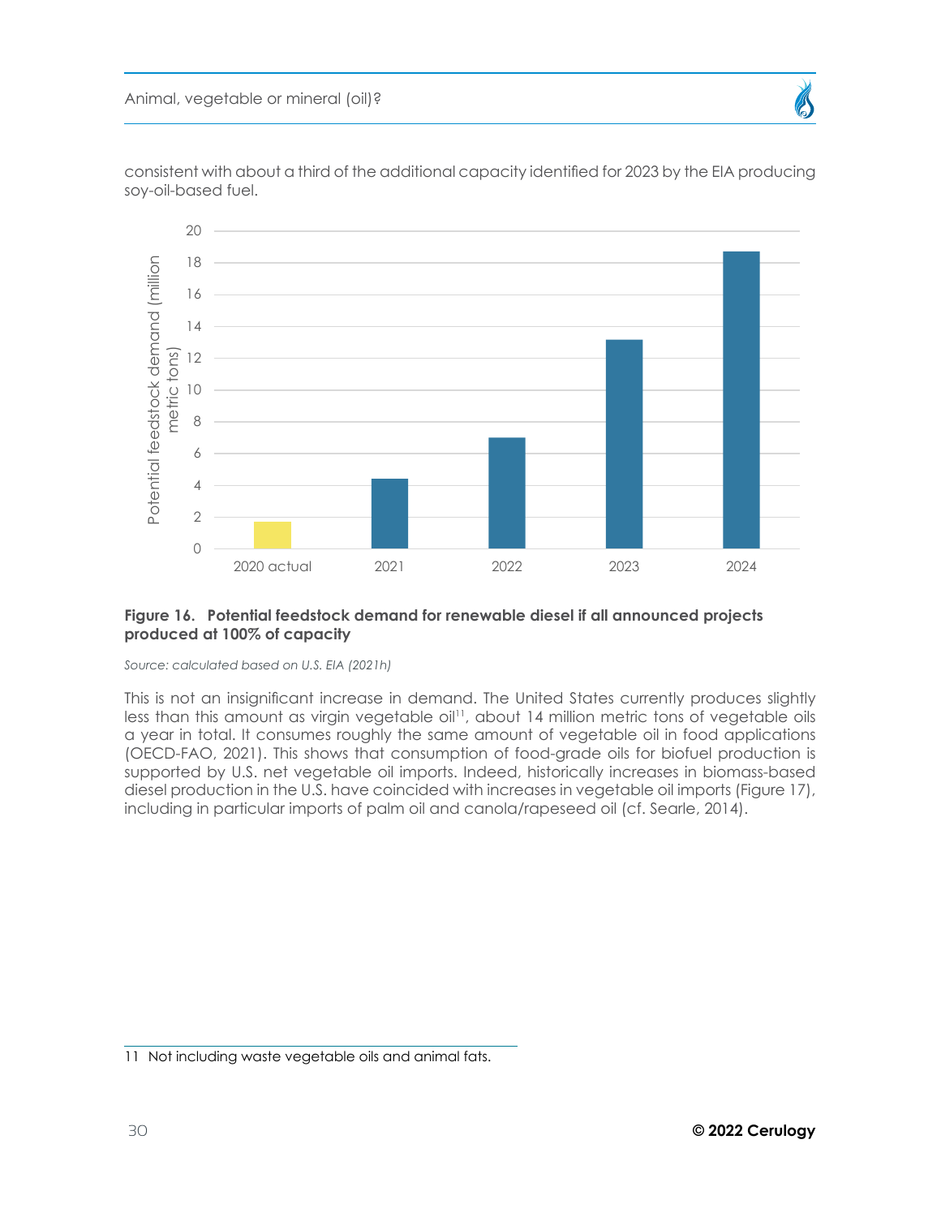consistent with about a third of the additional capacity identified for 2023 by the EIA producing soy-oil-based fuel.

**Figure 16. Potential feedstock demand for renewable diesel if all announced projects produced at 100% of capacity**

*Source: calculated based on U.S. EIA (2021h)*

This is not an insignificant increase in demand. The United States currently produces slightly less than this amount as virgin vegetable oil[11], about 14 million metric tons of vegetable oils a year in total. It consumes roughly the same amount of vegetable oil in food applications (OECD-FAO, 2021). This shows that consumption of food-grade oils for biofuel production is supported by U.S. net vegetable oil imports. Indeed, historically increases in biomass-based diesel production in the U.S. have coincided with increases in vegetable oil imports (Figure 17), including in particular imports of palm oil and canola/rapeseed oil (cf. Searle, 2014).

11 Not including waste vegetable oils and animal fats.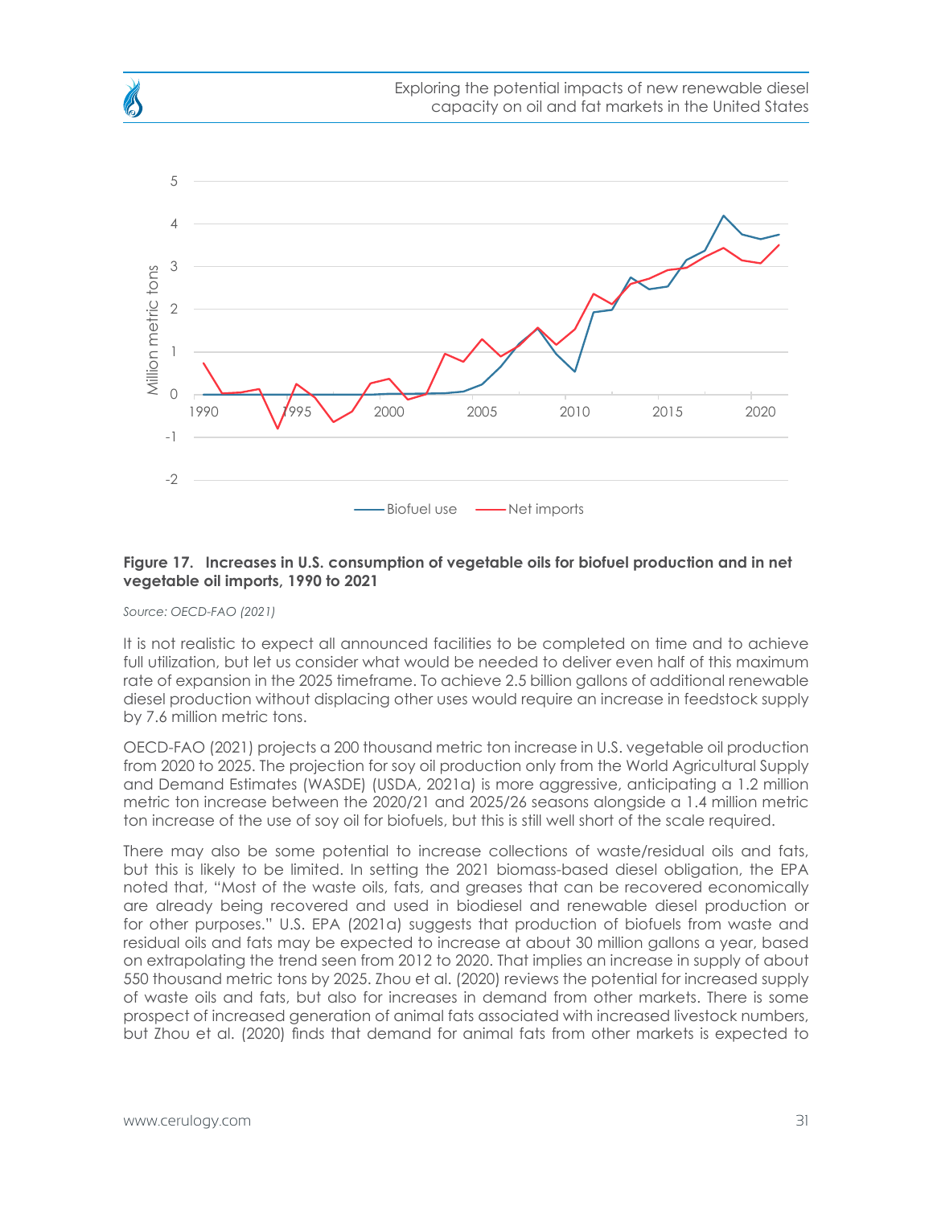**Figure 17. Increases in U.S. consumption of vegetable oils for biofuel production and in net vegetable oil imports, 1990 to 2021**

*Source: OECD-FAO (2021)*

It is not realistic to expect all announced facilities to be completed on time and to achieve full utilization, but let us consider what would be needed to deliver even half of this maximum rate of expansion in the 2025 timeframe. To achieve 2.5 billion gallons of additional renewable diesel production without displacing other uses would require an increase in feedstock supply by 7.6 million metric tons.

OECD-FAO (2021) projects a 200 thousand metric ton increase in U.S. vegetable oil production from 2020 to 2025. The projection for soy oil production only from the World Agricultural Supply and Demand Estimates (WASDE) (USDA, 2021a) is more aggressive, anticipating a 1.2 million metric ton increase between the 2020/21 and 2025/26 seasons alongside a 1.4 million metric ton increase of the use of soy oil for biofuels, but this is still well short of the scale required.

There may also be some potential to increase collections of waste/residual oils and fats, but this is likely to be limited. In setting the 2021 biomass-based diesel obligation, the EPA noted that, "Most of the waste oils, fats, and greases that can be recovered economically are already being recovered and used in biodiesel and renewable diesel production or for other purposes." U.S. EPA (2021a) suggests that production of biofuels from waste and residual oils and fats may be expected to increase at about 30 million gallons a year, based on extrapolating the trend seen from 2012 to 2020. That implies an increase in supply of about 550 thousand metric tons by 2025. Zhou et al. (2020) reviews the potential for increased supply of waste oils and fats, but also for increases in demand from other markets. There is some prospect of increased generation of animal fats associated with increased livestock numbers, but Zhou et al. (2020) finds that demand for animal fats from other markets is expected to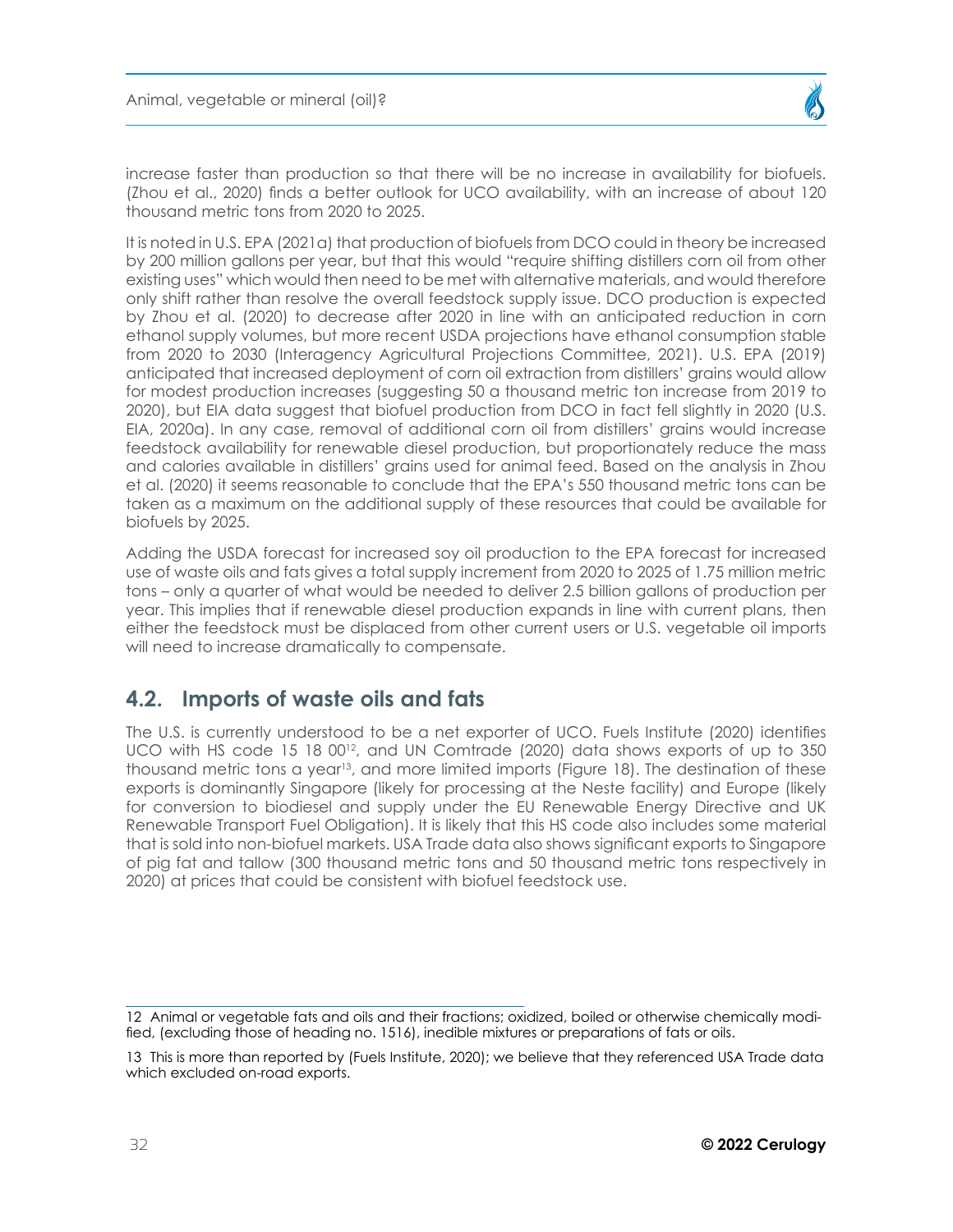increase faster than production so that there will be no increase in availability for biofuels. (Zhou et al., 2020) finds a better outlook for UCO availability, with an increase of about 120 thousand metric tons from 2020 to 2025.

It is noted in U.S. EPA (2021a) that production of biofuels from DCO could in theory be increased by 200 million gallons per year, but that this would "require shifting distillers corn oil from other existing uses" which would then need to be met with alternative materials, and would therefore only shift rather than resolve the overall feedstock supply issue. DCO production is expected by Zhou et al. (2020) to decrease after 2020 in line with an anticipated reduction in corn ethanol supply volumes, but more recent USDA projections have ethanol consumption stable from 2020 to 2030 (Interagency Agricultural Projections Committee, 2021). U.S. EPA (2019) anticipated that increased deployment of corn oil extraction from distillers' grains would allow for modest production increases (suggesting 50 a thousand metric ton increase from 2019 to 2020), but EIA data suggest that biofuel production from DCO in fact fell slightly in 2020 (U.S. EIA, 2020a). In any case, removal of additional corn oil from distillers' grains would increase feedstock availability for renewable diesel production, but proportionately reduce the mass and calories available in distillers' grains used for animal feed. Based on the analysis in Zhou et al. (2020) it seems reasonable to conclude that the EPA's 550 thousand metric tons can be taken as a maximum on the additional supply of these resources that could be available for biofuels by 2025.

Adding the USDA forecast for increased soy oil production to the EPA forecast for increased use of waste oils and fats gives a total supply increment from 2020 to 2025 of 1.75 million metric tons – only a quarter of what would be needed to deliver 2.5 billion gallons of production per year. This implies that if renewable diesel production expands in line with current plans, then either the feedstock must be displaced from other current users or U.S. vegetable oil imports will need to increase dramatically to compensate.

## 4.2. Imports of waste oils and fats

The U.S. is currently understood to be a net exporter of UCO. Fuels Institute (2020) identifies UCO with HS code 15 18 00[12], and UN Comtrade (2020) data shows exports of up to 350 thousand metric tons a year[13], and more limited imports (Figure 18). The destination of these exports is dominantly Singapore (likely for processing at the Neste facility) and Europe (likely for conversion to biodiesel and supply under the EU Renewable Energy Directive and UK Renewable Transport Fuel Obligation). It is likely that this HS code also includes some material that is sold into non-biofuel markets. USA Trade data also shows significant exports to Singapore of pig fat and tallow (300 thousand metric tons and 50 thousand metric tons respectively in 2020) at prices that could be consistent with biofuel feedstock use.

---

12 Animal or vegetable fats and oils and their fractions; oxidized, boiled or otherwise chemically modified, (excluding those of heading no. 1516), inedible mixtures or preparations of fats or oils.

13 This is more than reported by (Fuels Institute, 2020); we believe that they referenced USA Trade data which excluded on-road exports.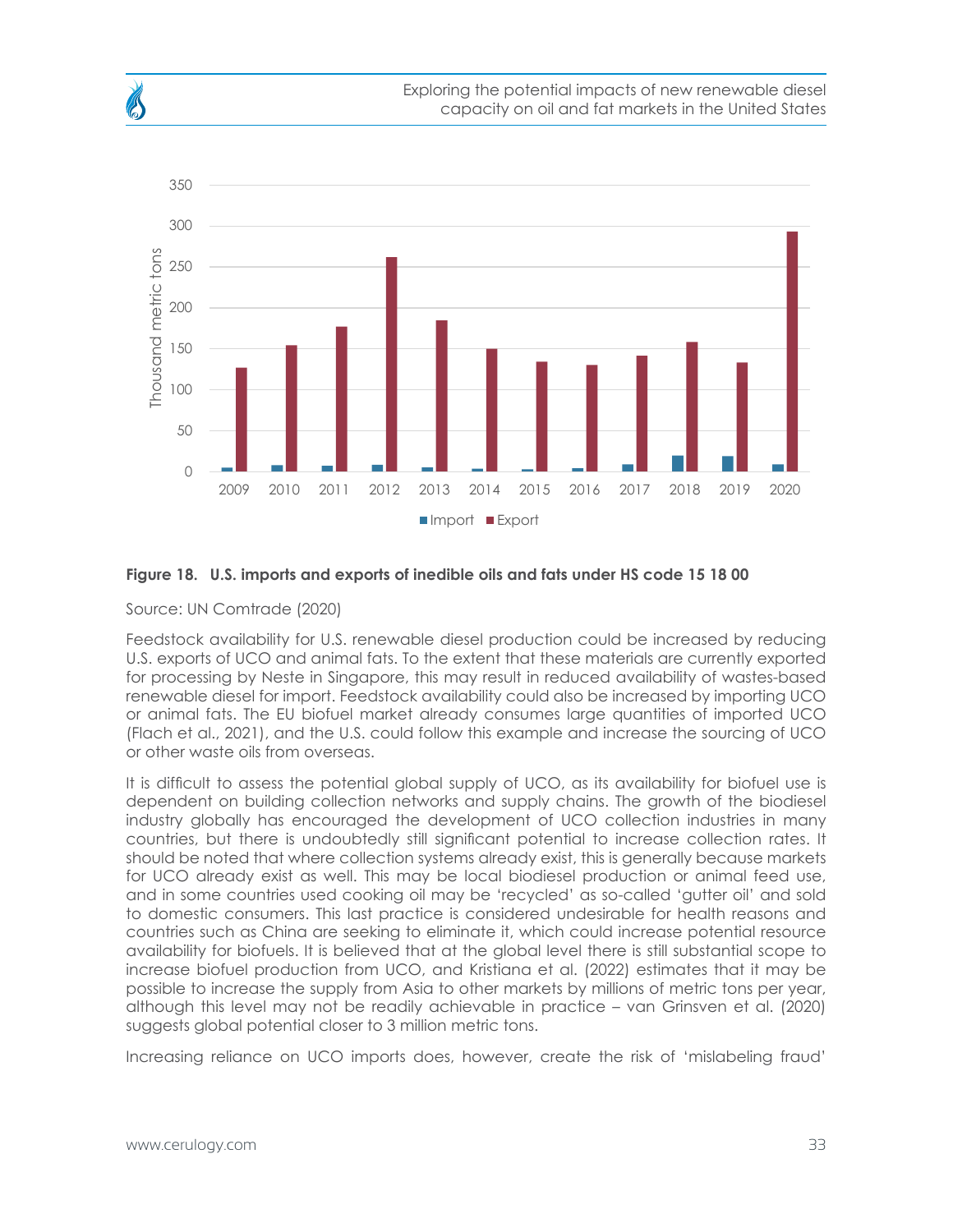**Figure 18. U.S. imports and exports of inedible oils and fats under HS code 15 18 00**

Source: UN Comtrade (2020)

Feedstock availability for U.S. renewable diesel production could be increased by reducing U.S. exports of UCO and animal fats. To the extent that these materials are currently exported for processing by Neste in Singapore, this may result in reduced availability of wastes-based renewable diesel for import. Feedstock availability could also be increased by importing UCO or animal fats. The EU biofuel market already consumes large quantities of imported UCO (Flach et al., 2021), and the U.S. could follow this example and increase the sourcing of UCO or other waste oils from overseas.

It is difficult to assess the potential global supply of UCO, as its availability for biofuel use is dependent on building collection networks and supply chains. The growth of the biodiesel industry globally has encouraged the development of UCO collection industries in many countries, but there is undoubtedly still significant potential to increase collection rates. It should be noted that where collection systems already exist, this is generally because markets for UCO already exist as well. This may be local biodiesel production or animal feed use, and in some countries used cooking oil may be 'recycled' as so-called 'gutter oil' and sold to domestic consumers. This last practice is considered undesirable for health reasons and countries such as China are seeking to eliminate it, which could increase potential resource availability for biofuels. It is believed that at the global level there is still substantial scope to increase biofuel production from UCO, and Kristiana et al. (2022) estimates that it may be possible to increase the supply from Asia to other markets by millions of metric tons per year, although this level may not be readily achievable in practice – van Grinsven et al. (2020) suggests global potential closer to 3 million metric tons.

Increasing reliance on UCO imports does, however, create the risk of 'mislabeling fraud'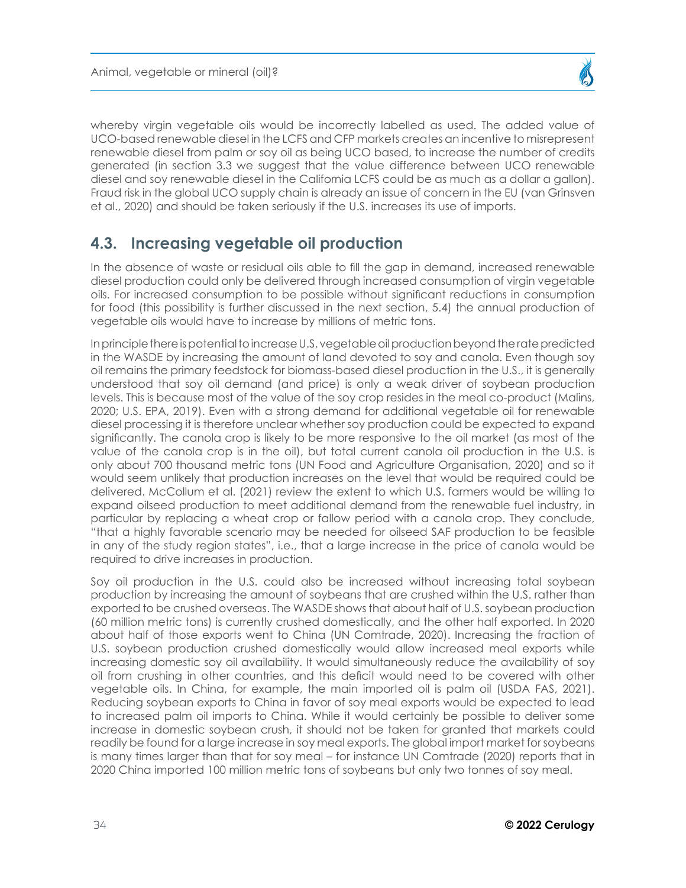whereby virgin vegetable oils would be incorrectly labelled as used. The added value of UCO-based renewable diesel in the LCFS and CFP markets creates an incentive to misrepresent renewable diesel from palm or soy oil as being UCO based, to increase the number of credits generated (in section 3.3 we suggest that the value difference between UCO renewable diesel and soy renewable diesel in the California LCFS could be as much as a dollar a gallon). Fraud risk in the global UCO supply chain is already an issue of concern in the EU (van Grinsven et al., 2020) and should be taken seriously if the U.S. increases its use of imports.

## 4.3. Increasing vegetable oil production

In the absence of waste or residual oils able to fill the gap in demand, increased renewable diesel production could only be delivered through increased consumption of virgin vegetable oils. For increased consumption to be possible without significant reductions in consumption for food (this possibility is further discussed in the next section, 5.4) the annual production of vegetable oils would have to increase by millions of metric tons.

In principle there is potential to increase U.S. vegetable oil production beyond the rate predicted in the WASDE by increasing the amount of land devoted to soy and canola. Even though soy oil remains the primary feedstock for biomass-based diesel production in the U.S., it is generally understood that soy oil demand (and price) is only a weak driver of soybean production levels. This is because most of the value of the soy crop resides in the meal co-product (Malins, 2020; U.S. EPA, 2019). Even with a strong demand for additional vegetable oil for renewable diesel processing it is therefore unclear whether soy production could be expected to expand significantly. The canola crop is likely to be more responsive to the oil market (as most of the value of the canola crop is in the oil), but total current canola oil production in the U.S. is only about 700 thousand metric tons (UN Food and Agriculture Organisation, 2020) and so it would seem unlikely that production increases on the level that would be required could be delivered. McCollum et al. (2021) review the extent to which U.S. farmers would be willing to expand oilseed production to meet additional demand from the renewable fuel industry, in particular by replacing a wheat crop or fallow period with a canola crop. They conclude, "that a highly favorable scenario may be needed for oilseed SAF production to be feasible in any of the study region states", i.e., that a large increase in the price of canola would be required to drive increases in production.

Soy oil production in the U.S. could also be increased without increasing total soybean production by increasing the amount of soybeans that are crushed within the U.S. rather than exported to be crushed overseas. The WASDE shows that about half of U.S. soybean production (60 million metric tons) is currently crushed domestically, and the other half exported. In 2020 about half of those exports went to China (UN Comtrade, 2020). Increasing the fraction of U.S. soybean production crushed domestically would allow increased meal exports while increasing domestic soy oil availability. It would simultaneously reduce the availability of soy oil from crushing in other countries, and this deficit would need to be covered with other vegetable oils. In China, for example, the main imported oil is palm oil (USDA FAS, 2021). Reducing soybean exports to China in favor of soy meal exports would be expected to lead to increased palm oil imports to China. While it would certainly be possible to deliver some increase in domestic soybean crush, it should not be taken for granted that markets could readily be found for a large increase in soy meal exports. The global import market for soybeans is many times larger than that for soy meal – for instance UN Comtrade (2020) reports that in 2020 China imported 100 million metric tons of soybeans but only two tonnes of soy meal.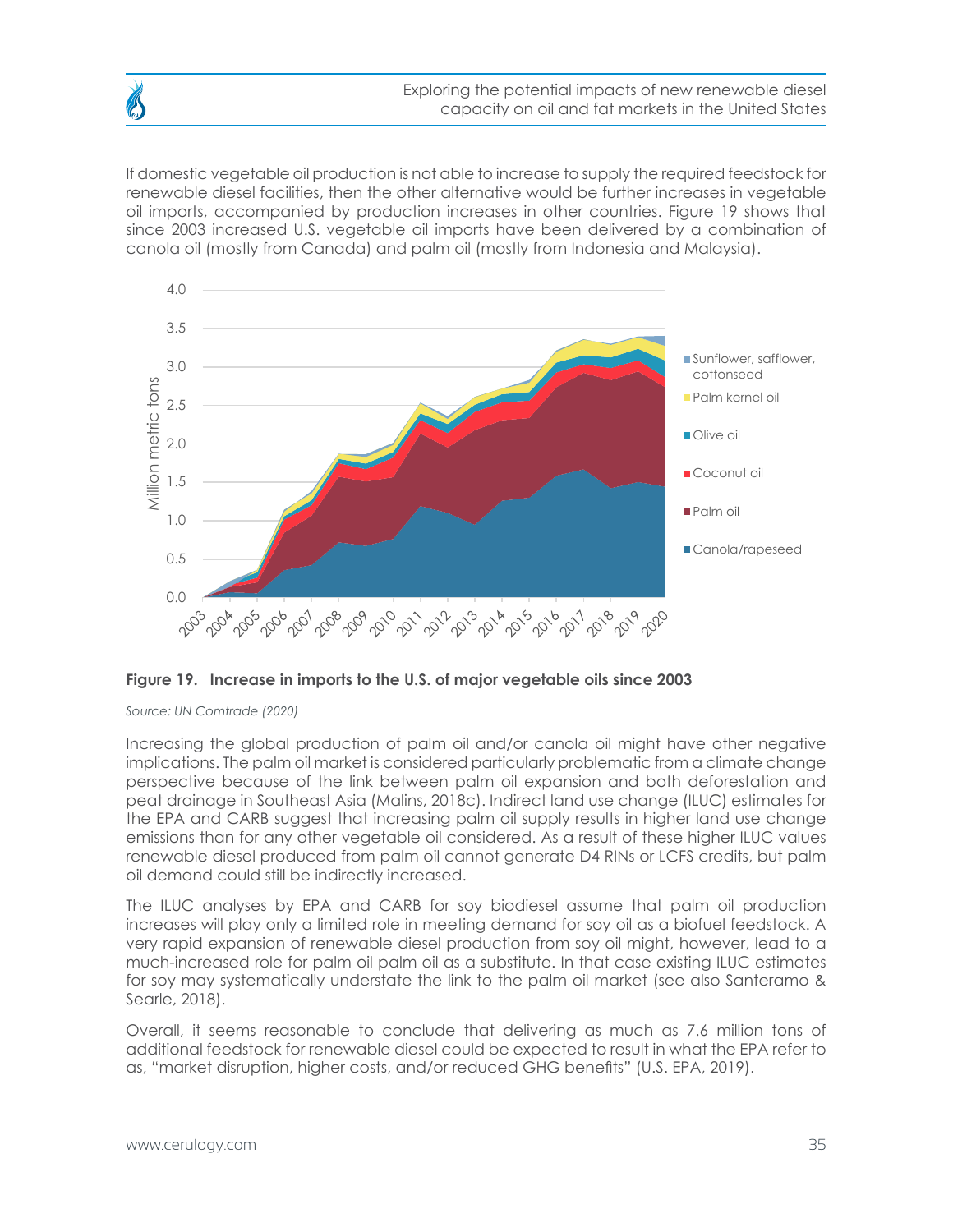If domestic vegetable oil production is not able to increase to supply the required feedstock for renewable diesel facilities, then the other alternative would be further increases in vegetable oil imports, accompanied by production increases in other countries. Figure 19 shows that since 2003 increased U.S. vegetable oil imports have been delivered by a combination of canola oil (mostly from Canada) and palm oil (mostly from Indonesia and Malaysia).

**Figure 19. Increase in imports to the U.S. of major vegetable oils since 2003**

*Source: UN Comtrade (2020)*

Increasing the global production of palm oil and/or canola oil might have other negative implications. The palm oil market is considered particularly problematic from a climate change perspective because of the link between palm oil expansion and both deforestation and peat drainage in Southeast Asia (Malins, 2018c). Indirect land use change (ILUC) estimates for the EPA and CARB suggest that increasing palm oil supply results in higher land use change emissions than for any other vegetable oil considered. As a result of these higher ILUC values renewable diesel produced from palm oil cannot generate D4 RINs or LCFS credits, but palm oil demand could still be indirectly increased.

The ILUC analyses by EPA and CARB for soy biodiesel assume that palm oil production increases will play only a limited role in meeting demand for soy oil as a biofuel feedstock. A very rapid expansion of renewable diesel production from soy oil might, however, lead to a much-increased role for palm oil palm oil as a substitute. In that case existing ILUC estimates for soy may systematically understate the link to the palm oil market (see also Santeramo & Searle, 2018).

Overall, it seems reasonable to conclude that delivering as much as 7.6 million tons of additional feedstock for renewable diesel could be expected to result in what the EPA refer to as, "market disruption, higher costs, and/or reduced GHG benefits" (U.S. EPA, 2019).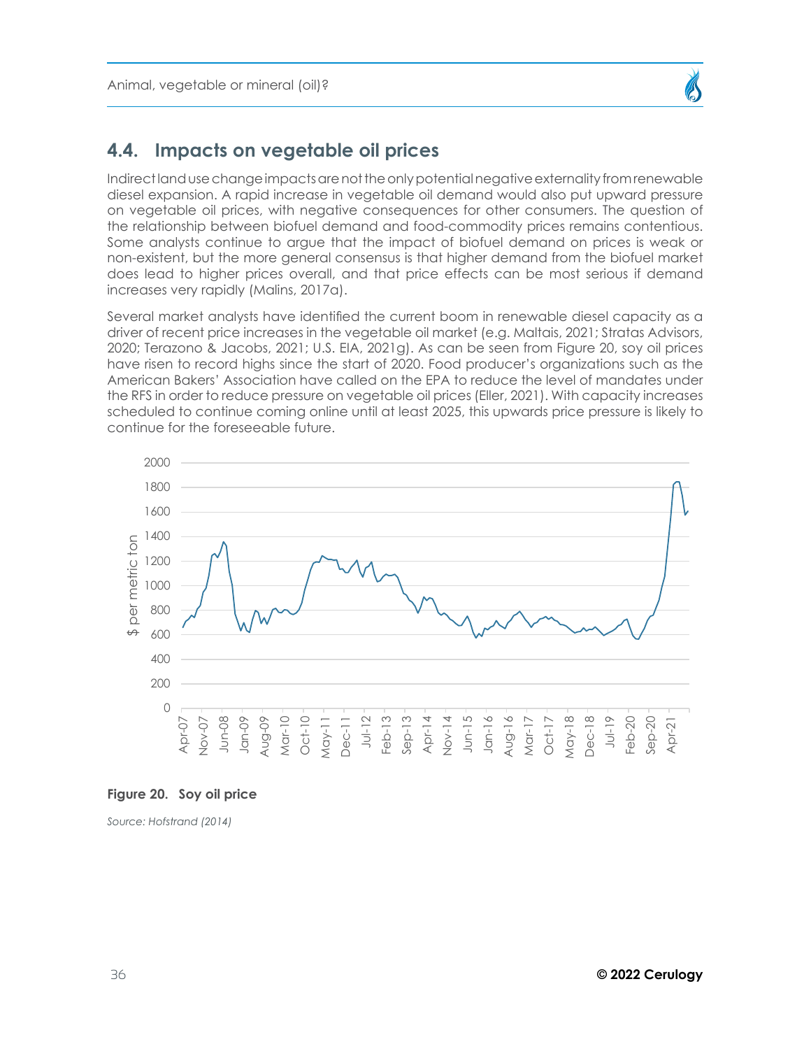## 4.4. Impacts on vegetable oil prices

Indirect land use change impacts are not the only potential negative externality from renewable diesel expansion. A rapid increase in vegetable oil demand would also put upward pressure on vegetable oil prices, with negative consequences for other consumers. The question of the relationship between biofuel demand and food-commodity prices remains contentious. Some analysts continue to argue that the impact of biofuel demand on prices is weak or non-existent, but the more general consensus is that higher demand from the biofuel market does lead to higher prices overall, and that price effects can be most serious if demand increases very rapidly (Malins, 2017a).

Several market analysts have identified the current boom in renewable diesel capacity as a driver of recent price increases in the vegetable oil market (e.g. Maltais, 2021; Stratas Advisors, 2020; Terazono & Jacobs, 2021; U.S. EIA, 2021g). As can be seen from Figure 20, soy oil prices have risen to record highs since the start of 2020. Food producer's organizations such as the American Bakers' Association have called on the EPA to reduce the level of mandates under the RFS in order to reduce pressure on vegetable oil prices (Eller, 2021). With capacity increases scheduled to continue coming online until at least 2025, this upwards price pressure is likely to continue for the foreseeable future.

**Figure 20. Soy oil price**

*Source: Hofstrand (2014)*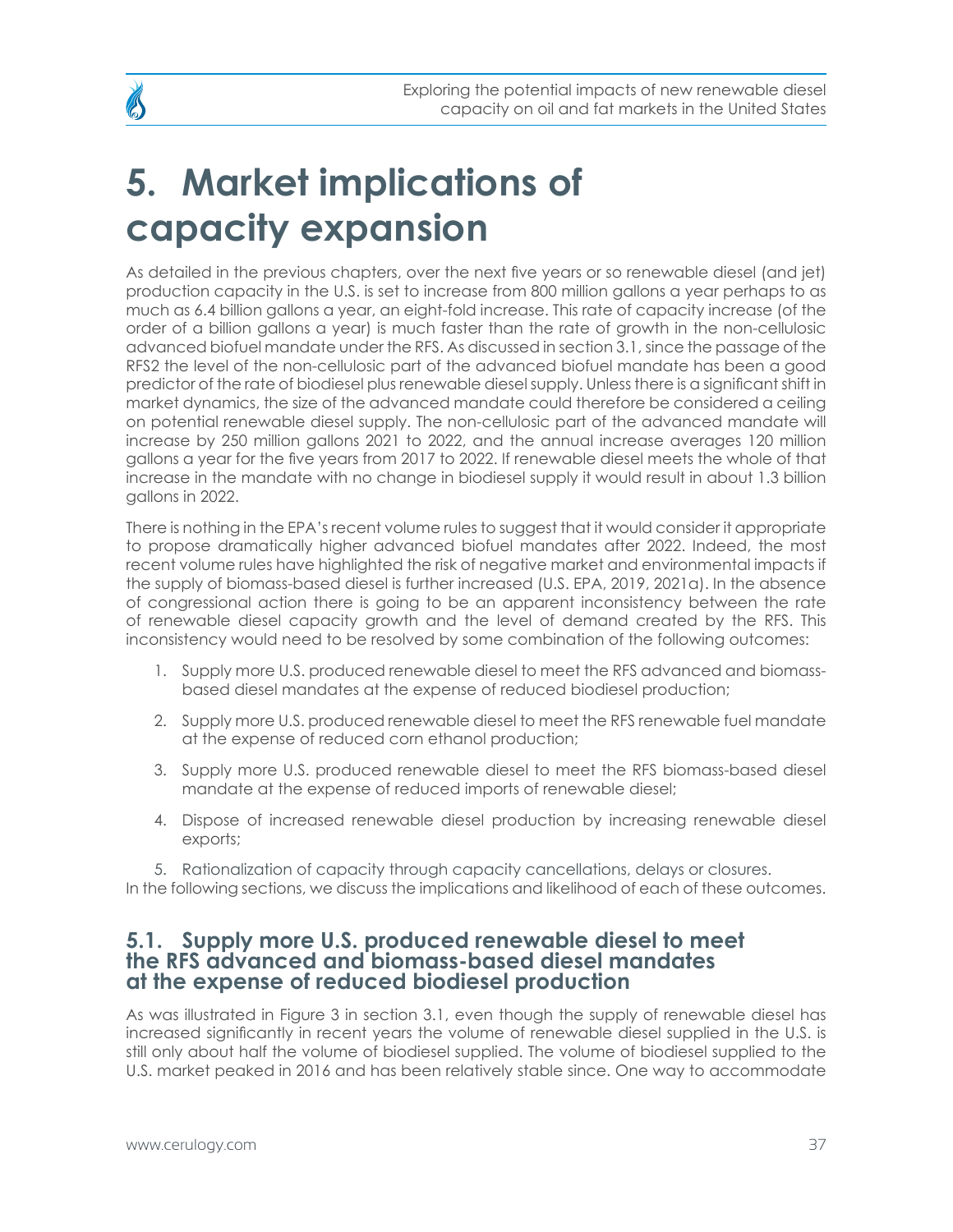# 5. Market implications of capacity expansion

As detailed in the previous chapters, over the next five years or so renewable diesel (and jet) production capacity in the U.S. is set to increase from 800 million gallons a year perhaps to as much as 6.4 billion gallons a year, an eight-fold increase. This rate of capacity increase (of the order of a billion gallons a year) is much faster than the rate of growth in the non-cellulosic advanced biofuel mandate under the RFS. As discussed in section 3.1, since the passage of the RFS2 the level of the non-cellulosic part of the advanced biofuel mandate has been a good predictor of the rate of biodiesel plus renewable diesel supply. Unless there is a significant shift in market dynamics, the size of the advanced mandate could therefore be considered a ceiling on potential renewable diesel supply. The non-cellulosic part of the advanced mandate will increase by 250 million gallons 2021 to 2022, and the annual increase averages 120 million gallons a year for the five years from 2017 to 2022. If renewable diesel meets the whole of that increase in the mandate with no change in biodiesel supply it would result in about 1.3 billion gallons in 2022.

There is nothing in the EPA's recent volume rules to suggest that it would consider it appropriate to propose dramatically higher advanced biofuel mandates after 2022. Indeed, the most recent volume rules have highlighted the risk of negative market and environmental impacts if the supply of biomass-based diesel is further increased (U.S. EPA, 2019, 2021a). In the absence of congressional action there is going to be an apparent inconsistency between the rate of renewable diesel capacity growth and the level of demand created by the RFS. This inconsistency would need to be resolved by some combination of the following outcomes:

1. Supply more U.S. produced renewable diesel to meet the RFS advanced and biomass-based diesel mandates at the expense of reduced biodiesel production;
2. Supply more U.S. produced renewable diesel to meet the RFS renewable fuel mandate at the expense of reduced corn ethanol production;
3. Supply more U.S. produced renewable diesel to meet the RFS biomass-based diesel mandate at the expense of reduced imports of renewable diesel;
4. Dispose of increased renewable diesel production by increasing renewable diesel exports;
5. Rationalization of capacity through capacity cancellations, delays or closures.

In the following sections, we discuss the implications and likelihood of each of these outcomes.

## 5.1. Supply more U.S. produced renewable diesel to meet the RFS advanced and biomass-based diesel mandates at the expense of reduced biodiesel production

As was illustrated in Figure 3 in section 3.1, even though the supply of renewable diesel has increased significantly in recent years the volume of renewable diesel supplied in the U.S. is still only about half the volume of biodiesel supplied. The volume of biodiesel supplied to the U.S. market peaked in 2016 and has been relatively stable since. One way to accommodate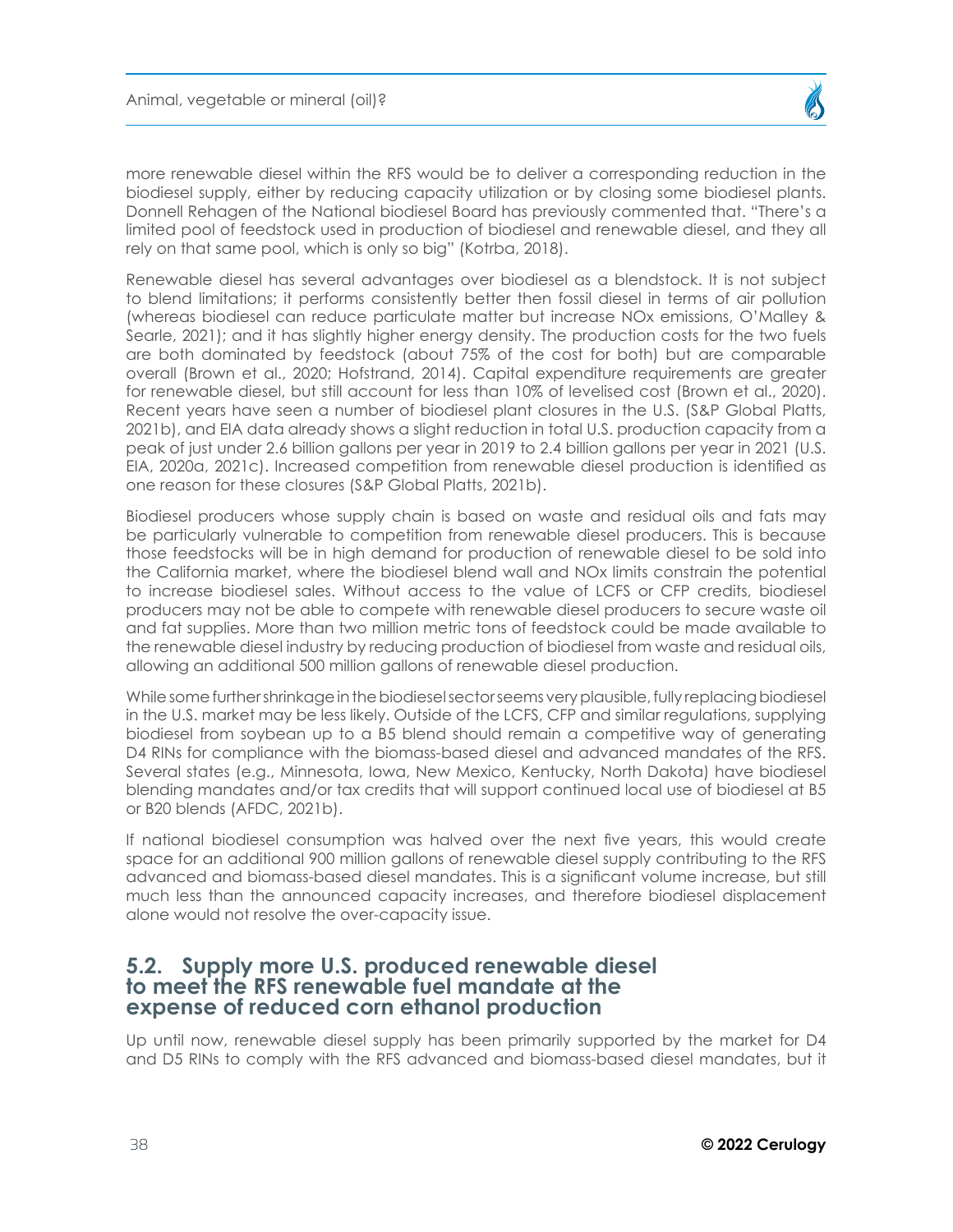more renewable diesel within the RFS would be to deliver a corresponding reduction in the biodiesel supply, either by reducing capacity utilization or by closing some biodiesel plants. Donnell Rehagen of the National biodiesel Board has previously commented that. "There's a limited pool of feedstock used in production of biodiesel and renewable diesel, and they all rely on that same pool, which is only so big" (Kotrba, 2018).

Renewable diesel has several advantages over biodiesel as a blendstock. It is not subject to blend limitations; it performs consistently better then fossil diesel in terms of air pollution (whereas biodiesel can reduce particulate matter but increase NOx emissions, O'Malley & Searle, 2021); and it has slightly higher energy density. The production costs for the two fuels are both dominated by feedstock (about 75% of the cost for both) but are comparable overall (Brown et al., 2020; Hofstrand, 2014). Capital expenditure requirements are greater for renewable diesel, but still account for less than 10% of levelised cost (Brown et al., 2020). Recent years have seen a number of biodiesel plant closures in the U.S. (S&P Global Platts, 2021b), and EIA data already shows a slight reduction in total U.S. production capacity from a peak of just under 2.6 billion gallons per year in 2019 to 2.4 billion gallons per year in 2021 (U.S. EIA, 2020a, 2021c). Increased competition from renewable diesel production is identified as one reason for these closures (S&P Global Platts, 2021b).

Biodiesel producers whose supply chain is based on waste and residual oils and fats may be particularly vulnerable to competition from renewable diesel producers. This is because those feedstocks will be in high demand for production of renewable diesel to be sold into the California market, where the biodiesel blend wall and NOx limits constrain the potential to increase biodiesel sales. Without access to the value of LCFS or CFP credits, biodiesel producers may not be able to compete with renewable diesel producers to secure waste oil and fat supplies. More than two million metric tons of feedstock could be made available to the renewable diesel industry by reducing production of biodiesel from waste and residual oils, allowing an additional 500 million gallons of renewable diesel production.

While some further shrinkage in the biodiesel sector seems very plausible, fully replacing biodiesel in the U.S. market may be less likely. Outside of the LCFS, CFP and similar regulations, supplying biodiesel from soybean up to a B5 blend should remain a competitive way of generating D4 RINs for compliance with the biomass-based diesel and advanced mandates of the RFS. Several states (e.g., Minnesota, Iowa, New Mexico, Kentucky, North Dakota) have biodiesel blending mandates and/or tax credits that will support continued local use of biodiesel at B5 or B20 blends (AFDC, 2021b).

If national biodiesel consumption was halved over the next five years, this would create space for an additional 900 million gallons of renewable diesel supply contributing to the RFS advanced and biomass-based diesel mandates. This is a significant volume increase, but still much less than the announced capacity increases, and therefore biodiesel displacement alone would not resolve the over-capacity issue.

## 5.2. Supply more U.S. produced renewable diesel to meet the RFS renewable fuel mandate at the expense of reduced corn ethanol production

Up until now, renewable diesel supply has been primarily supported by the market for D4 and D5 RINs to comply with the RFS advanced and biomass-based diesel mandates, but it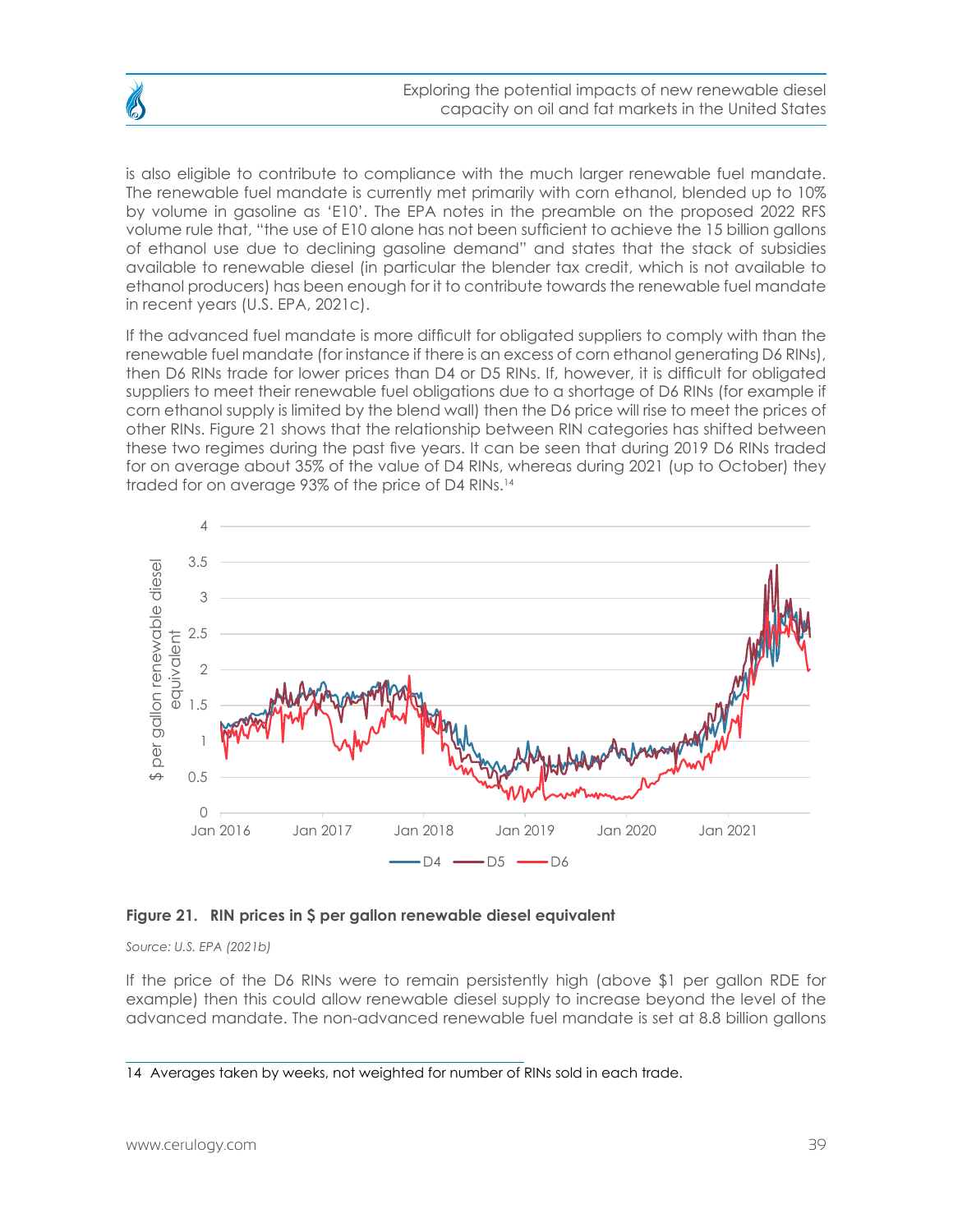is also eligible to contribute to compliance with the much larger renewable fuel mandate. The renewable fuel mandate is currently met primarily with corn ethanol, blended up to 10% by volume in gasoline as 'E10'. The EPA notes in the preamble on the proposed 2022 RFS volume rule that, "the use of E10 alone has not been sufficient to achieve the 15 billion gallons of ethanol use due to declining gasoline demand" and states that the stack of subsidies available to renewable diesel (in particular the blender tax credit, which is not available to ethanol producers) has been enough for it to contribute towards the renewable fuel mandate in recent years (U.S. EPA, 2021c).

If the advanced fuel mandate is more difficult for obligated suppliers to comply with than the renewable fuel mandate (for instance if there is an excess of corn ethanol generating D6 RINs), then D6 RINs trade for lower prices than D4 or D5 RINs. If, however, it is difficult for obligated suppliers to meet their renewable fuel obligations due to a shortage of D6 RINs (for example if corn ethanol supply is limited by the blend wall) then the D6 price will rise to meet the prices of other RINs. Figure 21 shows that the relationship between RIN categories has shifted between these two regimes during the past five years. It can be seen that during 2019 D6 RINs traded for on average about 35% of the value of D4 RINs, whereas during 2021 (up to October) they traded for on average 93% of the price of D4 RINs.[14]

**Figure 21. RIN prices in $ per gallon renewable diesel equivalent**

*Source: U.S. EPA (2021b)*

If the price of the D6 RINs were to remain persistently high (above $1 per gallon RDE for example) then this could allow renewable diesel supply to increase beyond the level of the advanced mandate. The non-advanced renewable fuel mandate is set at 8.8 billion gallons

14 Averages taken by weeks, not weighted for number of RINs sold in each trade.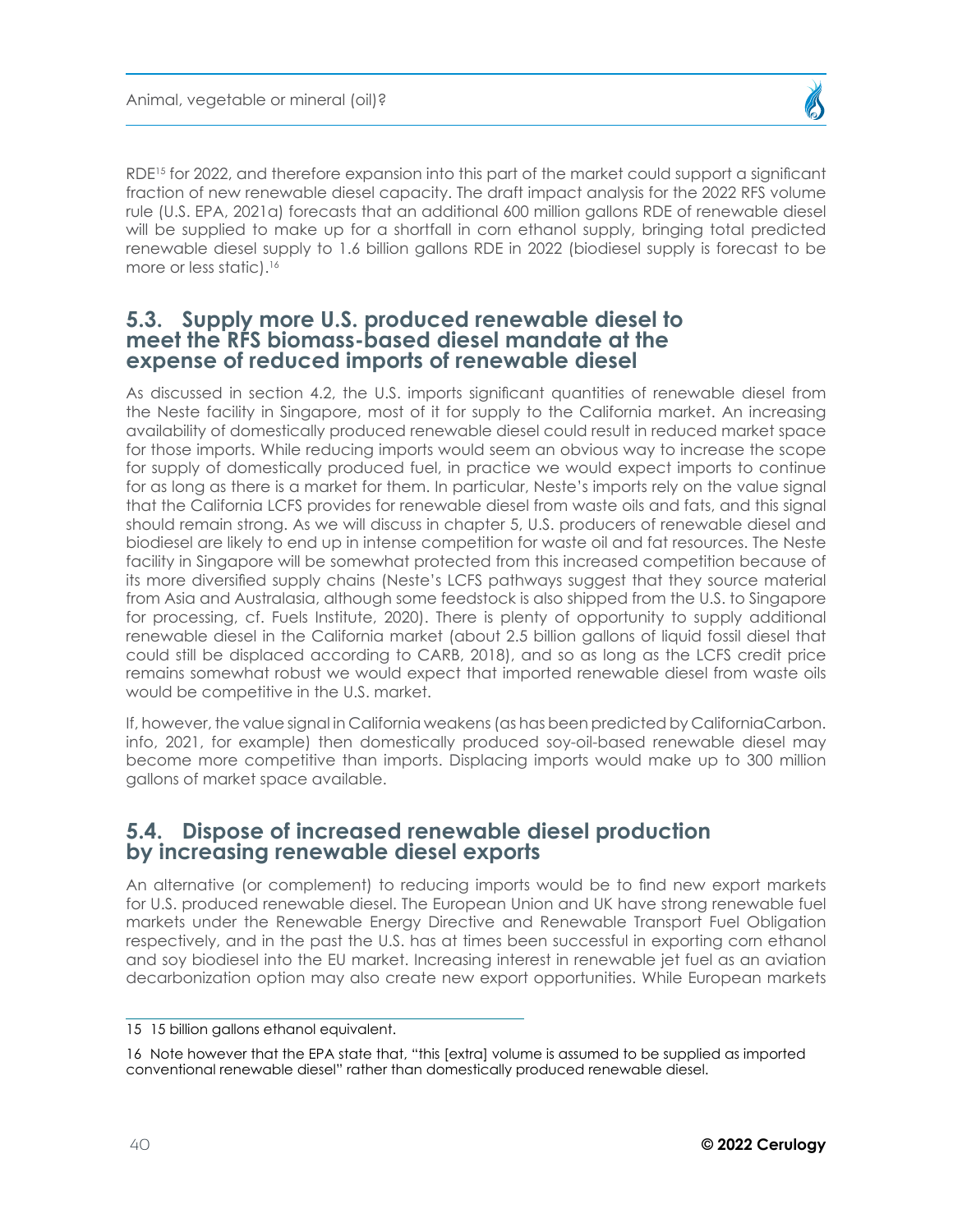RDE[15] for 2022, and therefore expansion into this part of the market could support a significant fraction of new renewable diesel capacity. The draft impact analysis for the 2022 RFS volume rule (U.S. EPA, 2021a) forecasts that an additional 600 million gallons RDE of renewable diesel will be supplied to make up for a shortfall in corn ethanol supply, bringing total predicted renewable diesel supply to 1.6 billion gallons RDE in 2022 (biodiesel supply is forecast to be more or less static).[16]

## 5.3. Supply more U.S. produced renewable diesel to meet the RFS biomass-based diesel mandate at the expense of reduced imports of renewable diesel

As discussed in section 4.2, the U.S. imports significant quantities of renewable diesel from the Neste facility in Singapore, most of it for supply to the California market. An increasing availability of domestically produced renewable diesel could result in reduced market space for those imports. While reducing imports would seem an obvious way to increase the scope for supply of domestically produced fuel, in practice we would expect imports to continue for as long as there is a market for them. In particular, Neste's imports rely on the value signal that the California LCFS provides for renewable diesel from waste oils and fats, and this signal should remain strong. As we will discuss in chapter 5, U.S. producers of renewable diesel and biodiesel are likely to end up in intense competition for waste oil and fat resources. The Neste facility in Singapore will be somewhat protected from this increased competition because of its more diversified supply chains (Neste's LCFS pathways suggest that they source material from Asia and Australasia, although some feedstock is also shipped from the U.S. to Singapore for processing, cf. Fuels Institute, 2020). There is plenty of opportunity to supply additional renewable diesel in the California market (about 2.5 billion gallons of liquid fossil diesel that could still be displaced according to CARB, 2018), and so as long as the LCFS credit price remains somewhat robust we would expect that imported renewable diesel from waste oils would be competitive in the U.S. market.

If, however, the value signal in California weakens (as has been predicted by CaliforniaCarbon.info, 2021, for example) then domestically produced soy-oil-based renewable diesel may become more competitive than imports. Displacing imports would make up to 300 million gallons of market space available.

## 5.4. Dispose of increased renewable diesel production by increasing renewable diesel exports

An alternative (or complement) to reducing imports would be to find new export markets for U.S. produced renewable diesel. The European Union and UK have strong renewable fuel markets under the Renewable Energy Directive and Renewable Transport Fuel Obligation respectively, and in the past the U.S. has at times been successful in exporting corn ethanol and soy biodiesel into the EU market. Increasing interest in renewable jet fuel as an aviation decarbonization option may also create new export opportunities. While European markets

---

15 15 billion gallons ethanol equivalent.

16 Note however that the EPA state that, "this [extra] volume is assumed to be supplied as imported conventional renewable diesel" rather than domestically produced renewable diesel.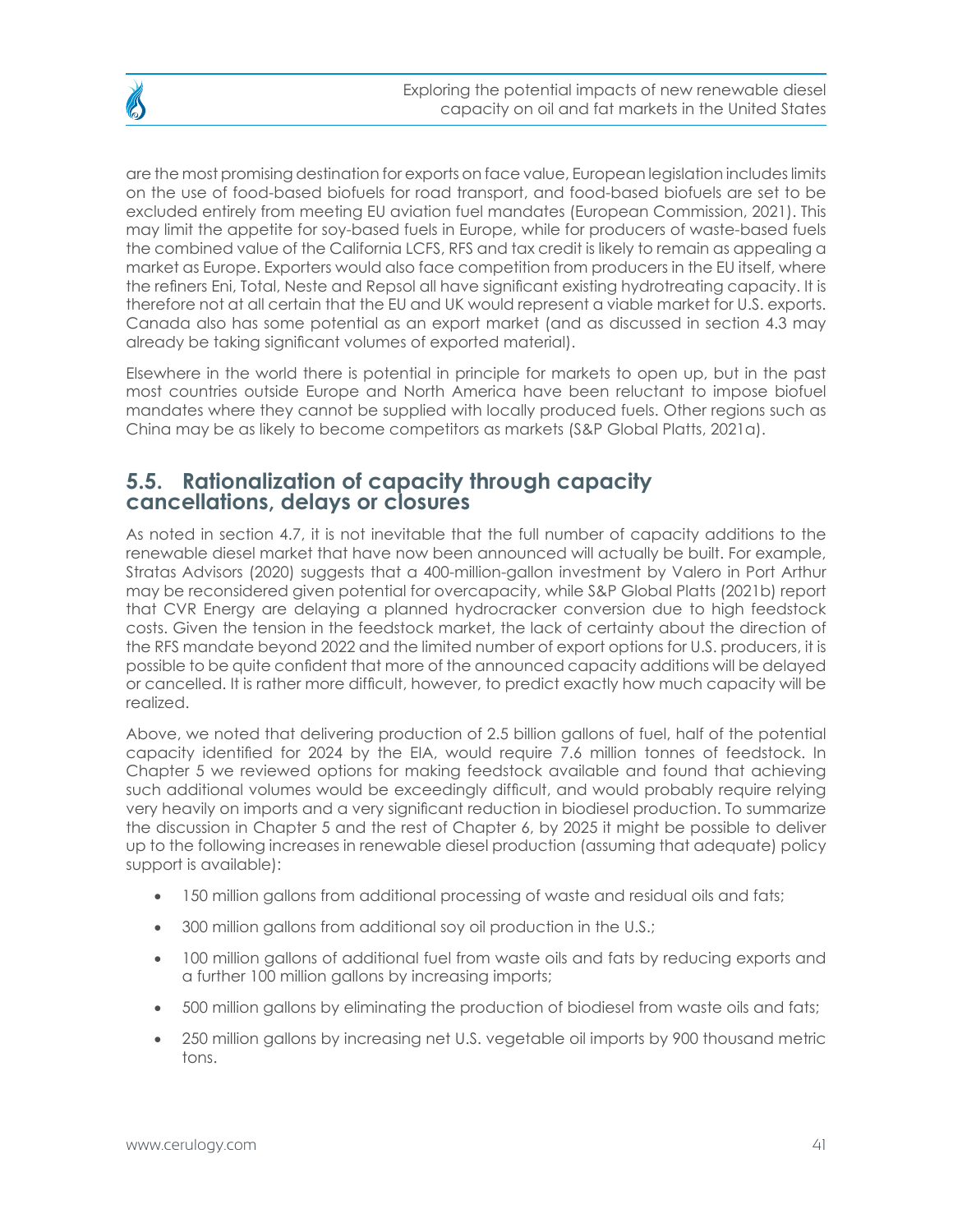are the most promising destination for exports on face value, European legislation includes limits on the use of food-based biofuels for road transport, and food-based biofuels are set to be excluded entirely from meeting EU aviation fuel mandates (European Commission, 2021). This may limit the appetite for soy-based fuels in Europe, while for producers of waste-based fuels the combined value of the California LCFS, RFS and tax credit is likely to remain as appealing a market as Europe. Exporters would also face competition from producers in the EU itself, where the refiners Eni, Total, Neste and Repsol all have significant existing hydrotreating capacity. It is therefore not at all certain that the EU and UK would represent a viable market for U.S. exports. Canada also has some potential as an export market (and as discussed in section 4.3 may already be taking significant volumes of exported material).

Elsewhere in the world there is potential in principle for markets to open up, but in the past most countries outside Europe and North America have been reluctant to impose biofuel mandates where they cannot be supplied with locally produced fuels. Other regions such as China may be as likely to become competitors as markets (S&P Global Platts, 2021a).

## 5.5. Rationalization of capacity through capacity cancellations, delays or closures

As noted in section 4.7, it is not inevitable that the full number of capacity additions to the renewable diesel market that have now been announced will actually be built. For example, Stratas Advisors (2020) suggests that a 400-million-gallon investment by Valero in Port Arthur may be reconsidered given potential for overcapacity, while S&P Global Platts (2021b) report that CVR Energy are delaying a planned hydrocracker conversion due to high feedstock costs. Given the tension in the feedstock market, the lack of certainty about the direction of the RFS mandate beyond 2022 and the limited number of export options for U.S. producers, it is possible to be quite confident that more of the announced capacity additions will be delayed or cancelled. It is rather more difficult, however, to predict exactly how much capacity will be realized.

Above, we noted that delivering production of 2.5 billion gallons of fuel, half of the potential capacity identified for 2024 by the EIA, would require 7.6 million tonnes of feedstock. In Chapter 5 we reviewed options for making feedstock available and found that achieving such additional volumes would be exceedingly difficult, and would probably require relying very heavily on imports and a very significant reduction in biodiesel production. To summarize the discussion in Chapter 5 and the rest of Chapter 6, by 2025 it might be possible to deliver up to the following increases in renewable diesel production (assuming that adequate) policy support is available):

- 150 million gallons from additional processing of waste and residual oils and fats;
- 300 million gallons from additional soy oil production in the U.S.;
- 100 million gallons of additional fuel from waste oils and fats by reducing exports and a further 100 million gallons by increasing imports;
- 500 million gallons by eliminating the production of biodiesel from waste oils and fats;
- 250 million gallons by increasing net U.S. vegetable oil imports by 900 thousand metric tons.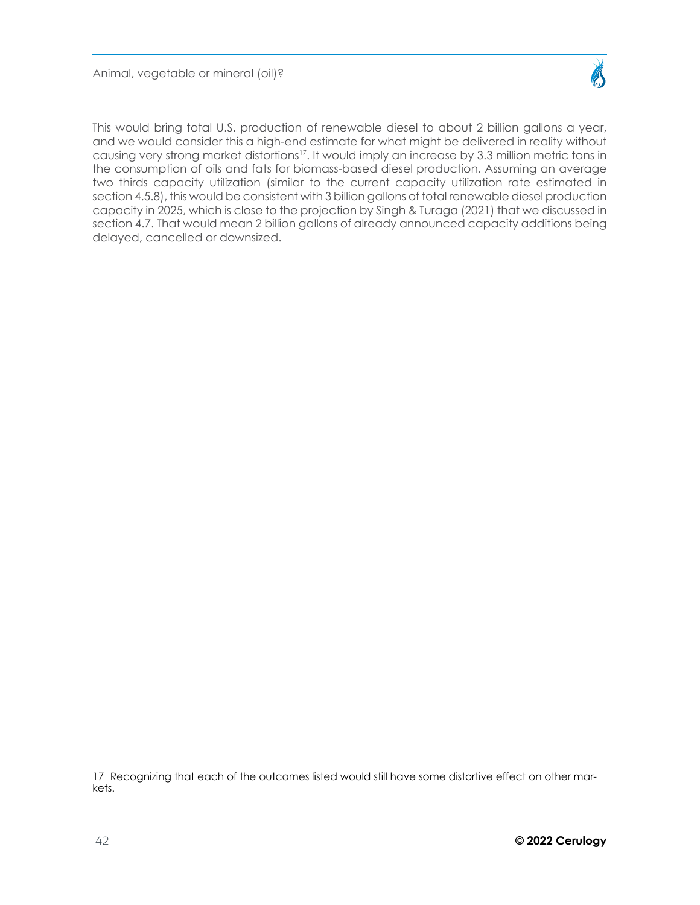This would bring total U.S. production of renewable diesel to about 2 billion gallons a year, and we would consider this a high-end estimate for what might be delivered in reality without causing very strong market distortions[17]. It would imply an increase by 3.3 million metric tons in the consumption of oils and fats for biomass-based diesel production. Assuming an average two thirds capacity utilization (similar to the current capacity utilization rate estimated in section 4.5.8), this would be consistent with 3 billion gallons of total renewable diesel production capacity in 2025, which is close to the projection by Singh & Turaga (2021) that we discussed in section 4.7. That would mean 2 billion gallons of already announced capacity additions being delayed, cancelled or downsized.

17 Recognizing that each of the outcomes listed would still have some distortive effect on other markets.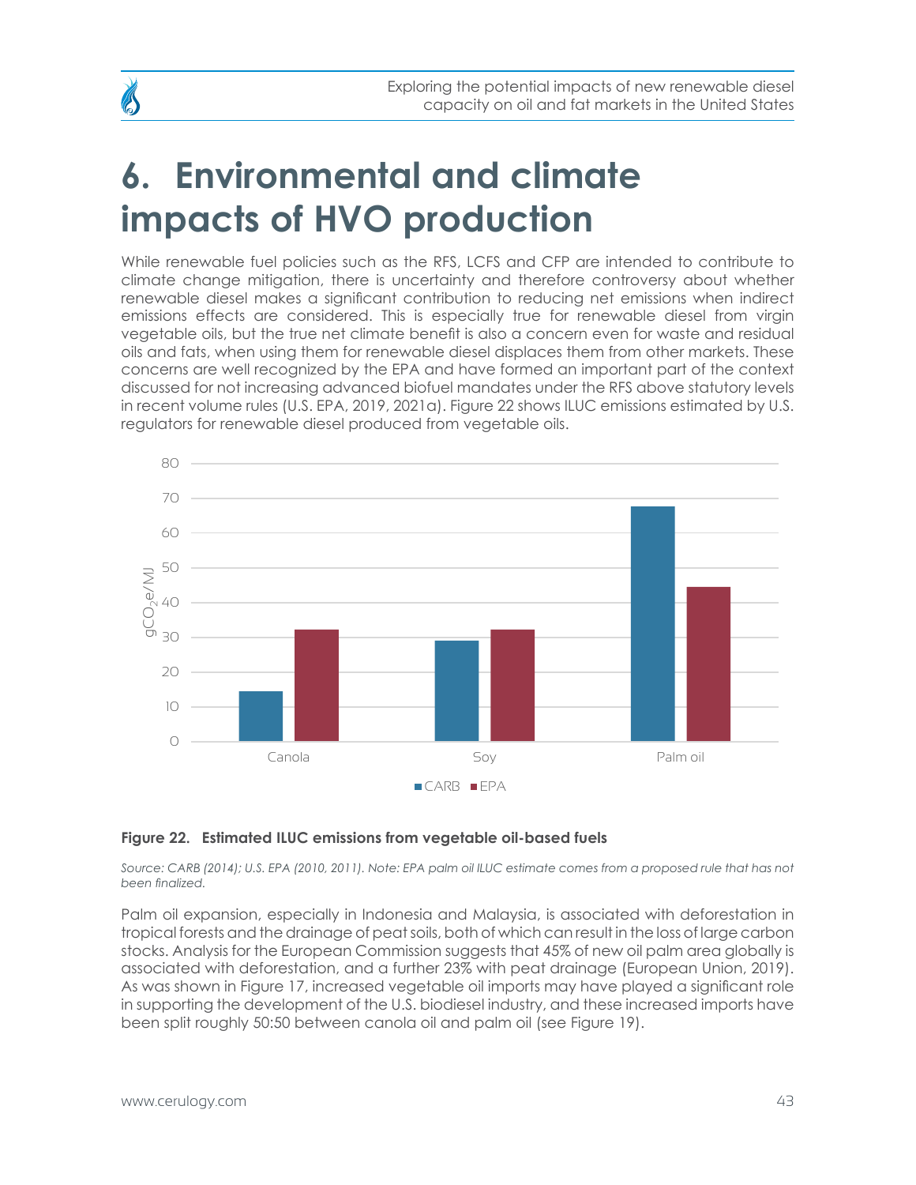# 6. Environmental and climate impacts of HVO production

While renewable fuel policies such as the RFS, LCFS and CFP are intended to contribute to climate change mitigation, there is uncertainty and therefore controversy about whether renewable diesel makes a significant contribution to reducing net emissions when indirect emissions effects are considered. This is especially true for renewable diesel from virgin vegetable oils, but the true net climate benefit is also a concern even for waste and residual oils and fats, when using them for renewable diesel displaces them from other markets. These concerns are well recognized by the EPA and have formed an important part of the context discussed for not increasing advanced biofuel mandates under the RFS above statutory levels in recent volume rules (U.S. EPA, 2019, 2021a). Figure 22 shows ILUC emissions estimated by U.S. regulators for renewable diesel produced from vegetable oils.

**Figure 22. Estimated ILUC emissions from vegetable oil-based fuels**

*Source: CARB (2014); U.S. EPA (2010, 2011). Note: EPA palm oil ILUC estimate comes from a proposed rule that has not been finalized.*

Palm oil expansion, especially in Indonesia and Malaysia, is associated with deforestation in tropical forests and the drainage of peat soils, both of which can result in the loss of large carbon stocks. Analysis for the European Commission suggests that 45% of new oil palm area globally is associated with deforestation, and a further 23% with peat drainage (European Union, 2019). As was shown in Figure 17, increased vegetable oil imports may have played a significant role in supporting the development of the U.S. biodiesel industry, and these increased imports have been split roughly 50:50 between canola oil and palm oil (see Figure 19).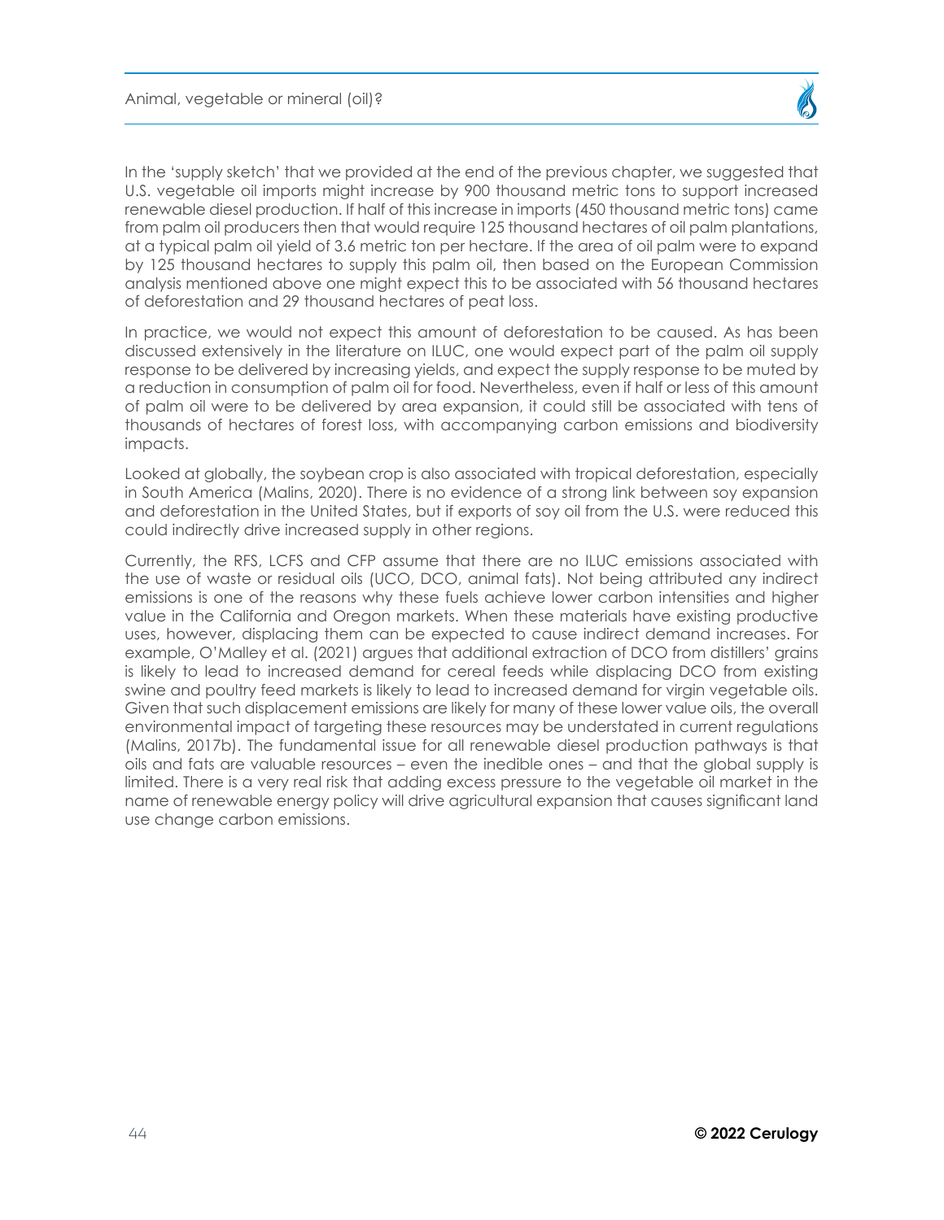In the 'supply sketch' that we provided at the end of the previous chapter, we suggested that U.S. vegetable oil imports might increase by 900 thousand metric tons to support increased renewable diesel production. If half of this increase in imports (450 thousand metric tons) came from palm oil producers then that would require 125 thousand hectares of oil palm plantations, at a typical palm oil yield of 3.6 metric ton per hectare. If the area of oil palm were to expand by 125 thousand hectares to supply this palm oil, then based on the European Commission analysis mentioned above one might expect this to be associated with 56 thousand hectares of deforestation and 29 thousand hectares of peat loss.

In practice, we would not expect this amount of deforestation to be caused. As has been discussed extensively in the literature on ILUC, one would expect part of the palm oil supply response to be delivered by increasing yields, and expect the supply response to be muted by a reduction in consumption of palm oil for food. Nevertheless, even if half or less of this amount of palm oil were to be delivered by area expansion, it could still be associated with tens of thousands of hectares of forest loss, with accompanying carbon emissions and biodiversity impacts.

Looked at globally, the soybean crop is also associated with tropical deforestation, especially in South America (Malins, 2020). There is no evidence of a strong link between soy expansion and deforestation in the United States, but if exports of soy oil from the U.S. were reduced this could indirectly drive increased supply in other regions.

Currently, the RFS, LCFS and CFP assume that there are no ILUC emissions associated with the use of waste or residual oils (UCO, DCO, animal fats). Not being attributed any indirect emissions is one of the reasons why these fuels achieve lower carbon intensities and higher value in the California and Oregon markets. When these materials have existing productive uses, however, displacing them can be expected to cause indirect demand increases. For example, O'Malley et al. (2021) argues that additional extraction of DCO from distillers' grains is likely to lead to increased demand for cereal feeds while displacing DCO from existing swine and poultry feed markets is likely to lead to increased demand for virgin vegetable oils. Given that such displacement emissions are likely for many of these lower value oils, the overall environmental impact of targeting these resources may be understated in current regulations (Malins, 2017b). The fundamental issue for all renewable diesel production pathways is that oils and fats are valuable resources – even the inedible ones – and that the global supply is limited. There is a very real risk that adding excess pressure to the vegetable oil market in the name of renewable energy policy will drive agricultural expansion that causes significant land use change carbon emissions.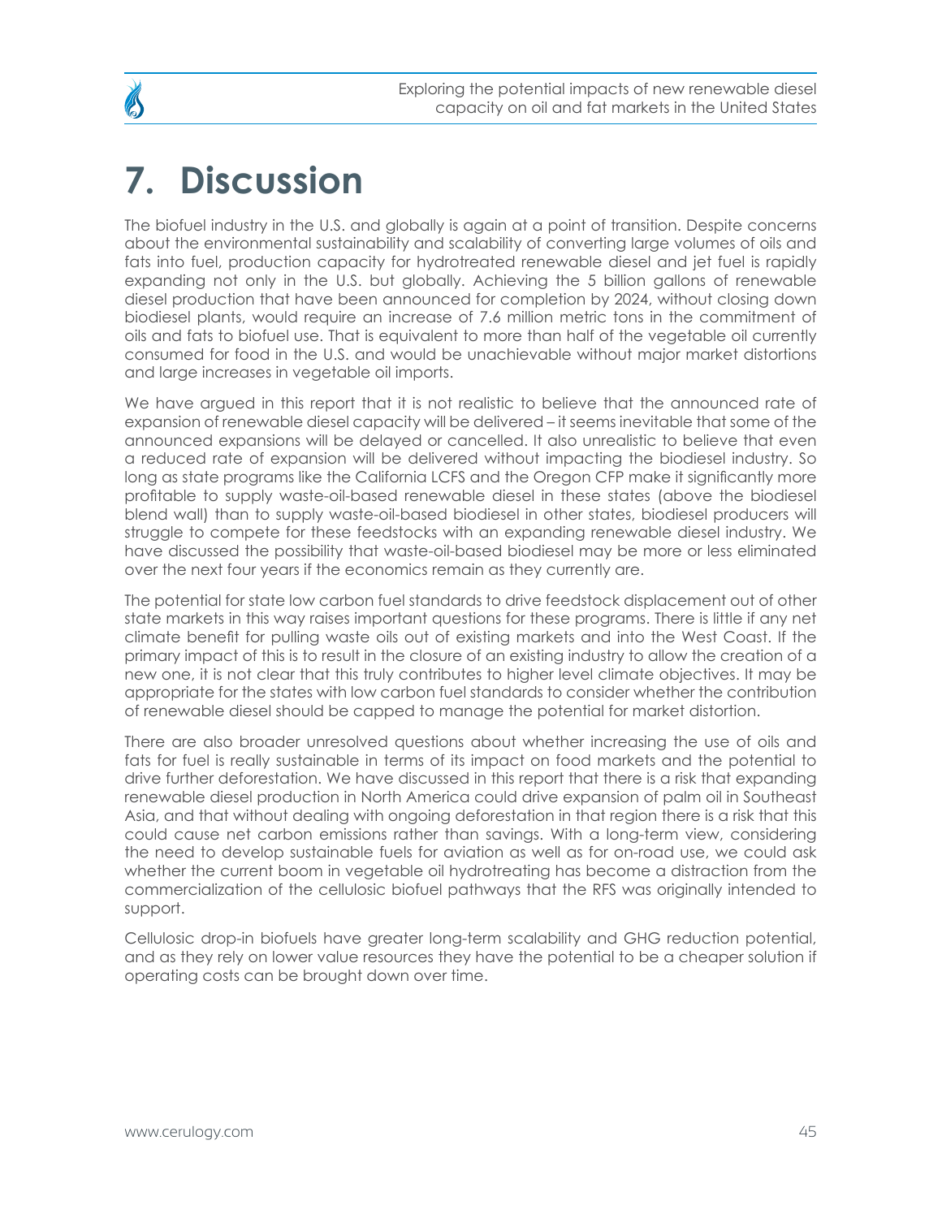# 7. Discussion

The biofuel industry in the U.S. and globally is again at a point of transition. Despite concerns about the environmental sustainability and scalability of converting large volumes of oils and fats into fuel, production capacity for hydrotreated renewable diesel and jet fuel is rapidly expanding not only in the U.S. but globally. Achieving the 5 billion gallons of renewable diesel production that have been announced for completion by 2024, without closing down biodiesel plants, would require an increase of 7.6 million metric tons in the commitment of oils and fats to biofuel use. That is equivalent to more than half of the vegetable oil currently consumed for food in the U.S. and would be unachievable without major market distortions and large increases in vegetable oil imports.

We have argued in this report that it is not realistic to believe that the announced rate of expansion of renewable diesel capacity will be delivered – it seems inevitable that some of the announced expansions will be delayed or cancelled. It also unrealistic to believe that even a reduced rate of expansion will be delivered without impacting the biodiesel industry. So long as state programs like the California LCFS and the Oregon CFP make it significantly more profitable to supply waste-oil-based renewable diesel in these states (above the biodiesel blend wall) than to supply waste-oil-based biodiesel in other states, biodiesel producers will struggle to compete for these feedstocks with an expanding renewable diesel industry. We have discussed the possibility that waste-oil-based biodiesel may be more or less eliminated over the next four years if the economics remain as they currently are.

The potential for state low carbon fuel standards to drive feedstock displacement out of other state markets in this way raises important questions for these programs. There is little if any net climate benefit for pulling waste oils out of existing markets and into the West Coast. If the primary impact of this is to result in the closure of an existing industry to allow the creation of a new one, it is not clear that this truly contributes to higher level climate objectives. It may be appropriate for the states with low carbon fuel standards to consider whether the contribution of renewable diesel should be capped to manage the potential for market distortion.

There are also broader unresolved questions about whether increasing the use of oils and fats for fuel is really sustainable in terms of its impact on food markets and the potential to drive further deforestation. We have discussed in this report that there is a risk that expanding renewable diesel production in North America could drive expansion of palm oil in Southeast Asia, and that without dealing with ongoing deforestation in that region there is a risk that this could cause net carbon emissions rather than savings. With a long-term view, considering the need to develop sustainable fuels for aviation as well as for on-road use, we could ask whether the current boom in vegetable oil hydrotreating has become a distraction from the commercialization of the cellulosic biofuel pathways that the RFS was originally intended to support.

Cellulosic drop-in biofuels have greater long-term scalability and GHG reduction potential, and as they rely on lower value resources they have the potential to be a cheaper solution if operating costs can be brought down over time.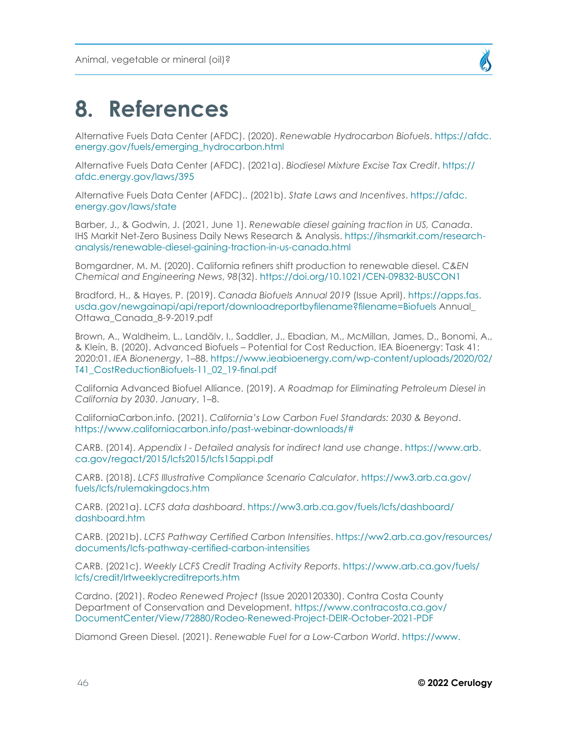# 8. References

Alternative Fuels Data Center (AFDC). (2020). *Renewable Hydrocarbon Biofuels*. https://afdc.energy.gov/fuels/emerging_hydrocarbon.html

Alternative Fuels Data Center (AFDC). (2021a). *Biodiesel Mixture Excise Tax Credit*. https://afdc.energy.gov/laws/395

Alternative Fuels Data Center (AFDC).. (2021b). *State Laws and Incentives*. https://afdc.energy.gov/laws/state

Barber, J., & Godwin, J. (2021, June 1). *Renewable diesel gaining traction in US, Canada*. IHS Markit Net-Zero Business Daily News Research & Analysis. https://ihsmarkit.com/research-analysis/renewable-diesel-gaining-traction-in-us-canada.html

Bomgardner, M. M. (2020). California refiners shift production to renewable diesel. *C&EN Chemical and Engineering News*, *98*(32). https://doi.org/10.1021/CEN-09832-BUSCON1

Bradford, H., & Hayes, P. (2019). *Canada Biofuels Annual 2019* (Issue April). https://apps.fas.usda.gov/newgainapi/api/report/downloadreportbyfilename?filename=Biofuels Annual_Ottawa_Canada_8-9-2019.pdf

Brown, A., Waldheim, L., Landälv, I., Saddler, J., Ebadian, M., McMillan, James, D., Bonomi, A., & Klein, B. (2020). Advanced Biofuels – Potential for Cost Reduction, IEA Bioenergy: Task 41: 2020:01. *IEA Bionenergy*, 1–88. https://www.ieabioenergy.com/wp-content/uploads/2020/02/T41_CostReductionBiofuels-11_02_19-final.pdf

California Advanced Biofuel Alliance. (2019). *A Roadmap for Eliminating Petroleum Diesel in California by 2030*. *January*, 1–8.

CaliforniaCarbon.info. (2021). *California's Low Carbon Fuel Standards: 2030 & Beyond*. https://www.californiacarbon.info/past-webinar-downloads/#

CARB. (2014). *Appendix I - Detailed analysis for indirect land use change*. https://www.arb.ca.gov/regact/2015/lcfs2015/lcfs15appi.pdf

CARB. (2018). *LCFS Illustrative Compliance Scenario Calculator*. https://ww3.arb.ca.gov/fuels/lcfs/rulemakingdocs.htm

CARB. (2021a). *LCFS data dashboard*. https://ww3.arb.ca.gov/fuels/lcfs/dashboard/dashboard.htm

CARB. (2021b). *LCFS Pathway Certified Carbon Intensities*. https://ww2.arb.ca.gov/resources/documents/lcfs-pathway-certified-carbon-intensities

CARB. (2021c). *Weekly LCFS Credit Trading Activity Reports*. https://www.arb.ca.gov/fuels/lcfs/credit/lrtweeklycreditreports.htm

Cardno. (2021). *Rodeo Renewed Project* (Issue 2020120330). Contra Costa County Department of Conservation and Development. https://www.contracosta.ca.gov/DocumentCenter/View/72880/Rodeo-Renewed-Project-DEIR-October-2021-PDF

Diamond Green Diesel. (2021). *Renewable Fuel for a Low-Carbon World*. https://www.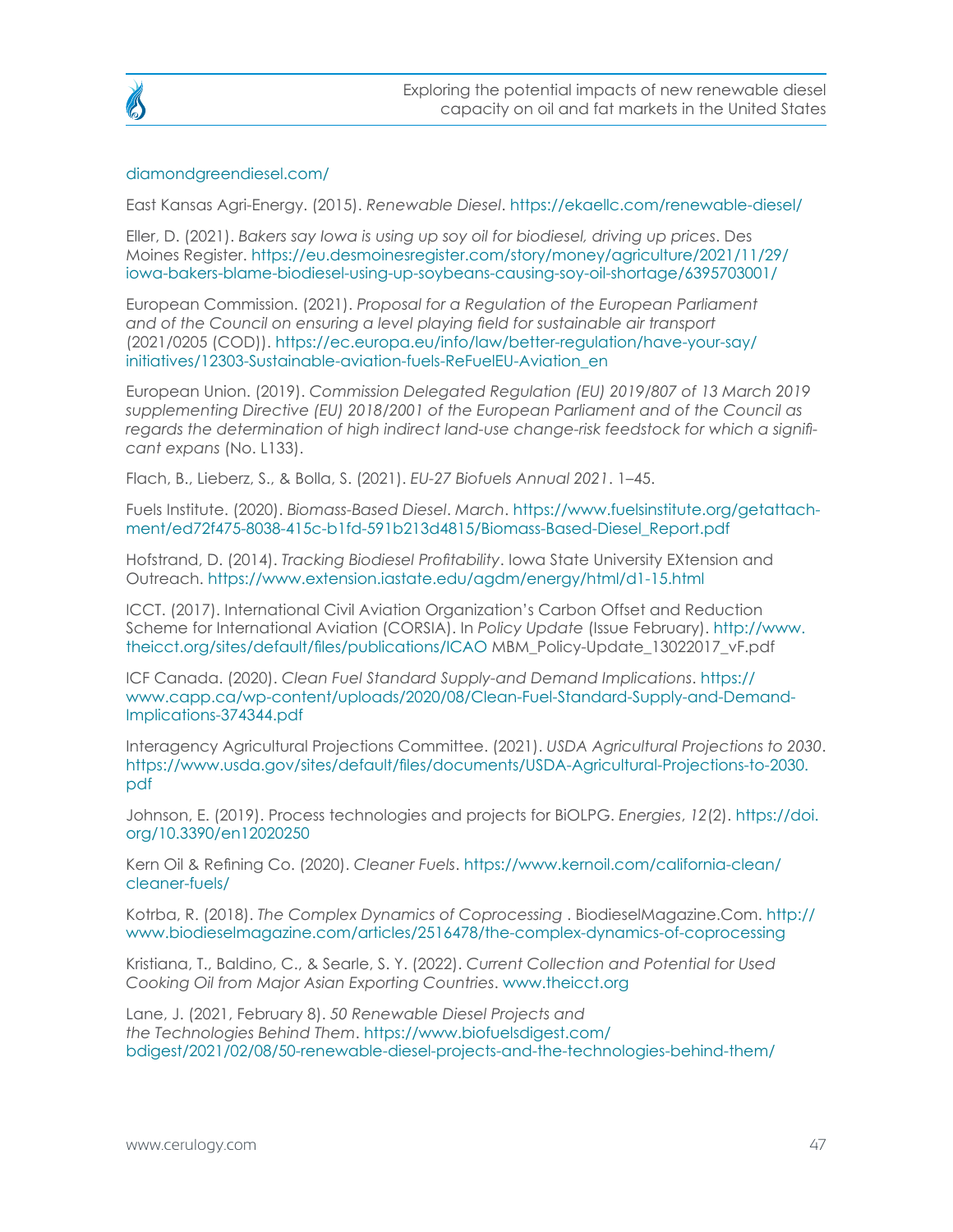diamondgreendiesel.com/

East Kansas Agri-Energy. (2015). *Renewable Diesel*. https://ekaellc.com/renewable-diesel/

Eller, D. (2021). *Bakers say Iowa is using up soy oil for biodiesel, driving up prices*. Des Moines Register. https://eu.desmoinesregister.com/story/money/agriculture/2021/11/29/iowa-bakers-blame-biodiesel-using-up-soybeans-causing-soy-oil-shortage/6395703001/

European Commission. (2021). *Proposal for a Regulation of the European Parliament and of the Council on ensuring a level playing field for sustainable air transport* (2021/0205 (COD)). https://ec.europa.eu/info/law/better-regulation/have-your-say/initiatives/12303-Sustainable-aviation-fuels-ReFuelEU-Aviation_en

European Union. (2019). *Commission Delegated Regulation (EU) 2019/807 of 13 March 2019 supplementing Directive (EU) 2018/2001 of the European Parliament and of the Council as regards the determination of high indirect land-use change-risk feedstock for which a significant expans* (No. L133).

Flach, B., Lieberz, S., & Bolla, S. (2021). *EU-27 Biofuels Annual 2021*. 1–45.

Fuels Institute. (2020). *Biomass-Based Diesel*. *March*. https://www.fuelsinstitute.org/getattachment/ed72f475-8038-415c-b1fd-591b213d4815/Biomass-Based-Diesel_Report.pdf

Hofstrand, D. (2014). *Tracking Biodiesel Profitability*. Iowa State University EXtension and Outreach. https://www.extension.iastate.edu/agdm/energy/html/d1-15.html

ICCT. (2017). International Civil Aviation Organization's Carbon Offset and Reduction Scheme for International Aviation (CORSIA). In *Policy Update* (Issue February). http://www.theicct.org/sites/default/files/publications/ICAO MBM_Policy-Update_13022017_vF.pdf

ICF Canada. (2020). *Clean Fuel Standard Supply-and Demand Implications*. https://www.capp.ca/wp-content/uploads/2020/08/Clean-Fuel-Standard-Supply-and-Demand-Implications-374344.pdf

Interagency Agricultural Projections Committee. (2021). *USDA Agricultural Projections to 2030*. https://www.usda.gov/sites/default/files/documents/USDA-Agricultural-Projections-to-2030.pdf

Johnson, E. (2019). Process technologies and projects for BiOLPG. *Energies*, *12*(2). https://doi.org/10.3390/en12020250

Kern Oil & Refining Co. (2020). *Cleaner Fuels*. https://www.kernoil.com/california-clean/cleaner-fuels/

Kotrba, R. (2018). *The Complex Dynamics of Coprocessing* . BiodieselMagazine.Com. http://www.biodieselmagazine.com/articles/2516478/the-complex-dynamics-of-coprocessing

Kristiana, T., Baldino, C., & Searle, S. Y. (2022). *Current Collection and Potential for Used Cooking Oil from Major Asian Exporting Countries*. www.theicct.org

Lane, J. (2021, February 8). *50 Renewable Diesel Projects and the Technologies Behind Them*. https://www.biofuelsdigest.com/bdigest/2021/02/08/50-renewable-diesel-projects-and-the-technologies-behind-them/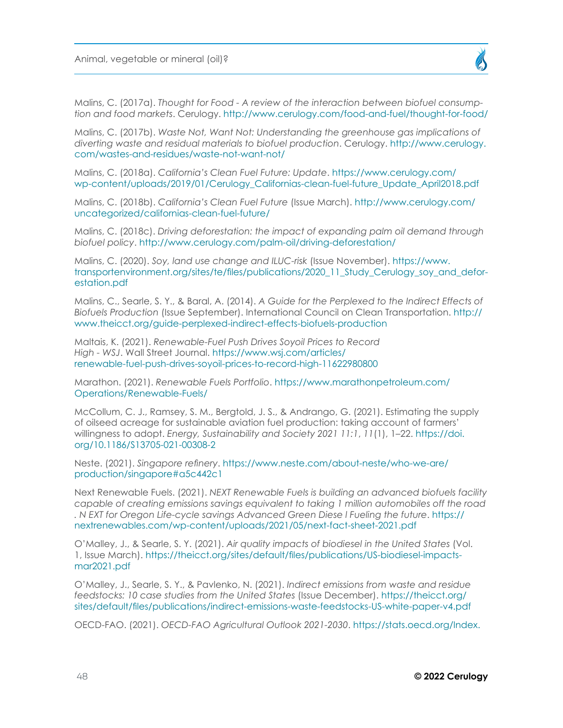Malins, C. (2017a). *Thought for Food - A review of the interaction between biofuel consumption and food markets*. Cerulogy. http://www.cerulogy.com/food-and-fuel/thought-for-food/

Malins, C. (2017b). *Waste Not, Want Not: Understanding the greenhouse gas implications of diverting waste and residual materials to biofuel production*. Cerulogy. http://www.cerulogy.com/wastes-and-residues/waste-not-want-not/

Malins, C. (2018a). *California's Clean Fuel Future: Update*. https://www.cerulogy.com/wp-content/uploads/2019/01/Cerulogy_Californias-clean-fuel-future_Update_April2018.pdf

Malins, C. (2018b). *California's Clean Fuel Future* (Issue March). http://www.cerulogy.com/uncategorized/californias-clean-fuel-future/

Malins, C. (2018c). *Driving deforestation: the impact of expanding palm oil demand through biofuel policy*. http://www.cerulogy.com/palm-oil/driving-deforestation/

Malins, C. (2020). *Soy, land use change and ILUC-risk* (Issue November). https://www.transportenvironment.org/sites/te/files/publications/2020_11_Study_Cerulogy_soy_and_deforestation.pdf

Malins, C., Searle, S. Y., & Baral, A. (2014). *A Guide for the Perplexed to the Indirect Effects of Biofuels Production* (Issue September). International Council on Clean Transportation. http://www.theicct.org/guide-perplexed-indirect-effects-biofuels-production

Maltais, K. (2021). *Renewable-Fuel Push Drives Soyoil Prices to Record High - WSJ*. Wall Street Journal. https://www.wsj.com/articles/renewable-fuel-push-drives-soyoil-prices-to-record-high-11622980800

Marathon. (2021). *Renewable Fuels Portfolio*. https://www.marathonpetroleum.com/Operations/Renewable-Fuels/

McCollum, C. J., Ramsey, S. M., Bergtold, J. S., & Andrango, G. (2021). Estimating the supply of oilseed acreage for sustainable aviation fuel production: taking account of farmers' willingness to adopt. *Energy, Sustainability and Society 2021 11:1*, *11*(1), 1–22. https://doi.org/10.1186/S13705-021-00308-2

Neste. (2021). *Singapore refinery*. https://www.neste.com/about-neste/who-we-are/production/singapore#a5c442c1

Next Renewable Fuels. (2021). *NEXT Renewable Fuels is building an advanced biofuels facility capable of creating emissions savings equivalent to taking 1 million automobiles off the road . N EXT for Oregon Life-cycle savings Advanced Green Diese l Fueling the future*. https://nextrenewables.com/wp-content/uploads/2021/05/next-fact-sheet-2021.pdf

O'Malley, J., & Searle, S. Y. (2021). *Air quality impacts of biodiesel in the United States* (Vol. 1, Issue March). https://theicct.org/sites/default/files/publications/US-biodiesel-impacts-mar2021.pdf

O'Malley, J., Searle, S. Y., & Pavlenko, N. (2021). *Indirect emissions from waste and residue feedstocks: 10 case studies from the United States* (Issue December). https://theicct.org/sites/default/files/publications/indirect-emissions-waste-feedstocks-US-white-paper-v4.pdf

OECD-FAO. (2021). *OECD-FAO Agricultural Outlook 2021-2030*. https://stats.oecd.org/Index.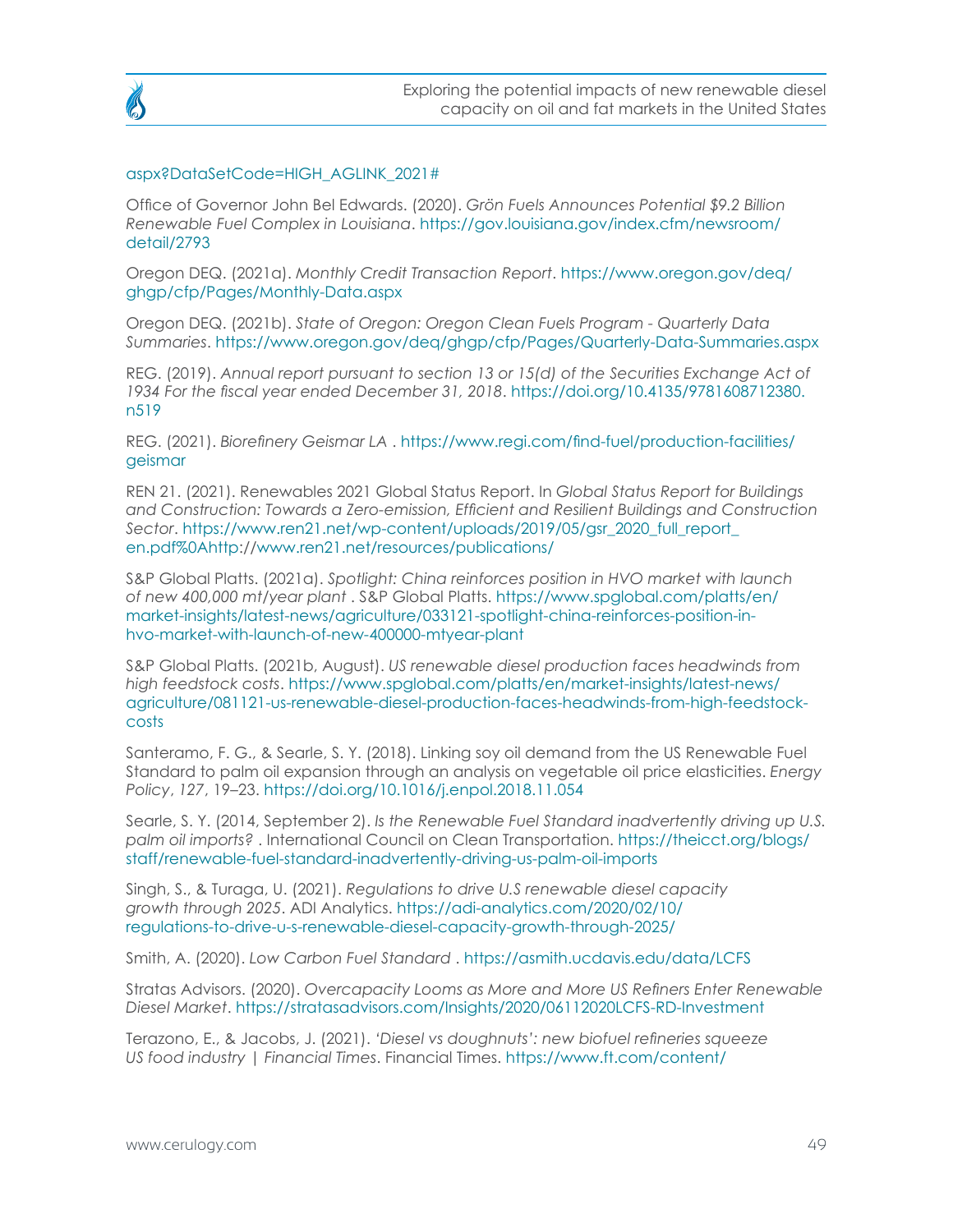aspx?DataSetCode=HIGH_AGLINK_2021#

Office of Governor John Bel Edwards. (2020). *Grön Fuels Announces Potential $9.2 Billion Renewable Fuel Complex in Louisiana*. https://gov.louisiana.gov/index.cfm/newsroom/detail/2793

Oregon DEQ. (2021a). *Monthly Credit Transaction Report*. https://www.oregon.gov/deq/ghgp/cfp/Pages/Monthly-Data.aspx

Oregon DEQ. (2021b). *State of Oregon: Oregon Clean Fuels Program - Quarterly Data Summaries*. https://www.oregon.gov/deq/ghgp/cfp/Pages/Quarterly-Data-Summaries.aspx

REG. (2019). *Annual report pursuant to section 13 or 15(d) of the Securities Exchange Act of 1934 For the fiscal year ended December 31, 2018*. https://doi.org/10.4135/9781608712380.n519

REG. (2021). *Biorefinery Geismar LA* . https://www.regi.com/find-fuel/production-facilities/geismar

REN 21. (2021). Renewables 2021 Global Status Report. In *Global Status Report for Buildings and Construction: Towards a Zero-emission, Efficient and Resilient Buildings and Construction Sector*. https://www.ren21.net/wp-content/uploads/2019/05/gsr_2020_full_report_en.pdf%0Ahttp://www.ren21.net/resources/publications/

S&P Global Platts. (2021a). *Spotlight: China reinforces position in HVO market with launch of new 400,000 mt/year plant* . S&P Global Platts. https://www.spglobal.com/platts/en/market-insights/latest-news/agriculture/033121-spotlight-china-reinforces-position-in-hvo-market-with-launch-of-new-400000-mtyear-plant

S&P Global Platts. (2021b, August). *US renewable diesel production faces headwinds from high feedstock costs*. https://www.spglobal.com/platts/en/market-insights/latest-news/agriculture/081121-us-renewable-diesel-production-faces-headwinds-from-high-feedstock-costs

Santeramo, F. G., & Searle, S. Y. (2018). Linking soy oil demand from the US Renewable Fuel Standard to palm oil expansion through an analysis on vegetable oil price elasticities. *Energy Policy*, *127*, 19–23. https://doi.org/10.1016/j.enpol.2018.11.054

Searle, S. Y. (2014, September 2). *Is the Renewable Fuel Standard inadvertently driving up U.S. palm oil imports?* . International Council on Clean Transportation. https://theicct.org/blogs/staff/renewable-fuel-standard-inadvertently-driving-us-palm-oil-imports

Singh, S., & Turaga, U. (2021). *Regulations to drive U.S renewable diesel capacity growth through 2025*. ADI Analytics. https://adi-analytics.com/2020/02/10/regulations-to-drive-u-s-renewable-diesel-capacity-growth-through-2025/

Smith, A. (2020). *Low Carbon Fuel Standard* . https://asmith.ucdavis.edu/data/LCFS

Stratas Advisors. (2020). *Overcapacity Looms as More and More US Refiners Enter Renewable Diesel Market*. https://stratasadvisors.com/Insights/2020/06112020LCFS-RD-Investment

Terazono, E., & Jacobs, J. (2021). *'Diesel vs doughnuts': new biofuel refineries squeeze US food industry | Financial Times*. Financial Times. https://www.ft.com/content/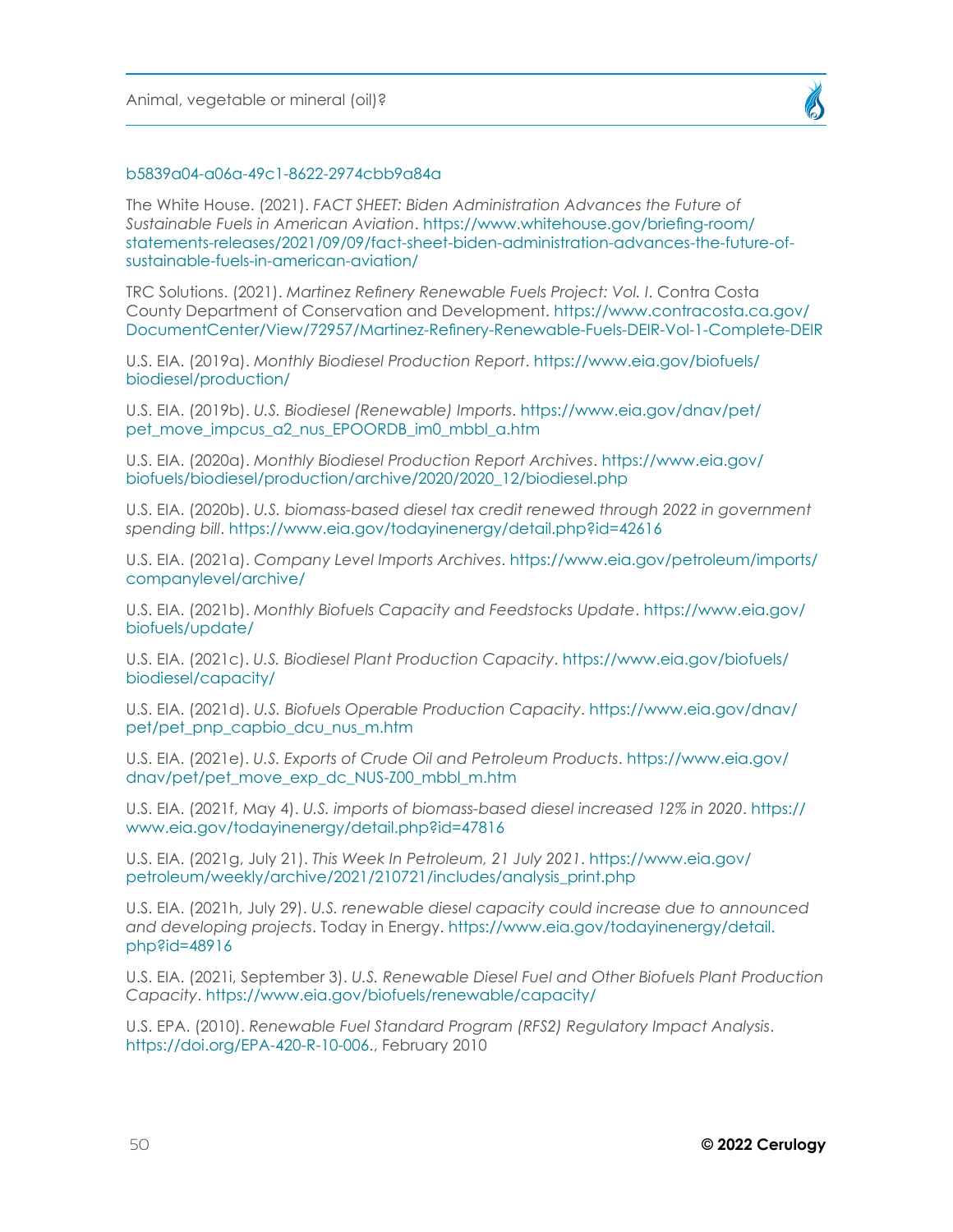b5839a04-a06a-49c1-8622-2974cbb9a84a

The White House. (2021). *FACT SHEET: Biden Administration Advances the Future of Sustainable Fuels in American Aviation*. https://www.whitehouse.gov/briefing-room/statements-releases/2021/09/09/fact-sheet-biden-administration-advances-the-future-of-sustainable-fuels-in-american-aviation/

TRC Solutions. (2021). *Martinez Refinery Renewable Fuels Project: Vol. I.* Contra Costa County Department of Conservation and Development. https://www.contracosta.ca.gov/DocumentCenter/View/72957/Martinez-Refinery-Renewable-Fuels-DEIR-Vol-1-Complete-DEIR

U.S. EIA. (2019a). *Monthly Biodiesel Production Report*. https://www.eia.gov/biofuels/biodiesel/production/

U.S. EIA. (2019b). *U.S. Biodiesel (Renewable) Imports*. https://www.eia.gov/dnav/pet/pet_move_impcus_a2_nus_EPOORDB_im0_mbbl_a.htm

U.S. EIA. (2020a). *Monthly Biodiesel Production Report Archives*. https://www.eia.gov/biofuels/biodiesel/production/archive/2020/2020_12/biodiesel.php

U.S. EIA. (2020b). *U.S. biomass-based diesel tax credit renewed through 2022 in government spending bill*. https://www.eia.gov/todayinenergy/detail.php?id=42616

U.S. EIA. (2021a). *Company Level Imports Archives*. https://www.eia.gov/petroleum/imports/companylevel/archive/

U.S. EIA. (2021b). *Monthly Biofuels Capacity and Feedstocks Update*. https://www.eia.gov/biofuels/update/

U.S. EIA. (2021c). *U.S. Biodiesel Plant Production Capacity*. https://www.eia.gov/biofuels/biodiesel/capacity/

U.S. EIA. (2021d). *U.S. Biofuels Operable Production Capacity*. https://www.eia.gov/dnav/pet/pet_pnp_capbio_dcu_nus_m.htm

U.S. EIA. (2021e). *U.S. Exports of Crude Oil and Petroleum Products*. https://www.eia.gov/dnav/pet/pet_move_exp_dc_NUS-Z00_mbbl_m.htm

U.S. EIA. (2021f, May 4). *U.S. imports of biomass-based diesel increased 12% in 2020*. https://www.eia.gov/todayinenergy/detail.php?id=47816

U.S. EIA. (2021g, July 21). *This Week In Petroleum, 21 July 2021*. https://www.eia.gov/petroleum/weekly/archive/2021/210721/includes/analysis_print.php

U.S. EIA. (2021h, July 29). *U.S. renewable diesel capacity could increase due to announced and developing projects*. Today in Energy. https://www.eia.gov/todayinenergy/detail.php?id=48916

U.S. EIA. (2021i, September 3). *U.S. Renewable Diesel Fuel and Other Biofuels Plant Production Capacity*. https://www.eia.gov/biofuels/renewable/capacity/

U.S. EPA. (2010). *Renewable Fuel Standard Program (RFS2) Regulatory Impact Analysis*. https://doi.org/EPA-420-R-10-006., February 2010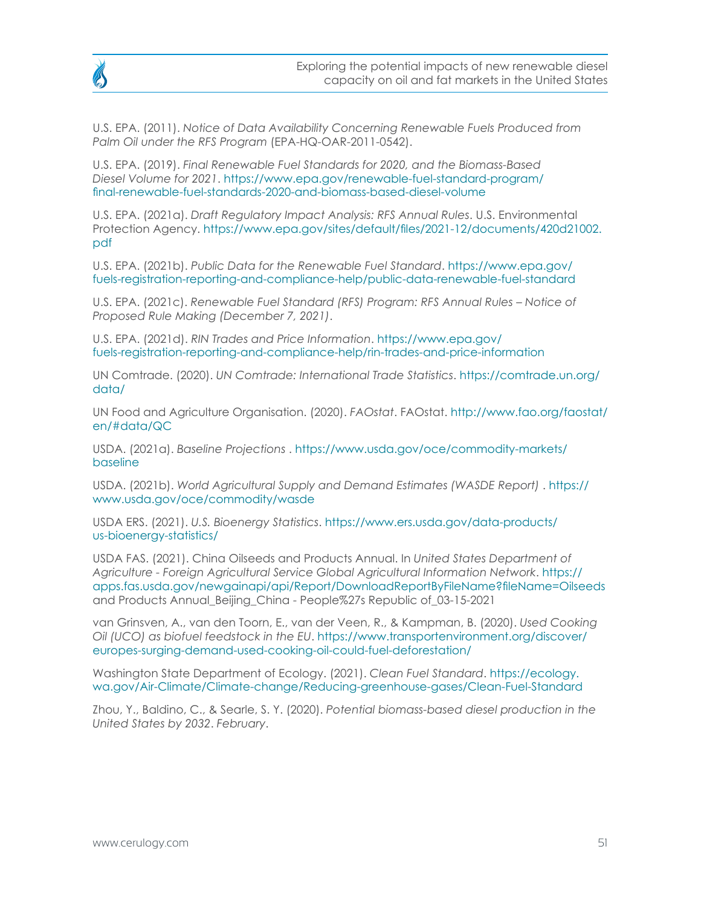U.S. EPA. (2011). *Notice of Data Availability Concerning Renewable Fuels Produced from Palm Oil under the RFS Program* (EPA-HQ-OAR-2011-0542).

U.S. EPA. (2019). *Final Renewable Fuel Standards for 2020, and the Biomass-Based Diesel Volume for 2021*. https://www.epa.gov/renewable-fuel-standard-program/final-renewable-fuel-standards-2020-and-biomass-based-diesel-volume

U.S. EPA. (2021a). *Draft Regulatory Impact Analysis: RFS Annual Rules*. U.S. Environmental Protection Agency. https://www.epa.gov/sites/default/files/2021-12/documents/420d21002.pdf

U.S. EPA. (2021b). *Public Data for the Renewable Fuel Standard*. https://www.epa.gov/fuels-registration-reporting-and-compliance-help/public-data-renewable-fuel-standard

U.S. EPA. (2021c). *Renewable Fuel Standard (RFS) Program: RFS Annual Rules – Notice of Proposed Rule Making (December 7, 2021)*.

U.S. EPA. (2021d). *RIN Trades and Price Information*. https://www.epa.gov/fuels-registration-reporting-and-compliance-help/rin-trades-and-price-information

UN Comtrade. (2020). *UN Comtrade: International Trade Statistics*. https://comtrade.un.org/data/

UN Food and Agriculture Organisation. (2020). *FAOstat*. FAOstat. http://www.fao.org/faostat/en/#data/QC

USDA. (2021a). *Baseline Projections* . https://www.usda.gov/oce/commodity-markets/baseline

USDA. (2021b). *World Agricultural Supply and Demand Estimates (WASDE Report)* . https://www.usda.gov/oce/commodity/wasde

USDA ERS. (2021). *U.S. Bioenergy Statistics*. https://www.ers.usda.gov/data-products/us-bioenergy-statistics/

USDA FAS. (2021). China Oilseeds and Products Annual. In *United States Department of Agriculture - Foreign Agricultural Service Global Agricultural Information Network*. https://apps.fas.usda.gov/newgainapi/api/Report/DownloadReportByFileName?fileName=Oilseeds and Products Annual_Beijing_China - People%27s Republic of_03-15-2021

van Grinsven, A., van den Toorn, E., van der Veen, R., & Kampman, B. (2020). *Used Cooking Oil (UCO) as biofuel feedstock in the EU*. https://www.transportenvironment.org/discover/europes-surging-demand-used-cooking-oil-could-fuel-deforestation/

Washington State Department of Ecology. (2021). *Clean Fuel Standard*. https://ecology.wa.gov/Air-Climate/Climate-change/Reducing-greenhouse-gases/Clean-Fuel-Standard

Zhou, Y., Baldino, C., & Searle, S. Y. (2020). *Potential biomass-based diesel production in the United States by 2032*. *February*.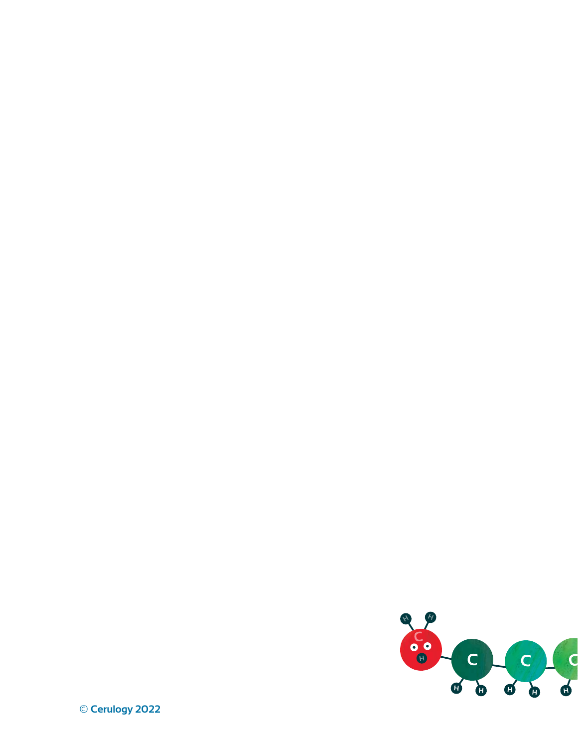© Cerulogy 2022